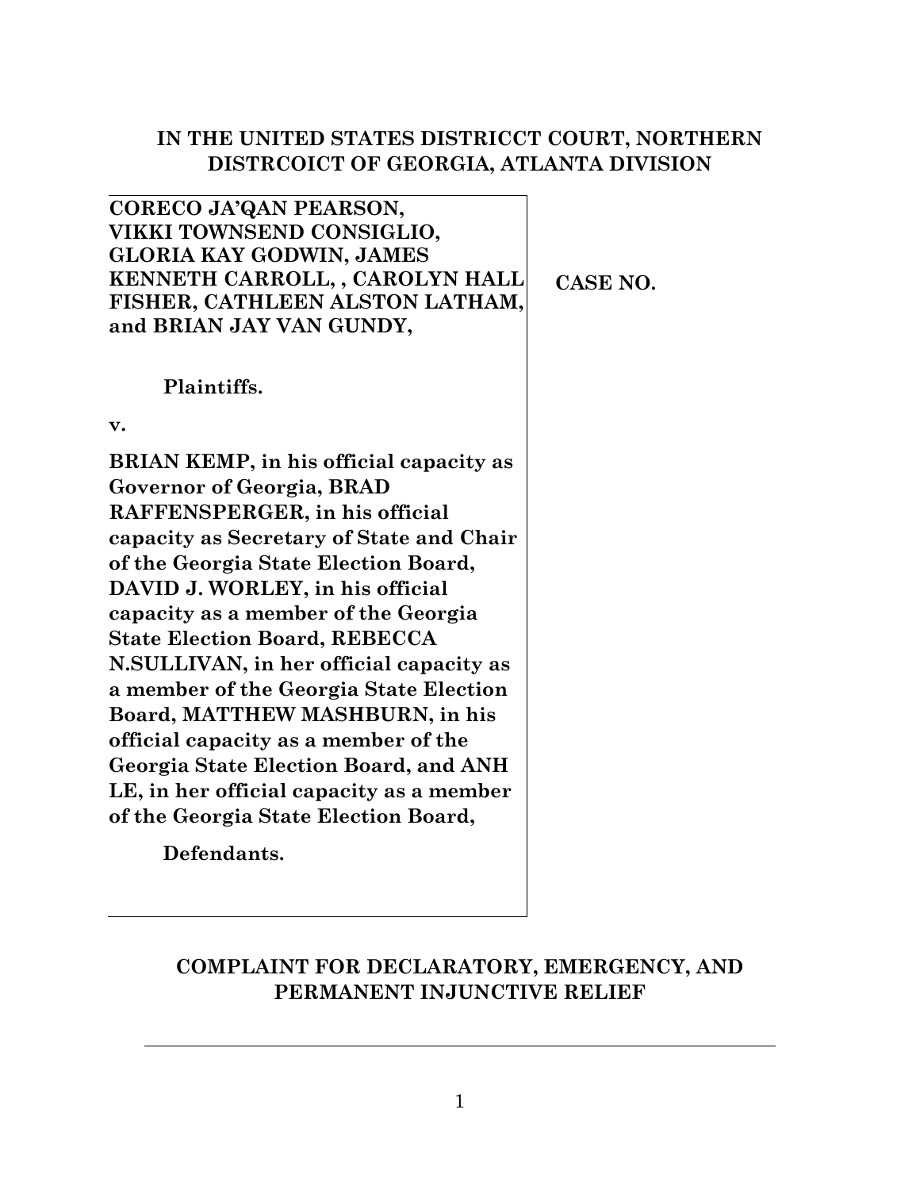**IN THE UNITED STATES DISTRICCT COURT, NORTHERN DISTRCOICT OF GEORGIA, ATLANTA DIVISION**

| | |
|---|---|
| **CORECO JA'QAN PEARSON, VIKKI TOWNSEND CONSIGLIO, GLORIA KAY GODWIN, JAMES KENNETH CARROLL, , CAROLYN HALL FISHER, CATHLEEN ALSTON LATHAM, and BRIAN JAY VAN GUNDY,** | **CASE NO.** |
| **Plaintiffs.** | |
| **v.** | |
| **BRIAN KEMP, in his official capacity as Governor of Georgia, BRAD RAFFENSPERGER, in his official capacity as Secretary of State and Chair of the Georgia State Election Board, DAVID J. WORLEY, in his official capacity as a member of the Georgia State Election Board, REBECCA N.SULLIVAN, in her official capacity as a member of the Georgia State Election Board, MATTHEW MASHBURN, in his official capacity as a member of the Georgia State Election Board, and ANH LE, in her official capacity as a member of the Georgia State Election Board,** | |
| **Defendants.** | |

**COMPLAINT FOR DECLARATORY, EMERGENCY, AND PERMANENT INJUNCTIVE RELIEF**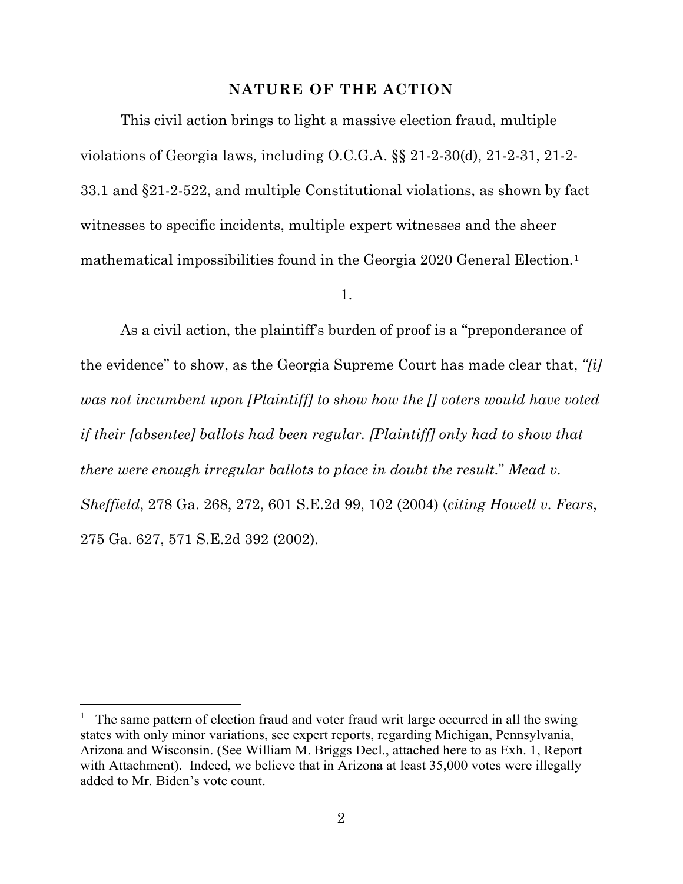## NATURE OF THE ACTION

This civil action brings to light a massive election fraud, multiple violations of Georgia laws, including O.C.G.A. §§ 21-2-30(d), 21-2-31, 21-2-33.1 and §21-2-522, and multiple Constitutional violations, as shown by fact witnesses to specific incidents, multiple expert witnesses and the sheer mathematical impossibilities found in the Georgia 2020 General Election.[1]

1.

As a civil action, the plaintiff's burden of proof is a "preponderance of the evidence" to show, as the Georgia Supreme Court has made clear that, *"[i] was not incumbent upon [Plaintiff] to show how the [] voters would have voted if their [absentee] ballots had been regular. [Plaintiff] only had to show that there were enough irregular ballots to place in doubt the result.*" *Mead v. Sheffield*, 278 Ga. 268, 272, 601 S.E.2d 99, 102 (2004) (*citing Howell v. Fears*, 275 Ga. 627, 571 S.E.2d 392 (2002).

---

[1] The same pattern of election fraud and voter fraud writ large occurred in all the swing states with only minor variations, see expert reports, regarding Michigan, Pennsylvania, Arizona and Wisconsin. (See William M. Briggs Decl., attached here to as Exh. 1, Report with Attachment). Indeed, we believe that in Arizona at least 35,000 votes were illegally added to Mr. Biden's vote count.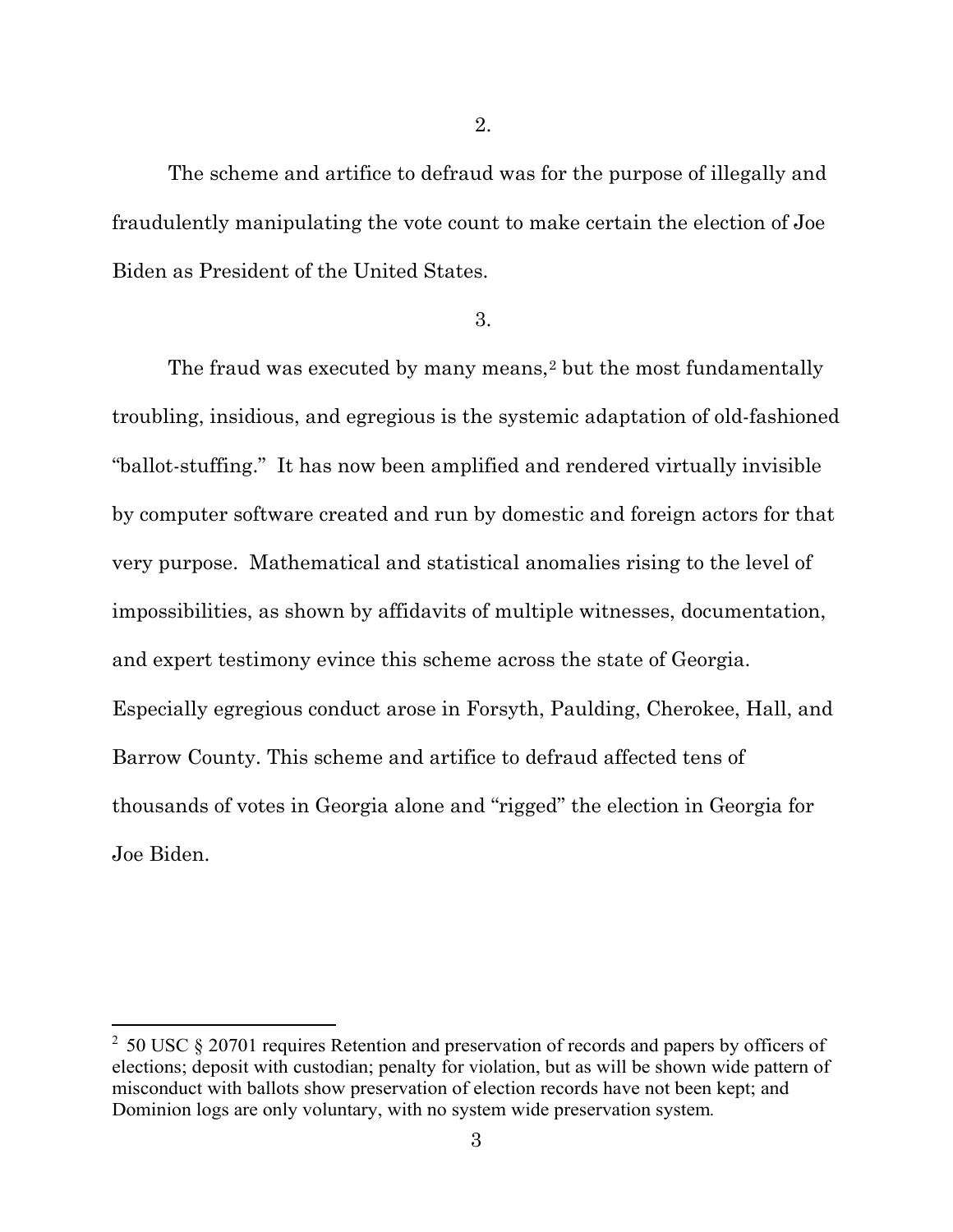2.

The scheme and artifice to defraud was for the purpose of illegally and fraudulently manipulating the vote count to make certain the election of Joe Biden as President of the United States.

3.

The fraud was executed by many means,[2] but the most fundamentally troubling, insidious, and egregious is the systemic adaptation of old-fashioned "ballot-stuffing." It has now been amplified and rendered virtually invisible by computer software created and run by domestic and foreign actors for that very purpose. Mathematical and statistical anomalies rising to the level of impossibilities, as shown by affidavits of multiple witnesses, documentation, and expert testimony evince this scheme across the state of Georgia. Especially egregious conduct arose in Forsyth, Paulding, Cherokee, Hall, and Barrow County. This scheme and artifice to defraud affected tens of thousands of votes in Georgia alone and "rigged" the election in Georgia for Joe Biden.

[2] 50 USC § 20701 requires Retention and preservation of records and papers by officers of elections; deposit with custodian; penalty for violation, but as will be shown wide pattern of misconduct with ballots show preservation of election records have not been kept; and Dominion logs are only voluntary, with no system wide preservation system.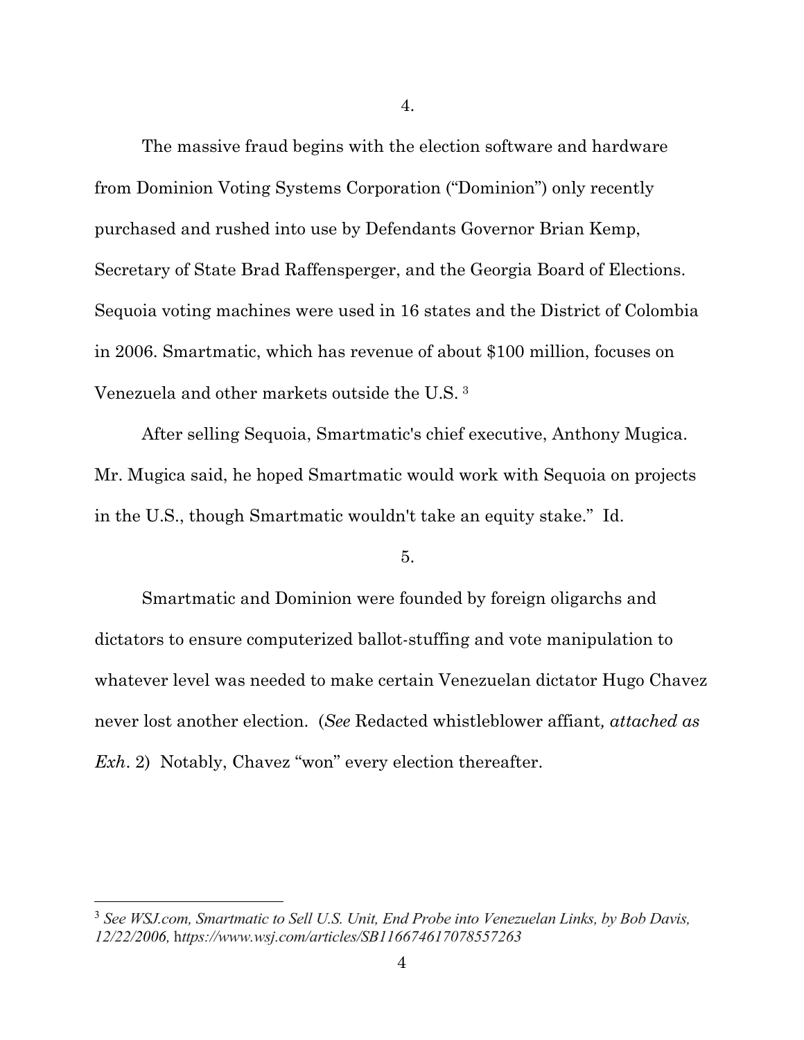4.

The massive fraud begins with the election software and hardware from Dominion Voting Systems Corporation ("Dominion") only recently purchased and rushed into use by Defendants Governor Brian Kemp, Secretary of State Brad Raffensperger, and the Georgia Board of Elections. Sequoia voting machines were used in 16 states and the District of Colombia in 2006. Smartmatic, which has revenue of about $100 million, focuses on Venezuela and other markets outside the U.S. [3]

After selling Sequoia, Smartmatic's chief executive, Anthony Mugica. Mr. Mugica said, he hoped Smartmatic would work with Sequoia on projects in the U.S., though Smartmatic wouldn't take an equity stake." Id.

5.

Smartmatic and Dominion were founded by foreign oligarchs and dictators to ensure computerized ballot-stuffing and vote manipulation to whatever level was needed to make certain Venezuelan dictator Hugo Chavez never lost another election. (*See* Redacted whistleblower affiant*, attached as Exh*. 2) Notably, Chavez "won" every election thereafter.

---

[3] *See WSJ.com, Smartmatic to Sell U.S. Unit, End Probe into Venezuelan Links, by Bob Davis, 12/22/2006,* h*ttps://www.wsj.com/articles/SB116674617078557263*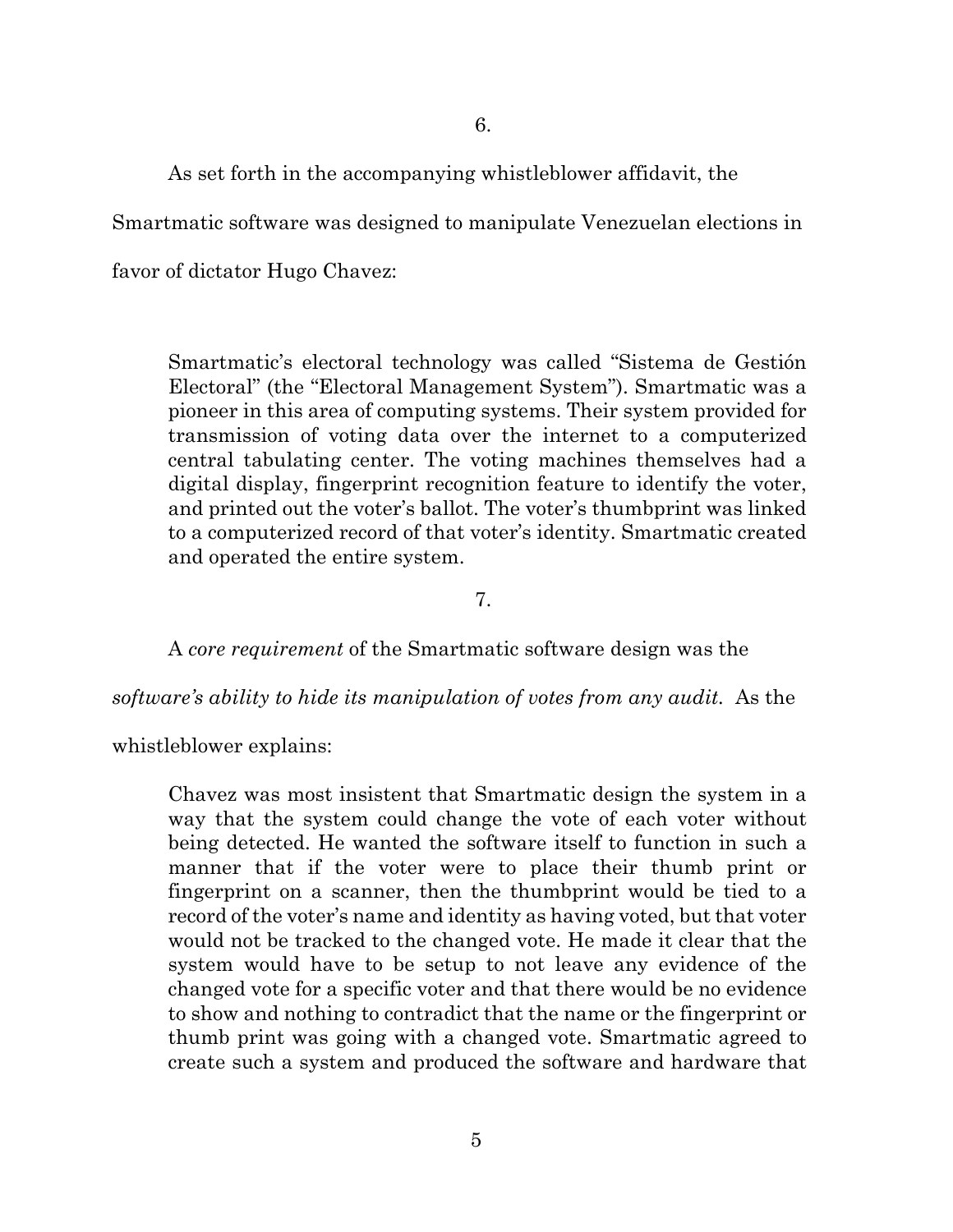6.

As set forth in the accompanying whistleblower affidavit, the Smartmatic software was designed to manipulate Venezuelan elections in favor of dictator Hugo Chavez:

> Smartmatic's electoral technology was called "Sistema de Gestión Electoral" (the "Electoral Management System"). Smartmatic was a pioneer in this area of computing systems. Their system provided for transmission of voting data over the internet to a computerized central tabulating center. The voting machines themselves had a digital display, fingerprint recognition feature to identify the voter, and printed out the voter's ballot. The voter's thumbprint was linked to a computerized record of that voter's identity. Smartmatic created and operated the entire system.

7.

A *core requirement* of the Smartmatic software design was the *software's ability to hide its manipulation of votes from any audit.* As the whistleblower explains:

> Chavez was most insistent that Smartmatic design the system in a way that the system could change the vote of each voter without being detected. He wanted the software itself to function in such a manner that if the voter were to place their thumb print or fingerprint on a scanner, then the thumbprint would be tied to a record of the voter's name and identity as having voted, but that voter would not be tracked to the changed vote. He made it clear that the system would have to be setup to not leave any evidence of the changed vote for a specific voter and that there would be no evidence to show and nothing to contradict that the name or the fingerprint or thumb print was going with a changed vote. Smartmatic agreed to create such a system and produced the software and hardware that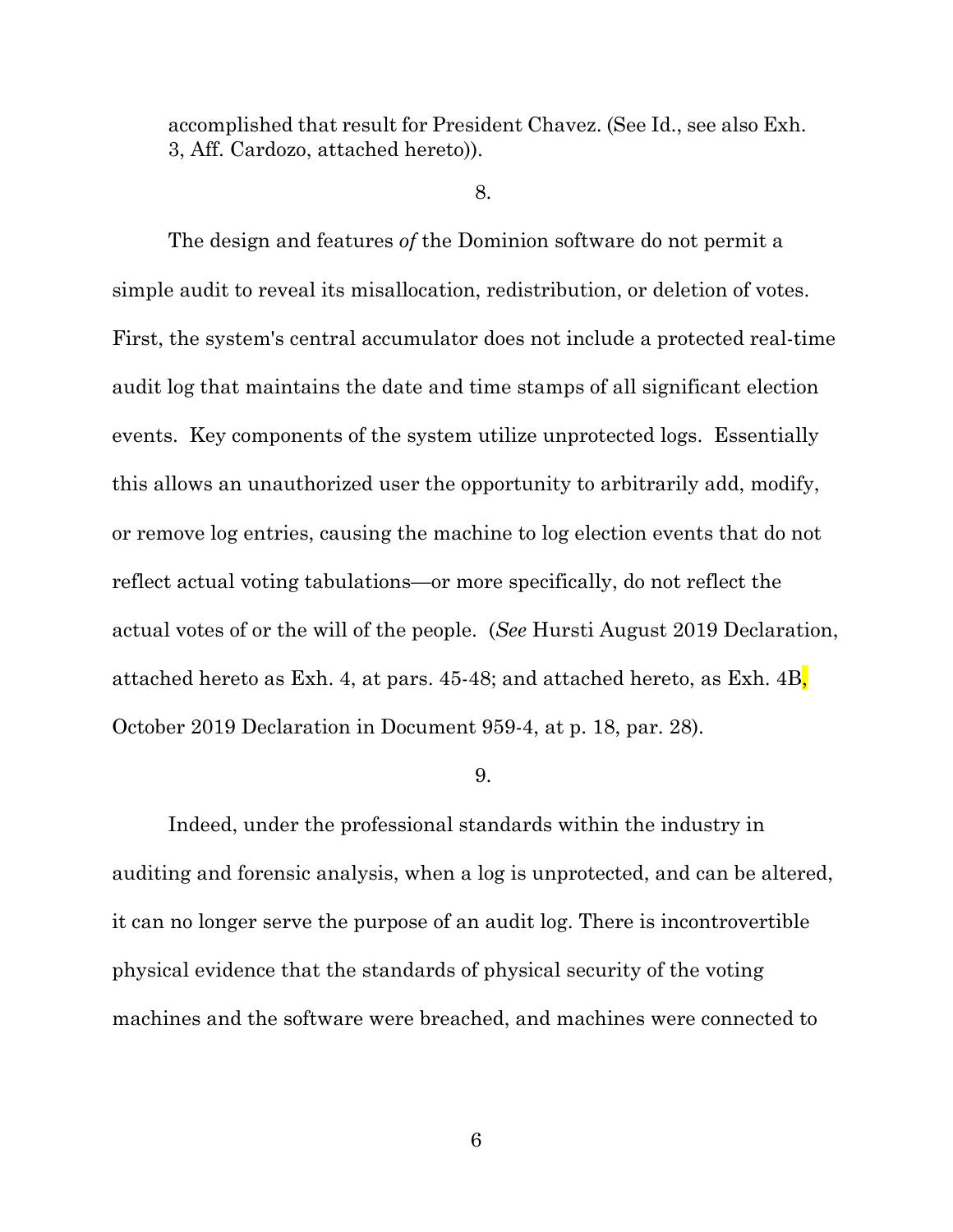accomplished that result for President Chavez. (See Id., see also Exh. 3, Aff. Cardozo, attached hereto)).

8.

The design and features *of* the Dominion software do not permit a simple audit to reveal its misallocation, redistribution, or deletion of votes. First, the system's central accumulator does not include a protected real-time audit log that maintains the date and time stamps of all significant election events. Key components of the system utilize unprotected logs. Essentially this allows an unauthorized user the opportunity to arbitrarily add, modify, or remove log entries, causing the machine to log election events that do not reflect actual voting tabulations—or more specifically, do not reflect the actual votes of or the will of the people. (*See* Hursti August 2019 Declaration, attached hereto as Exh. 4, at pars. 45-48; and attached hereto, as Exh. 4B, October 2019 Declaration in Document 959-4, at p. 18, par. 28).

9.

Indeed, under the professional standards within the industry in auditing and forensic analysis, when a log is unprotected, and can be altered, it can no longer serve the purpose of an audit log. There is incontrovertible physical evidence that the standards of physical security of the voting machines and the software were breached, and machines were connected to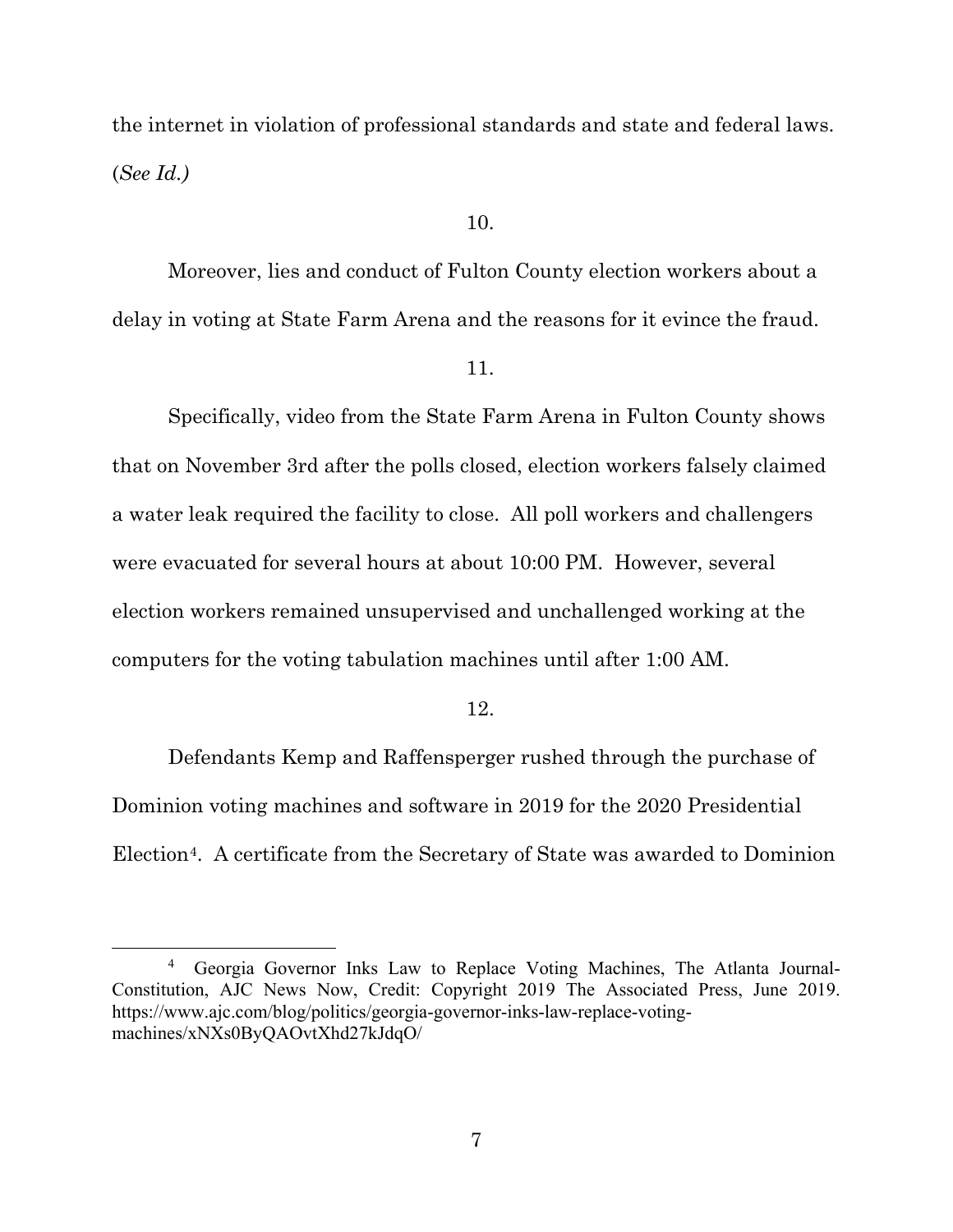the internet in violation of professional standards and state and federal laws. (*See Id.)*

10.

Moreover, lies and conduct of Fulton County election workers about a delay in voting at State Farm Arena and the reasons for it evince the fraud.

11.

Specifically, video from the State Farm Arena in Fulton County shows that on November 3rd after the polls closed, election workers falsely claimed a water leak required the facility to close. All poll workers and challengers were evacuated for several hours at about 10:00 PM. However, several election workers remained unsupervised and unchallenged working at the computers for the voting tabulation machines until after 1:00 AM.

12.

Defendants Kemp and Raffensperger rushed through the purchase of Dominion voting machines and software in 2019 for the 2020 Presidential Election[4]. A certificate from the Secretary of State was awarded to Dominion

[4] Georgia Governor Inks Law to Replace Voting Machines, The Atlanta Journal-Constitution, AJC News Now, Credit: Copyright 2019 The Associated Press, June 2019. https://www.ajc.com/blog/politics/georgia-governor-inks-law-replace-voting-machines/xNXs0ByQAOvtXhd27kJdqO/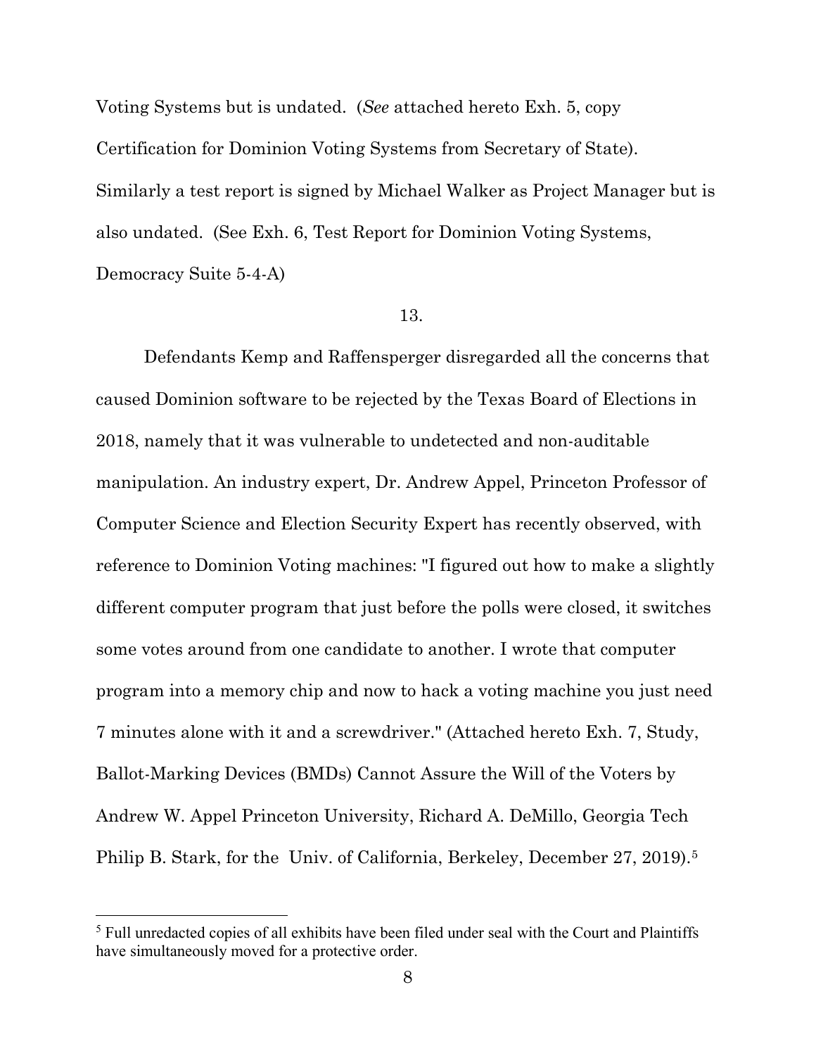Voting Systems but is undated. (*See* attached hereto Exh. 5, copy Certification for Dominion Voting Systems from Secretary of State). Similarly a test report is signed by Michael Walker as Project Manager but is also undated. (See Exh. 6, Test Report for Dominion Voting Systems, Democracy Suite 5-4-A)

13.

Defendants Kemp and Raffensperger disregarded all the concerns that caused Dominion software to be rejected by the Texas Board of Elections in 2018, namely that it was vulnerable to undetected and non-auditable manipulation. An industry expert, Dr. Andrew Appel, Princeton Professor of Computer Science and Election Security Expert has recently observed, with reference to Dominion Voting machines: "I figured out how to make a slightly different computer program that just before the polls were closed, it switches some votes around from one candidate to another. I wrote that computer program into a memory chip and now to hack a voting machine you just need 7 minutes alone with it and a screwdriver." (Attached hereto Exh. 7, Study, Ballot-Marking Devices (BMDs) Cannot Assure the Will of the Voters by Andrew W. Appel Princeton University, Richard A. DeMillo, Georgia Tech Philip B. Stark, for the Univ. of California, Berkeley, December 27, 2019).[5]

---

[5] Full unredacted copies of all exhibits have been filed under seal with the Court and Plaintiffs have simultaneously moved for a protective order.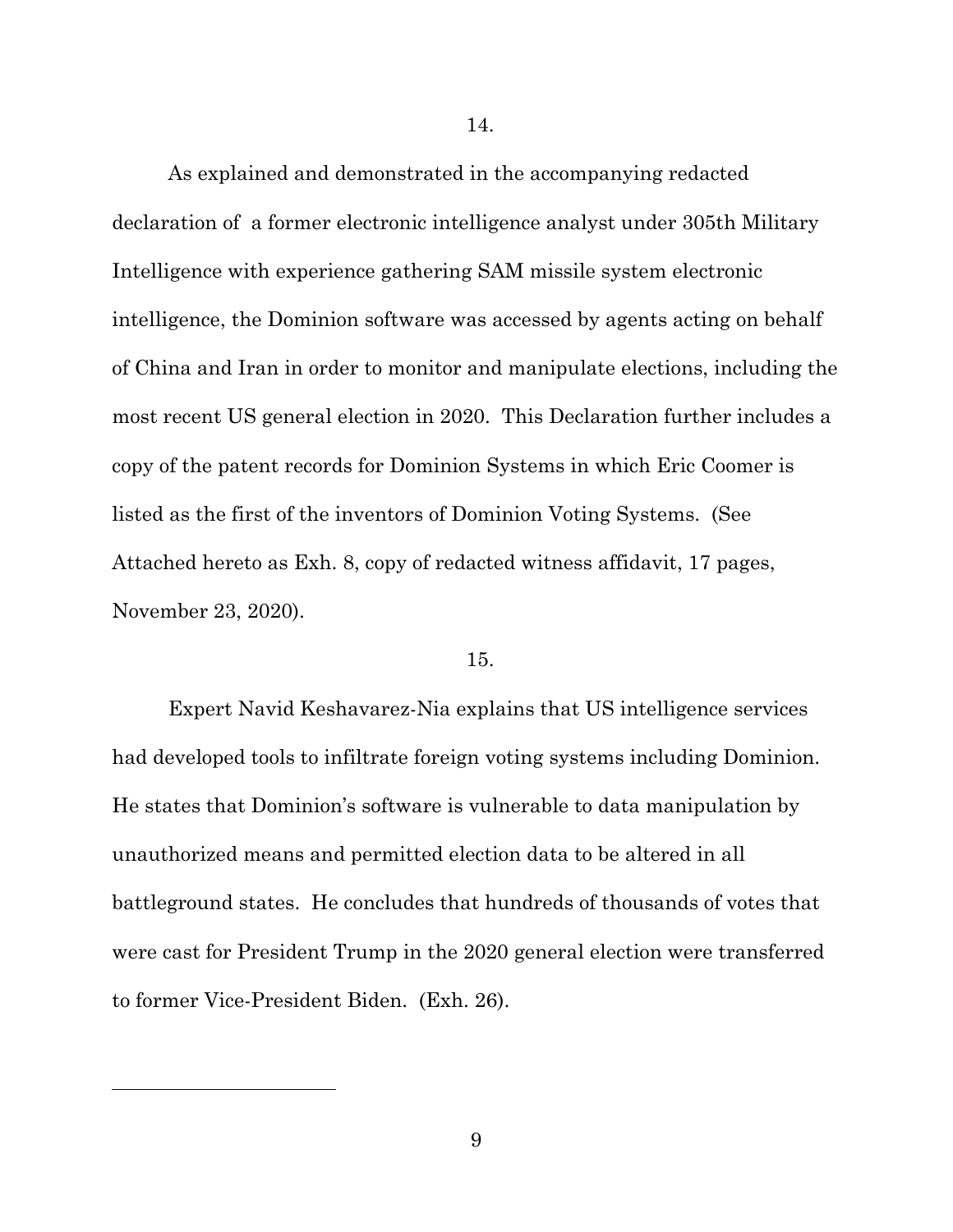14.

As explained and demonstrated in the accompanying redacted declaration of a former electronic intelligence analyst under 305th Military Intelligence with experience gathering SAM missile system electronic intelligence, the Dominion software was accessed by agents acting on behalf of China and Iran in order to monitor and manipulate elections, including the most recent US general election in 2020. This Declaration further includes a copy of the patent records for Dominion Systems in which Eric Coomer is listed as the first of the inventors of Dominion Voting Systems. (See Attached hereto as Exh. 8, copy of redacted witness affidavit, 17 pages, November 23, 2020).

15.

Expert Navid Keshavarez-Nia explains that US intelligence services had developed tools to infiltrate foreign voting systems including Dominion. He states that Dominion's software is vulnerable to data manipulation by unauthorized means and permitted election data to be altered in all battleground states. He concludes that hundreds of thousands of votes that were cast for President Trump in the 2020 general election were transferred to former Vice-President Biden. (Exh. 26).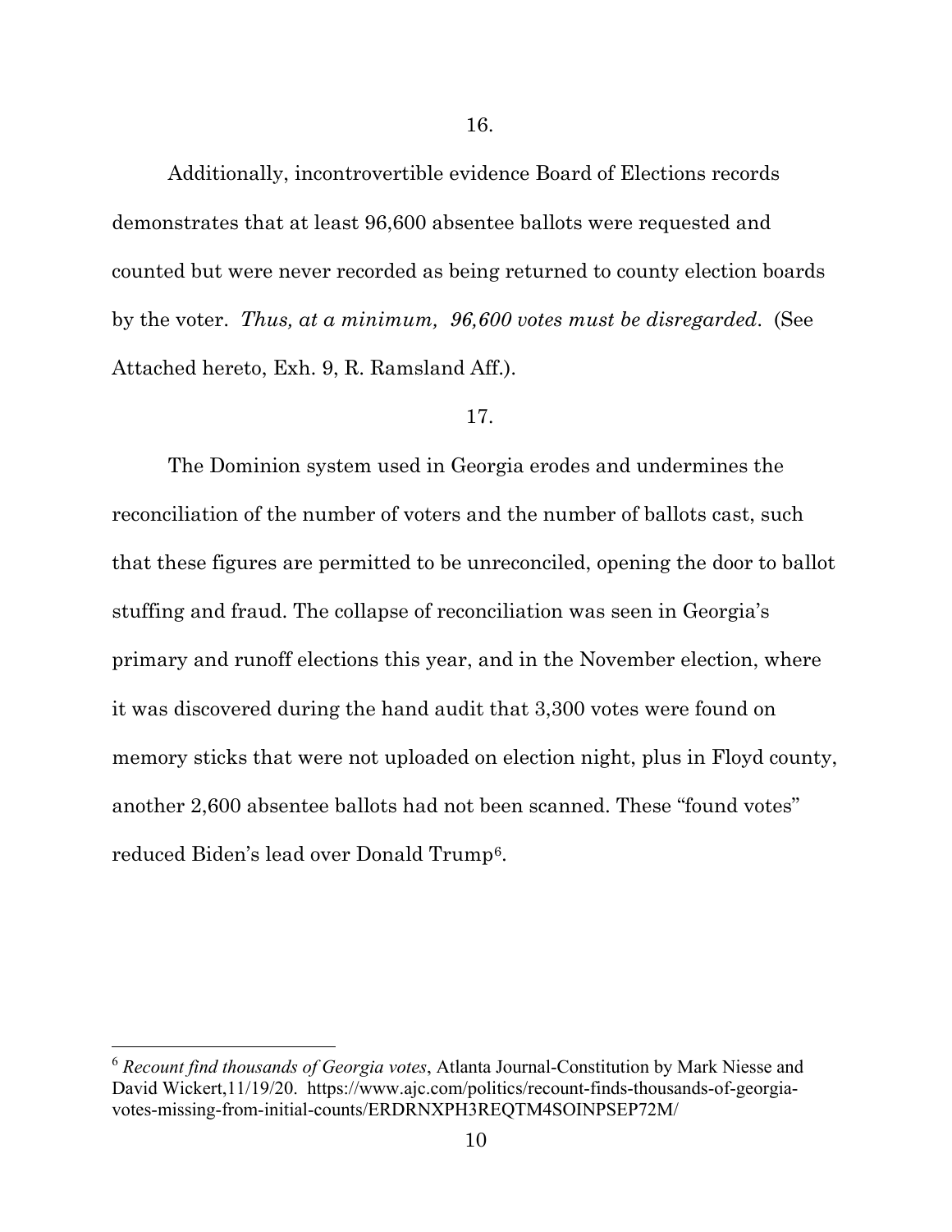16.

Additionally, incontrovertible evidence Board of Elections records demonstrates that at least 96,600 absentee ballots were requested and counted but were never recorded as being returned to county election boards by the voter. *Thus, at a minimum, 96,600 votes must be disregarded*. (See Attached hereto, Exh. 9, R. Ramsland Aff.).

17.

The Dominion system used in Georgia erodes and undermines the reconciliation of the number of voters and the number of ballots cast, such that these figures are permitted to be unreconciled, opening the door to ballot stuffing and fraud. The collapse of reconciliation was seen in Georgia's primary and runoff elections this year, and in the November election, where it was discovered during the hand audit that 3,300 votes were found on memory sticks that were not uploaded on election night, plus in Floyd county, another 2,600 absentee ballots had not been scanned. These "found votes" reduced Biden's lead over Donald Trump[6].

---

[6] *Recount find thousands of Georgia votes*, Atlanta Journal-Constitution by Mark Niesse and David Wickert,11/19/20. https://www.ajc.com/politics/recount-finds-thousands-of-georgia-votes-missing-from-initial-counts/ERDRNXPH3REQTM4SOINPSEP72M/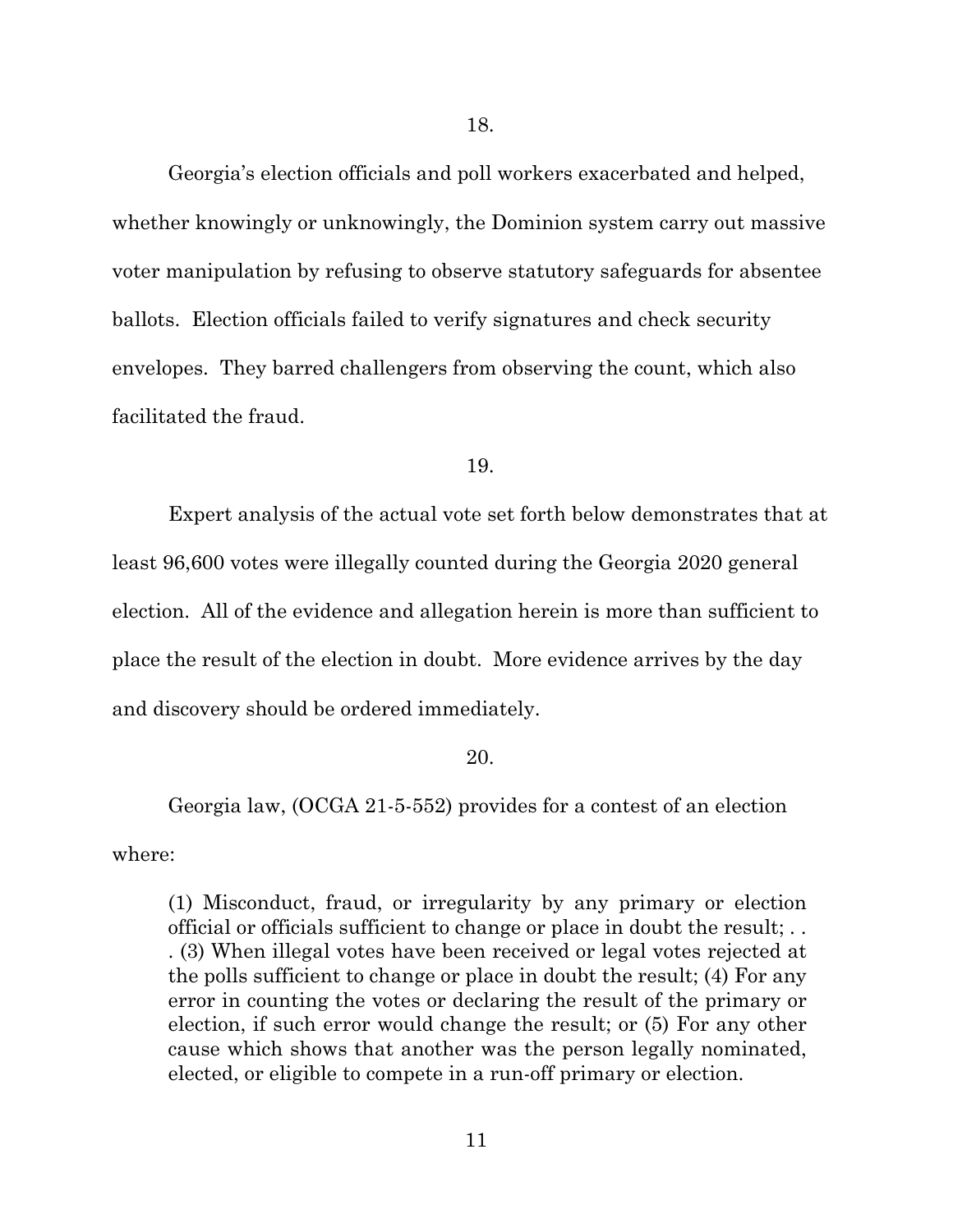18.

Georgia's election officials and poll workers exacerbated and helped, whether knowingly or unknowingly, the Dominion system carry out massive voter manipulation by refusing to observe statutory safeguards for absentee ballots. Election officials failed to verify signatures and check security envelopes. They barred challengers from observing the count, which also facilitated the fraud.

19.

Expert analysis of the actual vote set forth below demonstrates that at least 96,600 votes were illegally counted during the Georgia 2020 general election. All of the evidence and allegation herein is more than sufficient to place the result of the election in doubt. More evidence arrives by the day and discovery should be ordered immediately.

20.

Georgia law, (OCGA 21-5-552) provides for a contest of an election where:

> (1) Misconduct, fraud, or irregularity by any primary or election official or officials sufficient to change or place in doubt the result; . . . (3) When illegal votes have been received or legal votes rejected at the polls sufficient to change or place in doubt the result; (4) For any error in counting the votes or declaring the result of the primary or election, if such error would change the result; or (5) For any other cause which shows that another was the person legally nominated, elected, or eligible to compete in a run-off primary or election.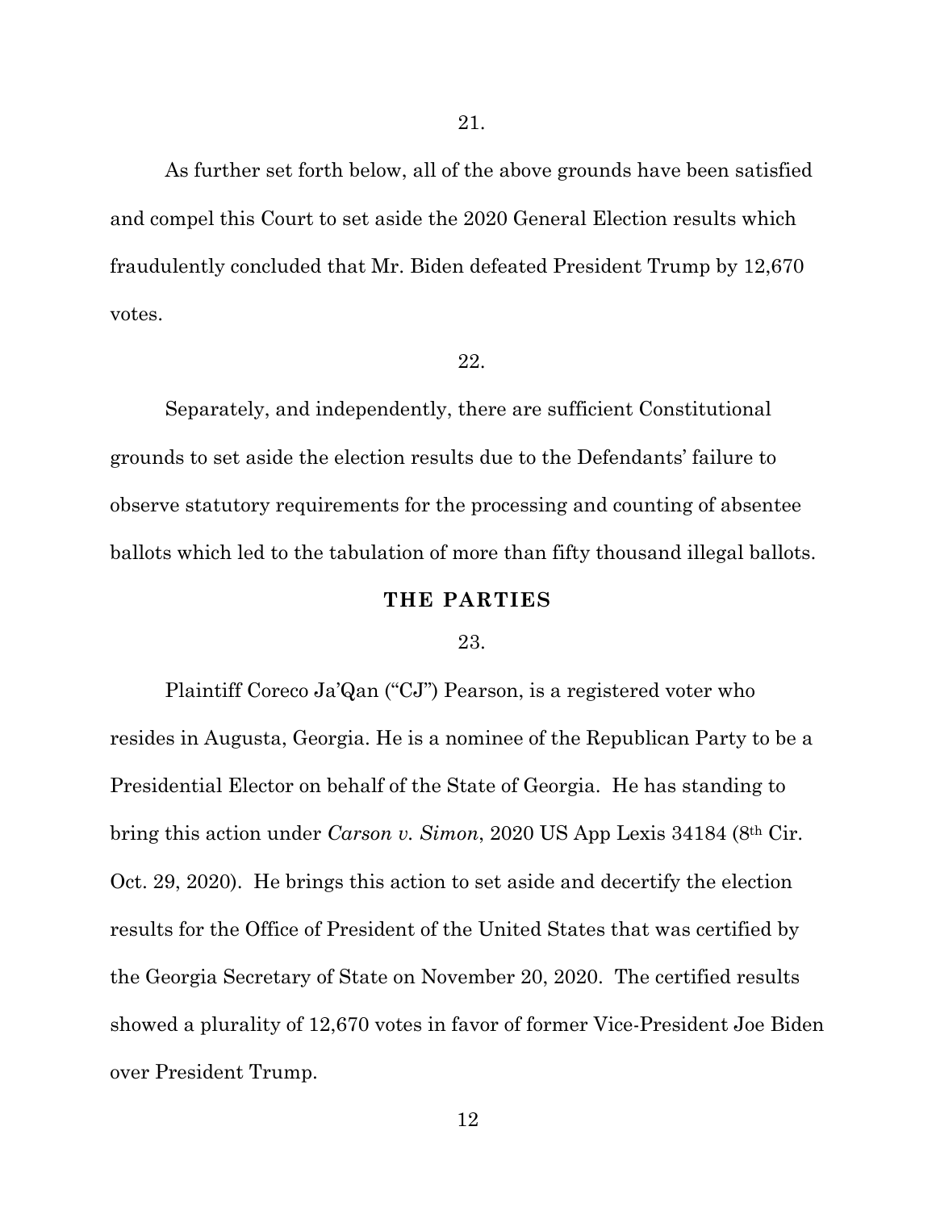21.

As further set forth below, all of the above grounds have been satisfied and compel this Court to set aside the 2020 General Election results which fraudulently concluded that Mr. Biden defeated President Trump by 12,670 votes.

22.

Separately, and independently, there are sufficient Constitutional grounds to set aside the election results due to the Defendants' failure to observe statutory requirements for the processing and counting of absentee ballots which led to the tabulation of more than fifty thousand illegal ballots.

## THE PARTIES

23.

Plaintiff Coreco Ja'Qan ("CJ") Pearson, is a registered voter who resides in Augusta, Georgia. He is a nominee of the Republican Party to be a Presidential Elector on behalf of the State of Georgia. He has standing to bring this action under *Carson v. Simon*, 2020 US App Lexis 34184 (8th Cir. Oct. 29, 2020). He brings this action to set aside and decertify the election results for the Office of President of the United States that was certified by the Georgia Secretary of State on November 20, 2020. The certified results showed a plurality of 12,670 votes in favor of former Vice-President Joe Biden over President Trump.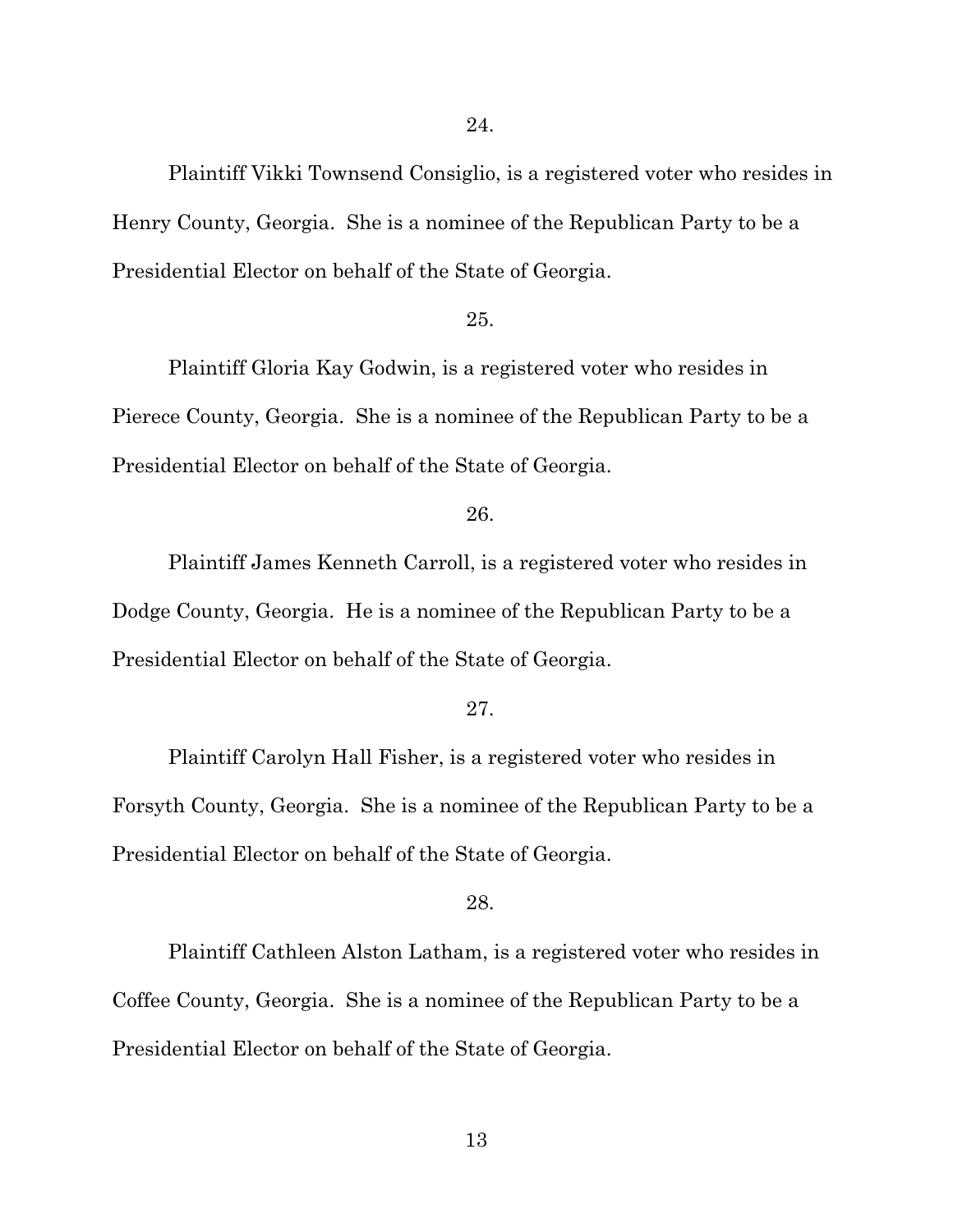24.

Plaintiff Vikki Townsend Consiglio, is a registered voter who resides in Henry County, Georgia. She is a nominee of the Republican Party to be a Presidential Elector on behalf of the State of Georgia.

25.

Plaintiff Gloria Kay Godwin, is a registered voter who resides in Pierece County, Georgia. She is a nominee of the Republican Party to be a Presidential Elector on behalf of the State of Georgia.

26.

Plaintiff James Kenneth Carroll, is a registered voter who resides in Dodge County, Georgia. He is a nominee of the Republican Party to be a Presidential Elector on behalf of the State of Georgia.

27.

Plaintiff Carolyn Hall Fisher, is a registered voter who resides in Forsyth County, Georgia. She is a nominee of the Republican Party to be a Presidential Elector on behalf of the State of Georgia.

28.

Plaintiff Cathleen Alston Latham, is a registered voter who resides in Coffee County, Georgia. She is a nominee of the Republican Party to be a Presidential Elector on behalf of the State of Georgia.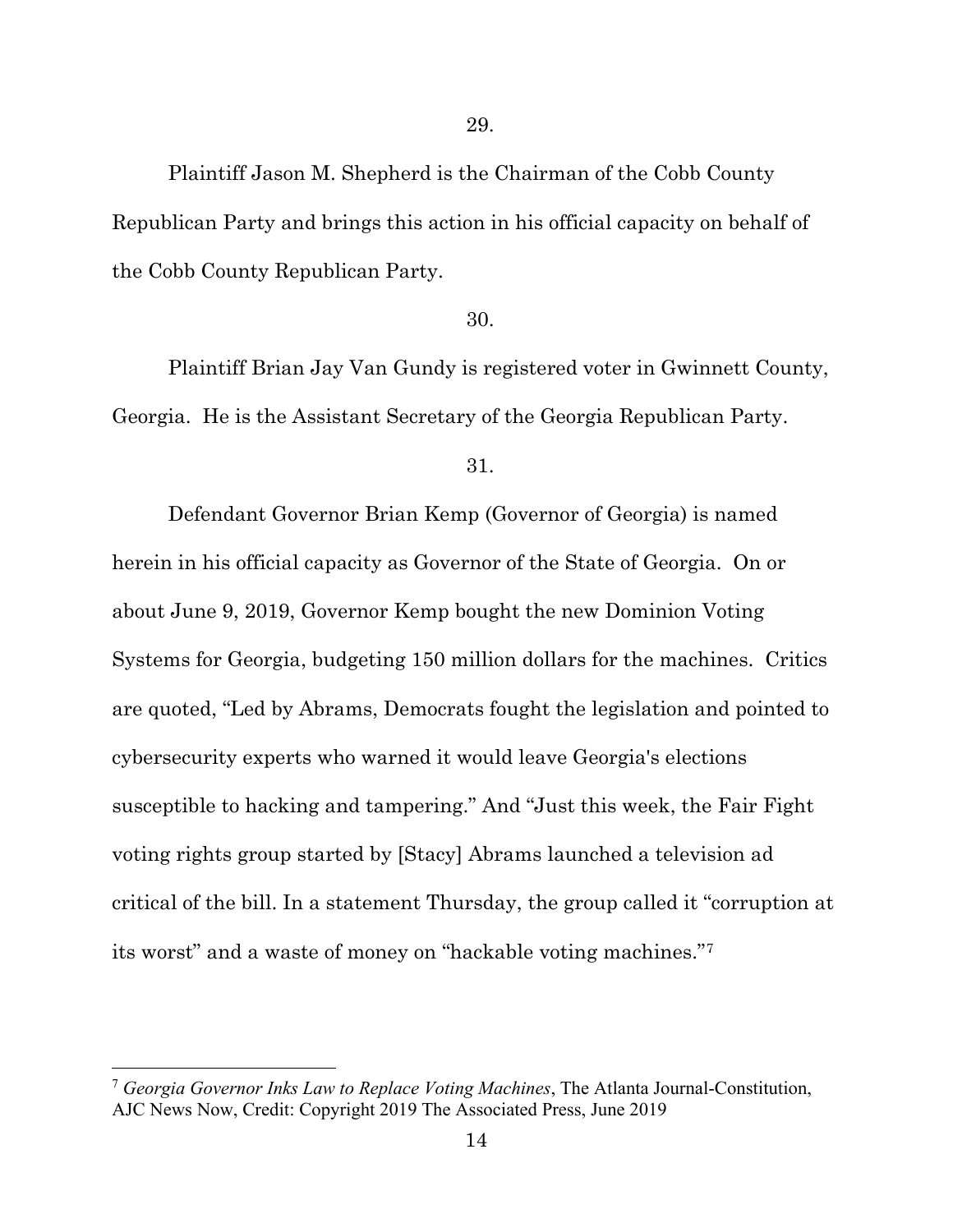29.

Plaintiff Jason M. Shepherd is the Chairman of the Cobb County Republican Party and brings this action in his official capacity on behalf of the Cobb County Republican Party.

30.

Plaintiff Brian Jay Van Gundy is registered voter in Gwinnett County, Georgia. He is the Assistant Secretary of the Georgia Republican Party.

31.

Defendant Governor Brian Kemp (Governor of Georgia) is named herein in his official capacity as Governor of the State of Georgia. On or about June 9, 2019, Governor Kemp bought the new Dominion Voting Systems for Georgia, budgeting 150 million dollars for the machines. Critics are quoted, "Led by Abrams, Democrats fought the legislation and pointed to cybersecurity experts who warned it would leave Georgia's elections susceptible to hacking and tampering." And "Just this week, the Fair Fight voting rights group started by [Stacy] Abrams launched a television ad critical of the bill. In a statement Thursday, the group called it "corruption at its worst" and a waste of money on "hackable voting machines."[7]

---

[7] *Georgia Governor Inks Law to Replace Voting Machines*, The Atlanta Journal-Constitution, AJC News Now, Credit: Copyright 2019 The Associated Press, June 2019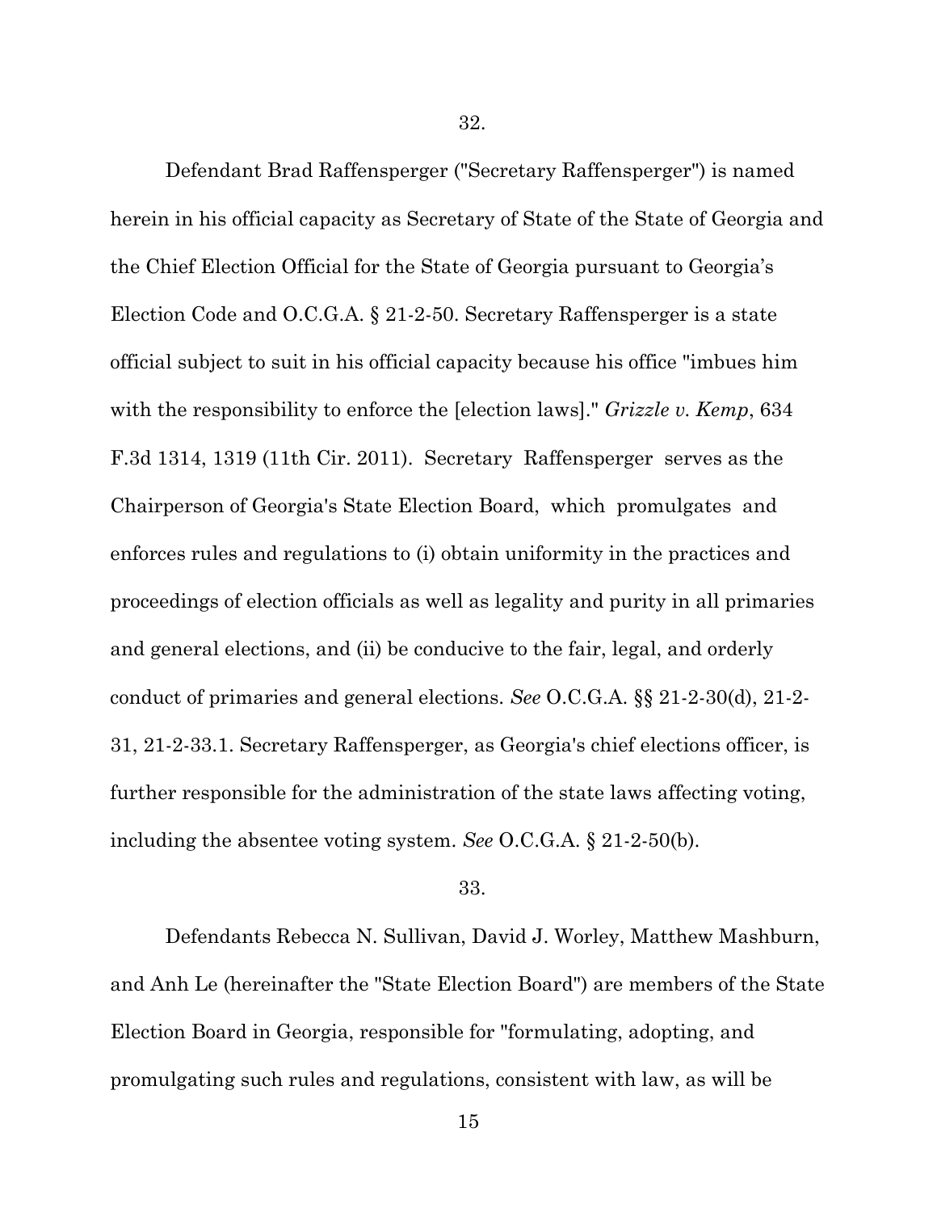32.

Defendant Brad Raffensperger ("Secretary Raffensperger") is named herein in his official capacity as Secretary of State of the State of Georgia and the Chief Election Official for the State of Georgia pursuant to Georgia's Election Code and O.C.G.A. § 21-2-50. Secretary Raffensperger is a state official subject to suit in his official capacity because his office "imbues him with the responsibility to enforce the [election laws]." *Grizzle v. Kemp*, 634 F.3d 1314, 1319 (11th Cir. 2011). Secretary Raffensperger serves as the Chairperson of Georgia's State Election Board, which promulgates and enforces rules and regulations to (i) obtain uniformity in the practices and proceedings of election officials as well as legality and purity in all primaries and general elections, and (ii) be conducive to the fair, legal, and orderly conduct of primaries and general elections. *See* O.C.G.A. §§ 21-2-30(d), 21-2-31, 21-2-33.1. Secretary Raffensperger, as Georgia's chief elections officer, is further responsible for the administration of the state laws affecting voting, including the absentee voting system. *See* O.C.G.A. § 21-2-50(b).

33.

Defendants Rebecca N. Sullivan, David J. Worley, Matthew Mashburn, and Anh Le (hereinafter the "State Election Board") are members of the State Election Board in Georgia, responsible for "formulating, adopting, and promulgating such rules and regulations, consistent with law, as will be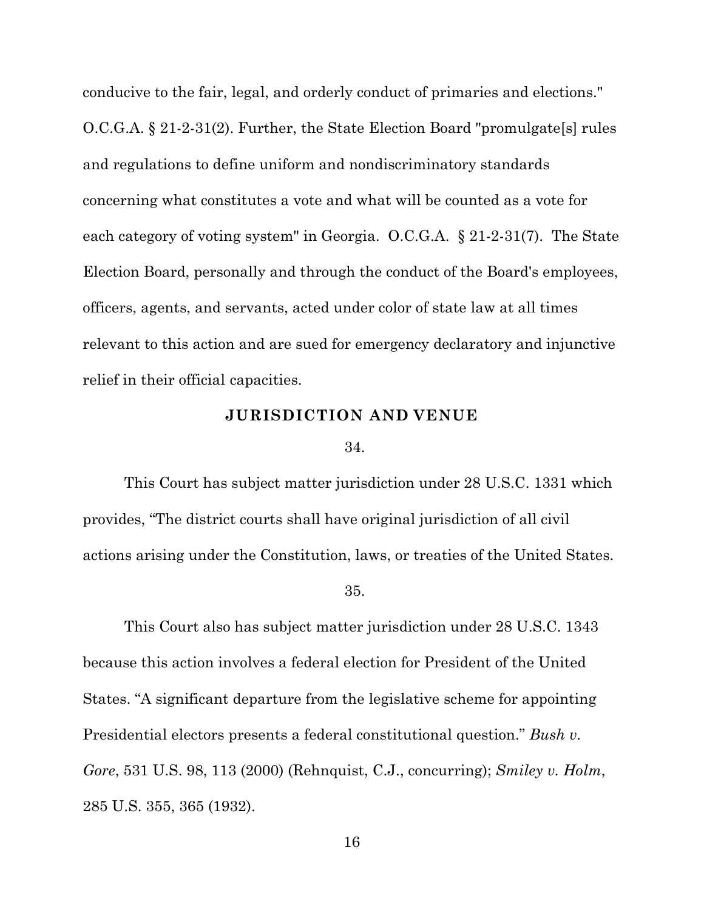conducive to the fair, legal, and orderly conduct of primaries and elections." O.C.G.A. § 21-2-31(2). Further, the State Election Board "promulgate[s] rules and regulations to define uniform and nondiscriminatory standards concerning what constitutes a vote and what will be counted as a vote for each category of voting system" in Georgia. O.C.G.A. § 21-2-31(7). The State Election Board, personally and through the conduct of the Board's employees, officers, agents, and servants, acted under color of state law at all times relevant to this action and are sued for emergency declaratory and injunctive relief in their official capacities.

## JURISDICTION AND VENUE

34.

This Court has subject matter jurisdiction under 28 U.S.C. 1331 which provides, "The district courts shall have original jurisdiction of all civil actions arising under the Constitution, laws, or treaties of the United States.

35.

This Court also has subject matter jurisdiction under 28 U.S.C. 1343 because this action involves a federal election for President of the United States. "A significant departure from the legislative scheme for appointing Presidential electors presents a federal constitutional question." *Bush v. Gore*, 531 U.S. 98, 113 (2000) (Rehnquist, C.J., concurring); *Smiley v. Holm*, 285 U.S. 355, 365 (1932).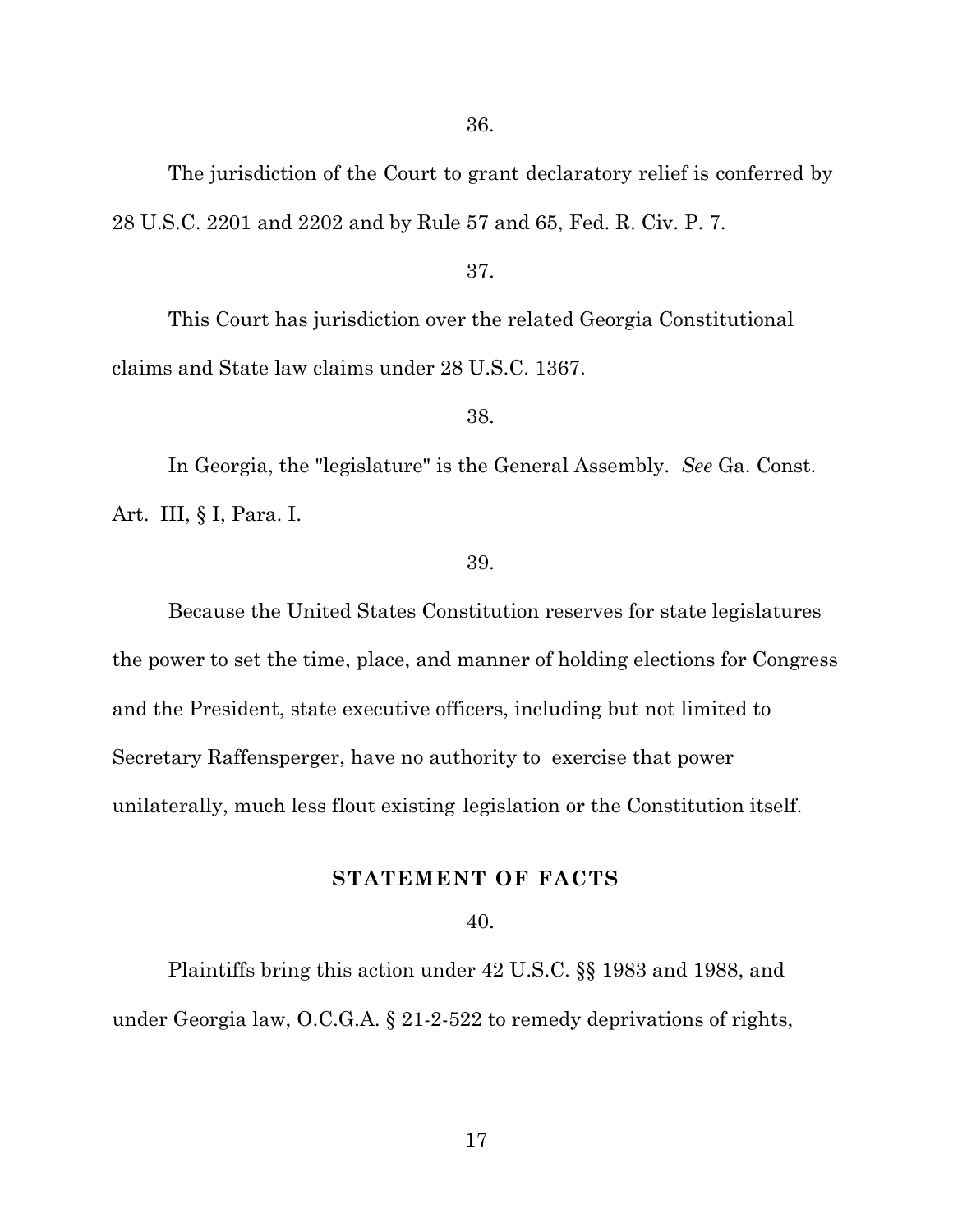36.

The jurisdiction of the Court to grant declaratory relief is conferred by 28 U.S.C. 2201 and 2202 and by Rule 57 and 65, Fed. R. Civ. P. 7.

37.

This Court has jurisdiction over the related Georgia Constitutional claims and State law claims under 28 U.S.C. 1367.

38.

In Georgia, the "legislature" is the General Assembly. *See* Ga. Const. Art. III, § I, Para. I.

39.

Because the United States Constitution reserves for state legislatures the power to set the time, place, and manner of holding elections for Congress and the President, state executive officers, including but not limited to Secretary Raffensperger, have no authority to exercise that power unilaterally, much less flout existing legislation or the Constitution itself.

## STATEMENT OF FACTS

40.

Plaintiffs bring this action under 42 U.S.C. §§ 1983 and 1988, and under Georgia law, O.C.G.A. § 21-2-522 to remedy deprivations of rights,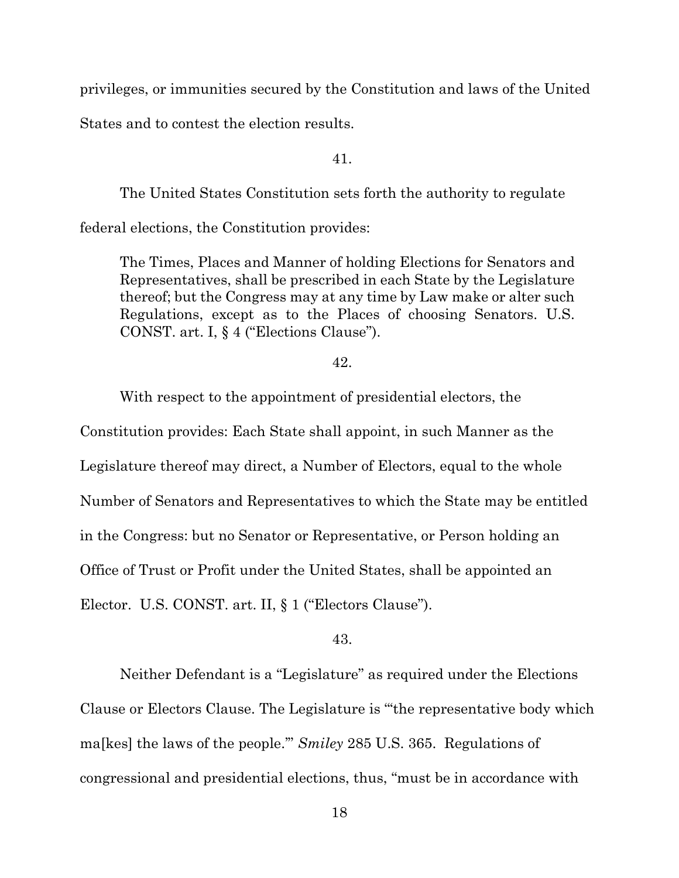privileges, or immunities secured by the Constitution and laws of the United States and to contest the election results.

41.

The United States Constitution sets forth the authority to regulate federal elections, the Constitution provides:

> The Times, Places and Manner of holding Elections for Senators and Representatives, shall be prescribed in each State by the Legislature thereof; but the Congress may at any time by Law make or alter such Regulations, except as to the Places of choosing Senators. U.S. CONST. art. I, § 4 ("Elections Clause").

42.

With respect to the appointment of presidential electors, the Constitution provides: Each State shall appoint, in such Manner as the Legislature thereof may direct, a Number of Electors, equal to the whole Number of Senators and Representatives to which the State may be entitled in the Congress: but no Senator or Representative, or Person holding an Office of Trust or Profit under the United States, shall be appointed an Elector. U.S. CONST. art. II, § 1 ("Electors Clause").

43.

Neither Defendant is a "Legislature" as required under the Elections Clause or Electors Clause. The Legislature is "'the representative body which ma[kes] the laws of the people.'" *Smiley* 285 U.S. 365. Regulations of congressional and presidential elections, thus, "must be in accordance with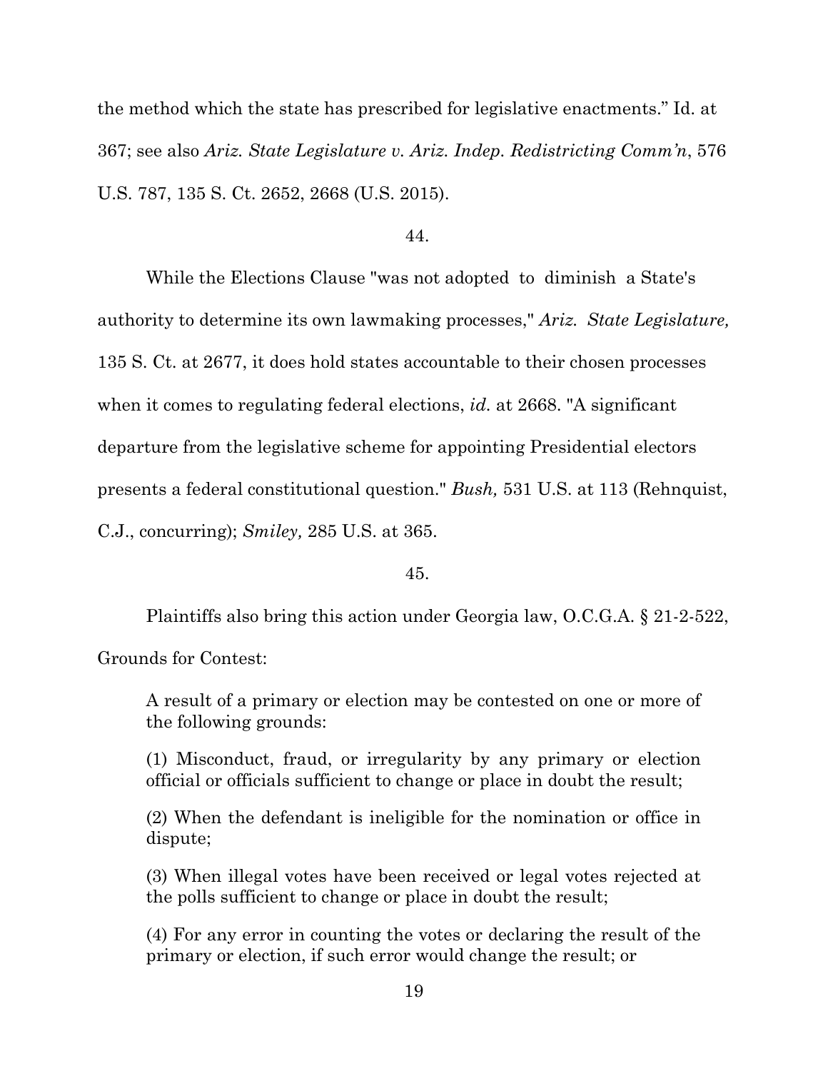the method which the state has prescribed for legislative enactments." Id. at 367; see also *Ariz. State Legislature v. Ariz. Indep. Redistricting Comm'n*, 576 U.S. 787, 135 S. Ct. 2652, 2668 (U.S. 2015).

44.

While the Elections Clause "was not adopted to diminish a State's authority to determine its own lawmaking processes," *Ariz. State Legislature,* 135 S. Ct. at 2677, it does hold states accountable to their chosen processes when it comes to regulating federal elections, *id.* at 2668. "A significant departure from the legislative scheme for appointing Presidential electors presents a federal constitutional question." *Bush,* 531 U.S. at 113 (Rehnquist, C.J., concurring); *Smiley,* 285 U.S. at 365.

45.

Plaintiffs also bring this action under Georgia law, O.C.G.A. § 21-2-522, Grounds for Contest:

> A result of a primary or election may be contested on one or more of the following grounds:
>
> (1) Misconduct, fraud, or irregularity by any primary or election official or officials sufficient to change or place in doubt the result;
>
> (2) When the defendant is ineligible for the nomination or office in dispute;
>
> (3) When illegal votes have been received or legal votes rejected at the polls sufficient to change or place in doubt the result;
>
> (4) For any error in counting the votes or declaring the result of the primary or election, if such error would change the result; or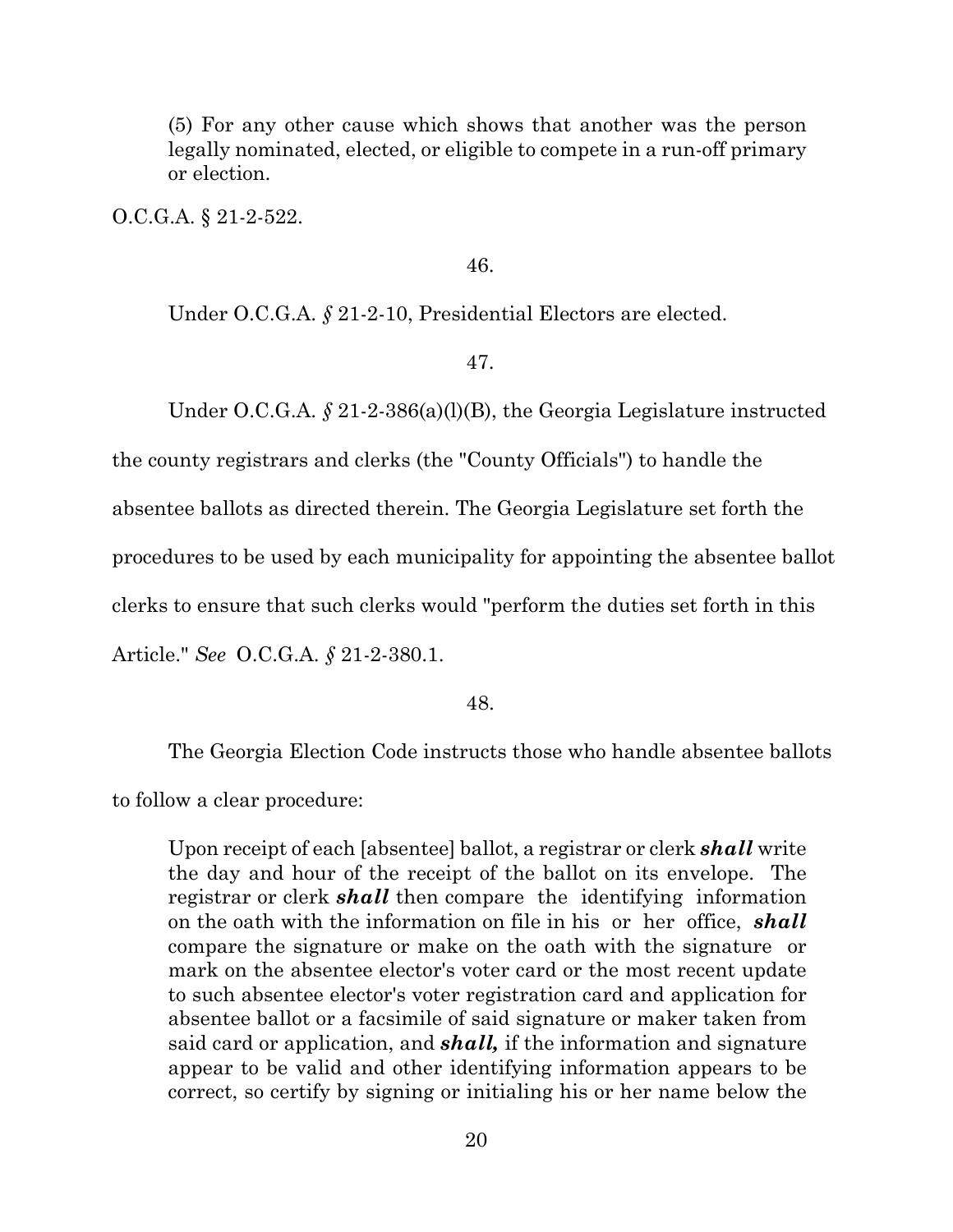(5) For any other cause which shows that another was the person legally nominated, elected, or eligible to compete in a run-off primary or election.

O.C.G.A. § 21-2-522.

46.

Under O.C.G.A. *§* 21-2-10, Presidential Electors are elected.

47.

Under O.C.G.A. *§* 21-2-386(a)(l)(B), the Georgia Legislature instructed the county registrars and clerks (the "County Officials") to handle the absentee ballots as directed therein. The Georgia Legislature set forth the procedures to be used by each municipality for appointing the absentee ballot clerks to ensure that such clerks would "perform the duties set forth in this Article." *See* O.C.G.A. *§* 21-2-380.1.

48.

The Georgia Election Code instructs those who handle absentee ballots to follow a clear procedure:

> Upon receipt of each [absentee] ballot, a registrar or clerk ***shall*** write the day and hour of the receipt of the ballot on its envelope. The registrar or clerk ***shall*** then compare the identifying information on the oath with the information on file in his or her office, ***shall*** compare the signature or make on the oath with the signature or mark on the absentee elector's voter card or the most recent update to such absentee elector's voter registration card and application for absentee ballot or a facsimile of said signature or maker taken from said card or application, and ***shall,*** if the information and signature appear to be valid and other identifying information appears to be correct, so certify by signing or initialing his or her name below the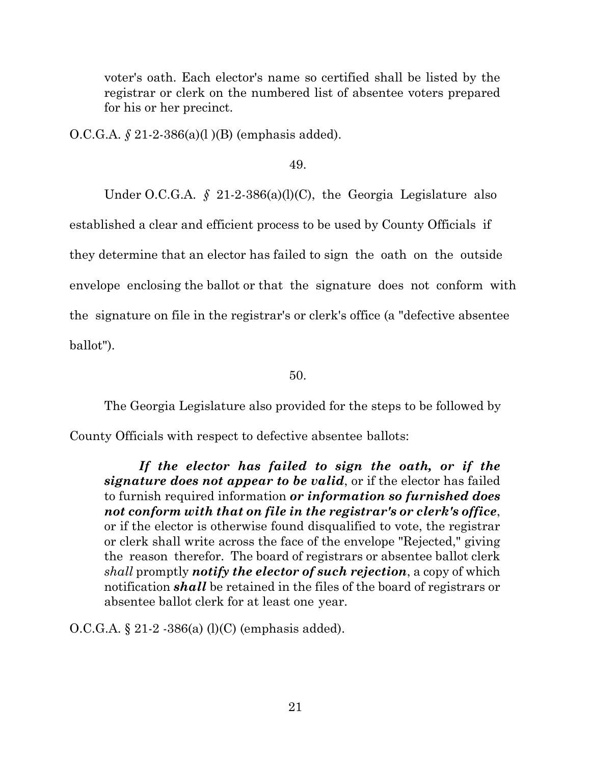> voter's oath. Each elector's name so certified shall be listed by the registrar or clerk on the numbered list of absentee voters prepared for his or her precinct.

O.C.G.A. *§* 21-2-386(a)(l )(B) (emphasis added).

49.

Under O.C.G.A. *§* 21-2-386(a)(l)(C), the Georgia Legislature also established a clear and efficient process to be used by County Officials if they determine that an elector has failed to sign the oath on the outside envelope enclosing the ballot or that the signature does not conform with the signature on file in the registrar's or clerk's office (a "defective absentee ballot").

50.

The Georgia Legislature also provided for the steps to be followed by County Officials with respect to defective absentee ballots:

> ***If the elector has failed to sign the oath, or if the signature does not appear to be valid***, or if the elector has failed to furnish required information ***or information so furnished does not conform with that on file in the registrar's or clerk's office***, or if the elector is otherwise found disqualified to vote, the registrar or clerk shall write across the face of the envelope "Rejected," giving the reason therefor. The board of registrars or absentee ballot clerk *shall* promptly ***notify the elector of such rejection***, a copy of which notification ***shall*** be retained in the files of the board of registrars or absentee ballot clerk for at least one year.

O.C.G.A. § 21-2 -386(a) (l)(C) (emphasis added).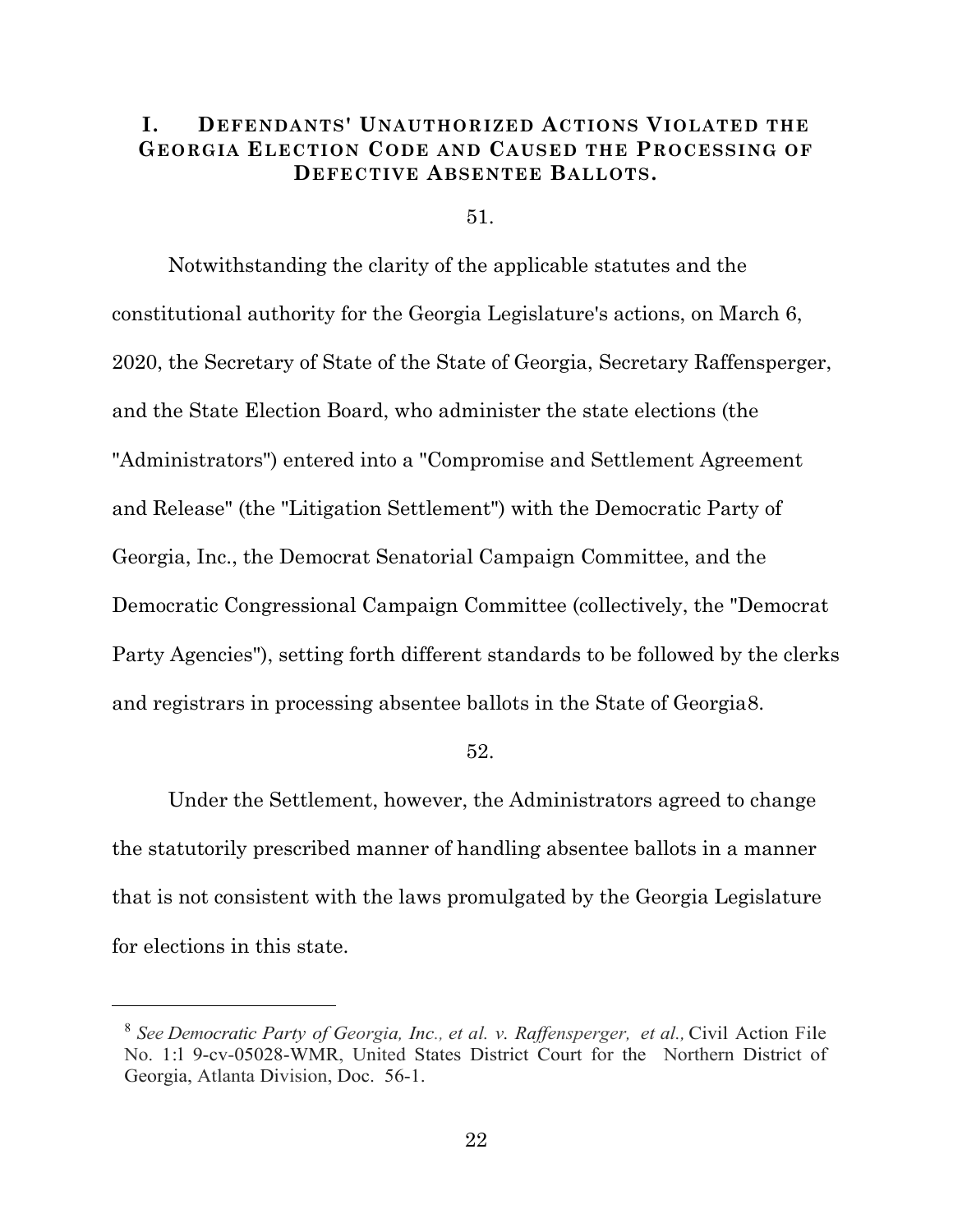## I. DEFENDANTS' UNAUTHORIZED ACTIONS VIOLATED THE GEORGIA ELECTION CODE AND CAUSED THE PROCESSING OF DEFECTIVE ABSENTEE BALLOTS.

51.

Notwithstanding the clarity of the applicable statutes and the constitutional authority for the Georgia Legislature's actions, on March 6, 2020, the Secretary of State of the State of Georgia, Secretary Raffensperger, and the State Election Board, who administer the state elections (the "Administrators") entered into a "Compromise and Settlement Agreement and Release" (the "Litigation Settlement") with the Democratic Party of Georgia, Inc., the Democrat Senatorial Campaign Committee, and the Democratic Congressional Campaign Committee (collectively, the "Democrat Party Agencies"), setting forth different standards to be followed by the clerks and registrars in processing absentee ballots in the State of Georgia[8].

52.

Under the Settlement, however, the Administrators agreed to change the statutorily prescribed manner of handling absentee ballots in a manner that is not consistent with the laws promulgated by the Georgia Legislature for elections in this state.

---

[8] *See Democratic Party of Georgia, Inc., et al. v. Raffensperger, et al.,* Civil Action File No. 1:l 9-cv-05028-WMR, United States District Court for the Northern District of Georgia, Atlanta Division, Doc. 56-1.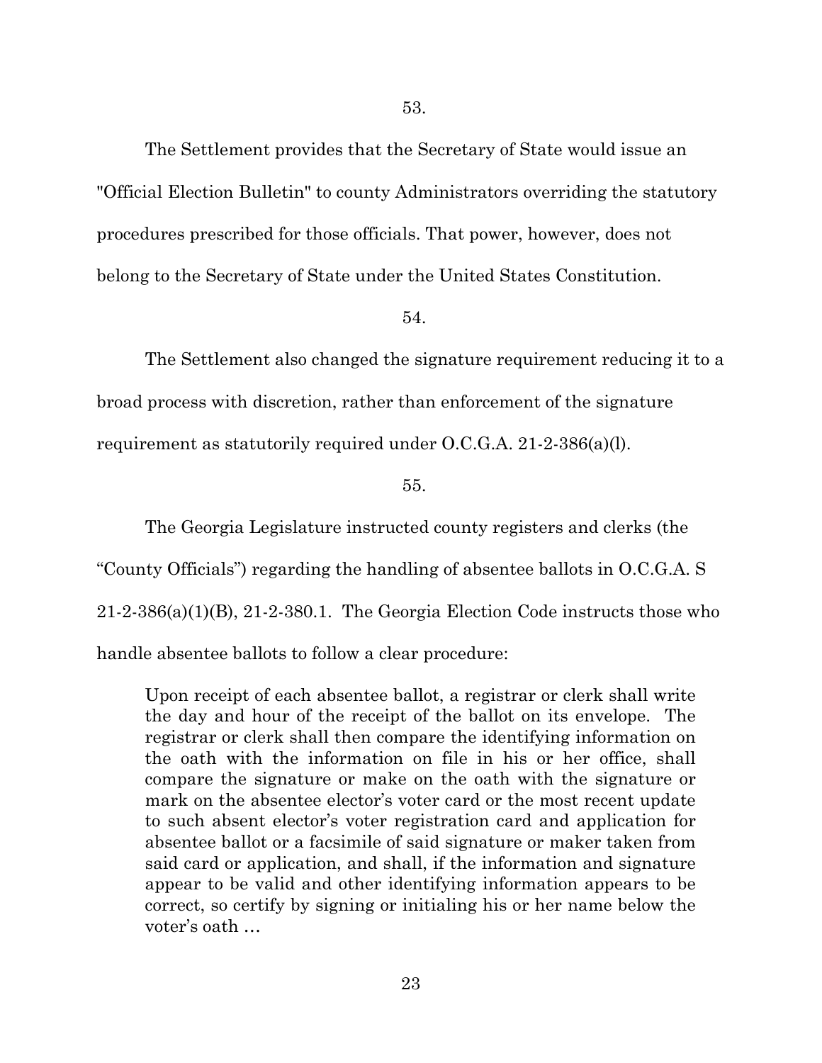53.

The Settlement provides that the Secretary of State would issue an "Official Election Bulletin" to county Administrators overriding the statutory procedures prescribed for those officials. That power, however, does not belong to the Secretary of State under the United States Constitution.

54.

The Settlement also changed the signature requirement reducing it to a broad process with discretion, rather than enforcement of the signature requirement as statutorily required under O.C.G.A. 21-2-386(a)(l).

55.

The Georgia Legislature instructed county registers and clerks (the "County Officials") regarding the handling of absentee ballots in O.C.G.A. S 21-2-386(a)(1)(B), 21-2-380.1. The Georgia Election Code instructs those who handle absentee ballots to follow a clear procedure:

> Upon receipt of each absentee ballot, a registrar or clerk shall write the day and hour of the receipt of the ballot on its envelope. The registrar or clerk shall then compare the identifying information on the oath with the information on file in his or her office, shall compare the signature or make on the oath with the signature or mark on the absentee elector's voter card or the most recent update to such absent elector's voter registration card and application for absentee ballot or a facsimile of said signature or maker taken from said card or application, and shall, if the information and signature appear to be valid and other identifying information appears to be correct, so certify by signing or initialing his or her name below the voter's oath …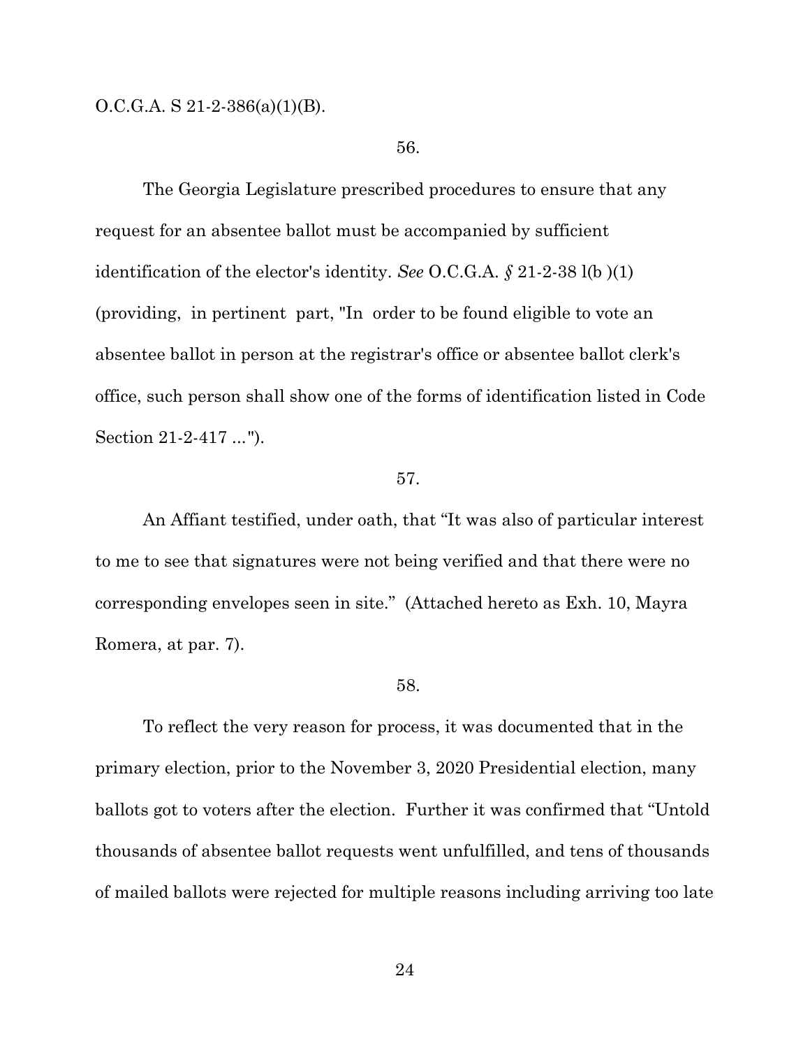O.C.G.A. S 21-2-386(a)(1)(B).

56.

The Georgia Legislature prescribed procedures to ensure that any request for an absentee ballot must be accompanied by sufficient identification of the elector's identity. *See* O.C.G.A. *§* 21-2-38 l(b )(1) (providing, in pertinent part, "In order to be found eligible to vote an absentee ballot in person at the registrar's office or absentee ballot clerk's office, such person shall show one of the forms of identification listed in Code Section 21-2-417 ...").

57.

An Affiant testified, under oath, that "It was also of particular interest to me to see that signatures were not being verified and that there were no corresponding envelopes seen in site." (Attached hereto as Exh. 10, Mayra Romera, at par. 7).

58.

To reflect the very reason for process, it was documented that in the primary election, prior to the November 3, 2020 Presidential election, many ballots got to voters after the election. Further it was confirmed that "Untold thousands of absentee ballot requests went unfulfilled, and tens of thousands of mailed ballots were rejected for multiple reasons including arriving too late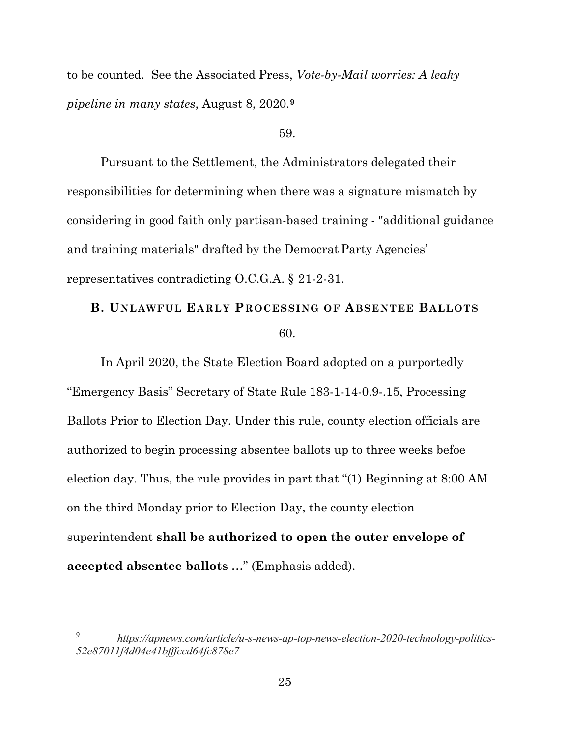to be counted. See the Associated Press, *Vote-by-Mail worries: A leaky pipeline in many states*, August 8, 2020.[9]

59.

Pursuant to the Settlement, the Administrators delegated their responsibilities for determining when there was a signature mismatch by considering in good faith only partisan-based training - "additional guidance and training materials" drafted by the Democrat Party Agencies' representatives contradicting O.C.G.A. § 21-2-31.

### B. UNLAWFUL EARLY PROCESSING OF ABSENTEE BALLOTS

60.

In April 2020, the State Election Board adopted on a purportedly "Emergency Basis" Secretary of State Rule 183-1-14-0.9-.15, Processing Ballots Prior to Election Day. Under this rule, county election officials are authorized to begin processing absentee ballots up to three weeks befoe election day. Thus, the rule provides in part that "(1) Beginning at 8:00 AM on the third Monday prior to Election Day, the county election superintendent **shall be authorized to open the outer envelope of accepted absentee ballots** …" (Emphasis added).

---

[9] *https://apnews.com/article/u-s-news-ap-top-news-election-2020-technology-politics-52e87011f4d04e41bfffccd64fc878e7*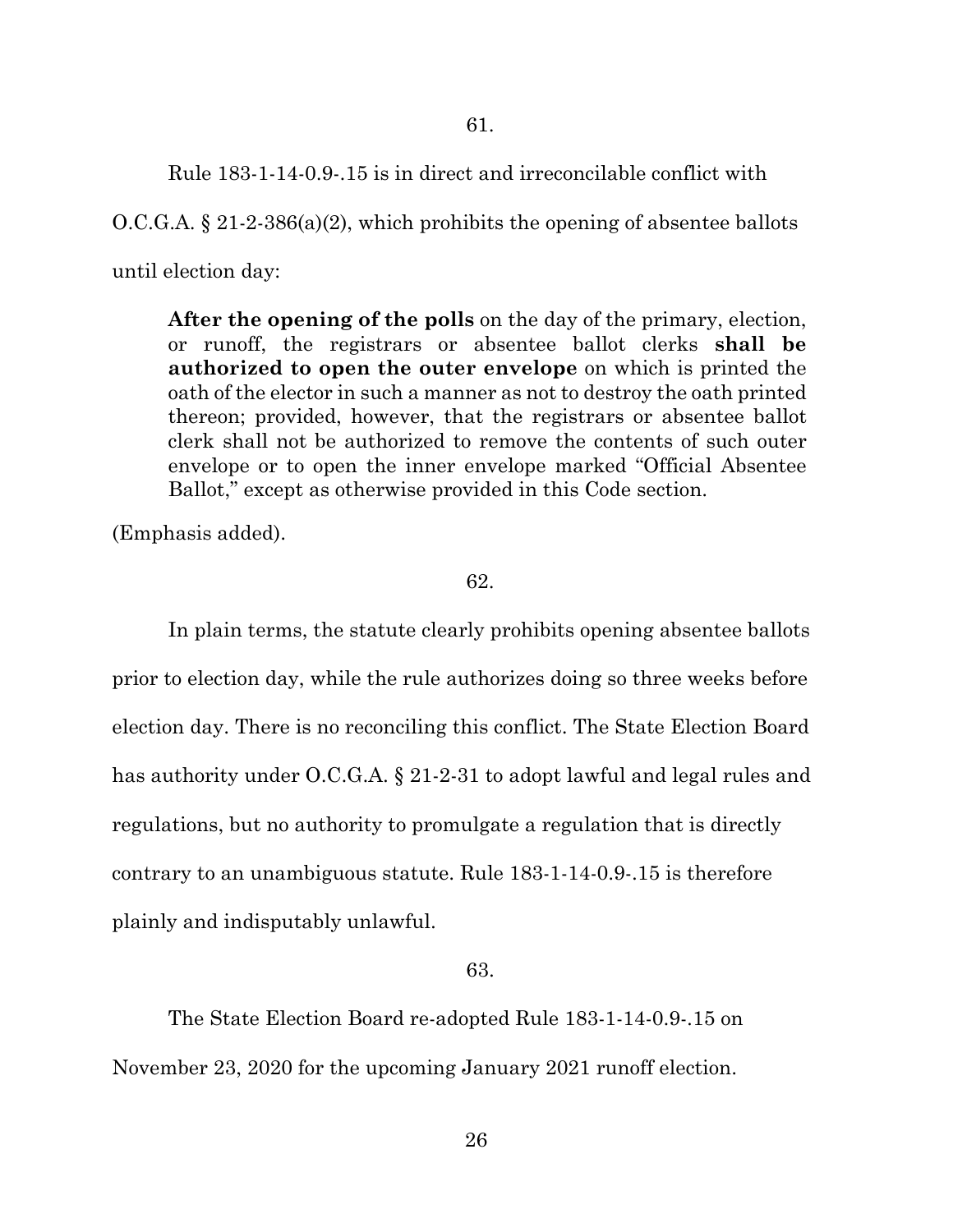61.

Rule 183-1-14-0.9-.15 is in direct and irreconcilable conflict with O.C.G.A. § 21-2-386(a)(2), which prohibits the opening of absentee ballots until election day:

> **After the opening of the polls** on the day of the primary, election, or runoff, the registrars or absentee ballot clerks **shall be authorized to open the outer envelope** on which is printed the oath of the elector in such a manner as not to destroy the oath printed thereon; provided, however, that the registrars or absentee ballot clerk shall not be authorized to remove the contents of such outer envelope or to open the inner envelope marked "Official Absentee Ballot," except as otherwise provided in this Code section.

(Emphasis added).

62.

In plain terms, the statute clearly prohibits opening absentee ballots prior to election day, while the rule authorizes doing so three weeks before election day. There is no reconciling this conflict. The State Election Board has authority under O.C.G.A. § 21-2-31 to adopt lawful and legal rules and regulations, but no authority to promulgate a regulation that is directly contrary to an unambiguous statute. Rule 183-1-14-0.9-.15 is therefore plainly and indisputably unlawful.

63.

The State Election Board re-adopted Rule 183-1-14-0.9-.15 on November 23, 2020 for the upcoming January 2021 runoff election.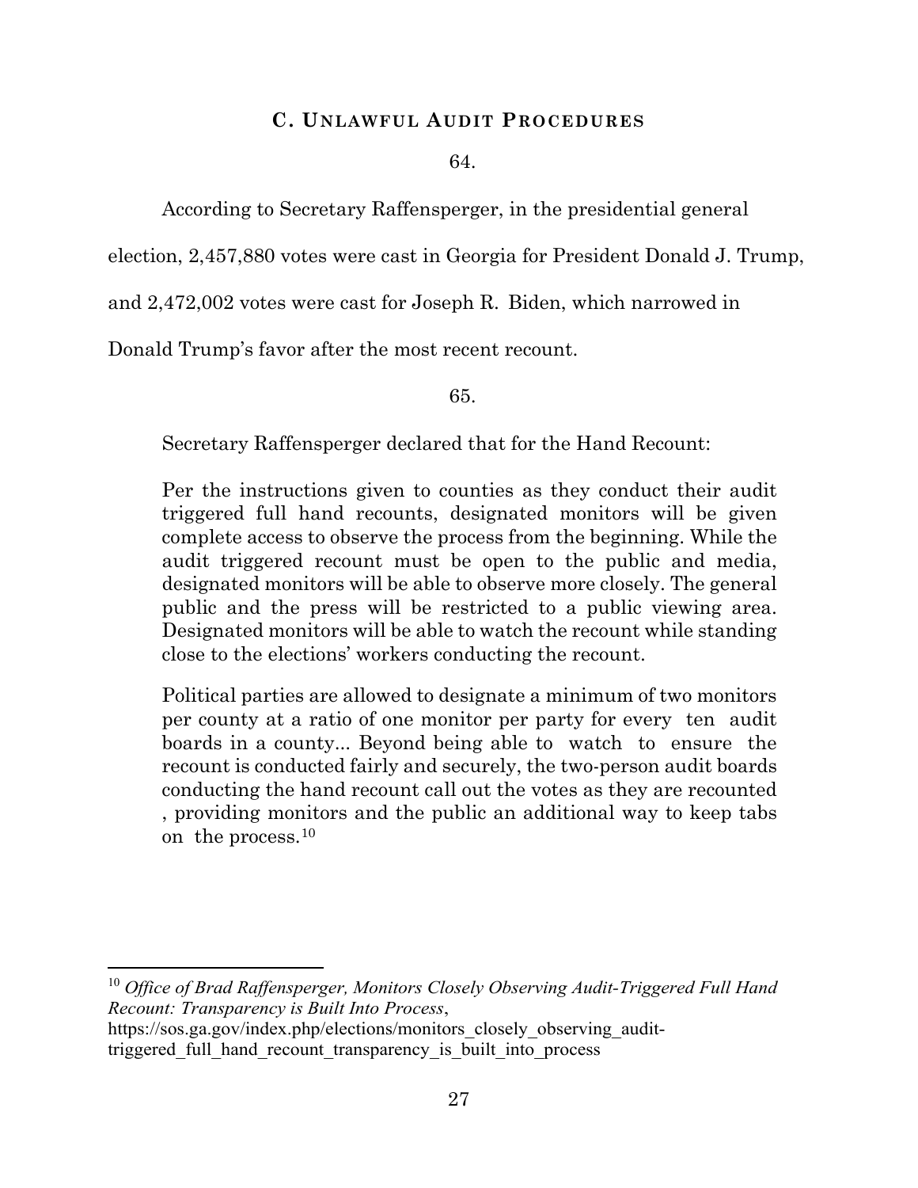### C. UNLAWFUL AUDIT PROCEDURES

64.

According to Secretary Raffensperger, in the presidential general election, 2,457,880 votes were cast in Georgia for President Donald J. Trump, and 2,472,002 votes were cast for Joseph R. Biden, which narrowed in Donald Trump's favor after the most recent recount.

65.

Secretary Raffensperger declared that for the Hand Recount:

> Per the instructions given to counties as they conduct their audit triggered full hand recounts, designated monitors will be given complete access to observe the process from the beginning. While the audit triggered recount must be open to the public and media, designated monitors will be able to observe more closely. The general public and the press will be restricted to a public viewing area. Designated monitors will be able to watch the recount while standing close to the elections' workers conducting the recount.
>
> Political parties are allowed to designate a minimum of two monitors per county at a ratio of one monitor per party for every ten audit boards in a county... Beyond being able to watch to ensure the recount is conducted fairly and securely, the two-person audit boards conducting the hand recount call out the votes as they are recounted , providing monitors and the public an additional way to keep tabs on the process.[10]

---

[10] *Office of Brad Raffensperger, Monitors Closely Observing Audit-Triggered Full Hand Recount: Transparency is Built Into Process*, https://sos.ga.gov/index.php/elections/monitors_closely_observing_audit-triggered_full_hand_recount_transparency_is_built_into_process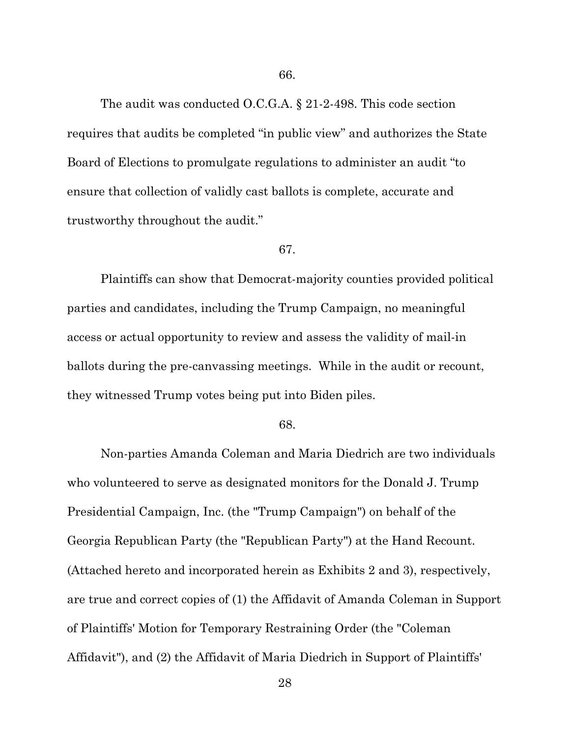66.

The audit was conducted O.C.G.A. § 21-2-498. This code section requires that audits be completed "in public view" and authorizes the State Board of Elections to promulgate regulations to administer an audit "to ensure that collection of validly cast ballots is complete, accurate and trustworthy throughout the audit."

67.

Plaintiffs can show that Democrat-majority counties provided political parties and candidates, including the Trump Campaign, no meaningful access or actual opportunity to review and assess the validity of mail-in ballots during the pre-canvassing meetings. While in the audit or recount, they witnessed Trump votes being put into Biden piles.

68.

Non-parties Amanda Coleman and Maria Diedrich are two individuals who volunteered to serve as designated monitors for the Donald J. Trump Presidential Campaign, Inc. (the "Trump Campaign") on behalf of the Georgia Republican Party (the "Republican Party") at the Hand Recount. (Attached hereto and incorporated herein as Exhibits 2 and 3), respectively, are true and correct copies of (1) the Affidavit of Amanda Coleman in Support of Plaintiffs' Motion for Temporary Restraining Order (the "Coleman Affidavit"), and (2) the Affidavit of Maria Diedrich in Support of Plaintiffs'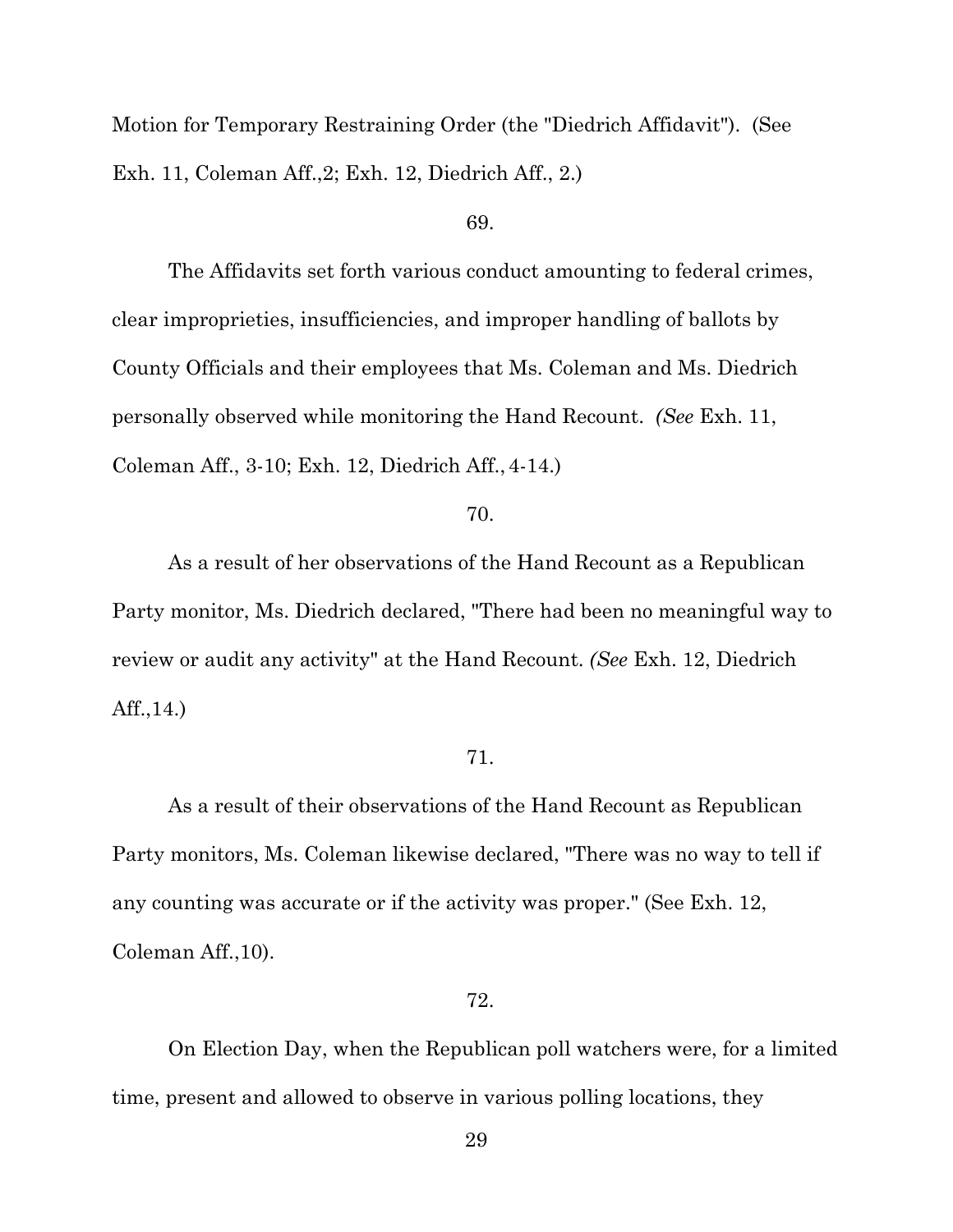Motion for Temporary Restraining Order (the "Diedrich Affidavit"). (See Exh. 11, Coleman Aff.,2; Exh. 12, Diedrich Aff., 2.)

69.

The Affidavits set forth various conduct amounting to federal crimes, clear improprieties, insufficiencies, and improper handling of ballots by County Officials and their employees that Ms. Coleman and Ms. Diedrich personally observed while monitoring the Hand Recount. *(See* Exh. 11, Coleman Aff., 3-10; Exh. 12, Diedrich Aff., 4-14.)

70.

As a result of her observations of the Hand Recount as a Republican Party monitor, Ms. Diedrich declared, "There had been no meaningful way to review or audit any activity" at the Hand Recount. *(See* Exh. 12, Diedrich Aff.,14.)

71.

As a result of their observations of the Hand Recount as Republican Party monitors, Ms. Coleman likewise declared, "There was no way to tell if any counting was accurate or if the activity was proper." (See Exh. 12, Coleman Aff.,10).

72.

On Election Day, when the Republican poll watchers were, for a limited time, present and allowed to observe in various polling locations, they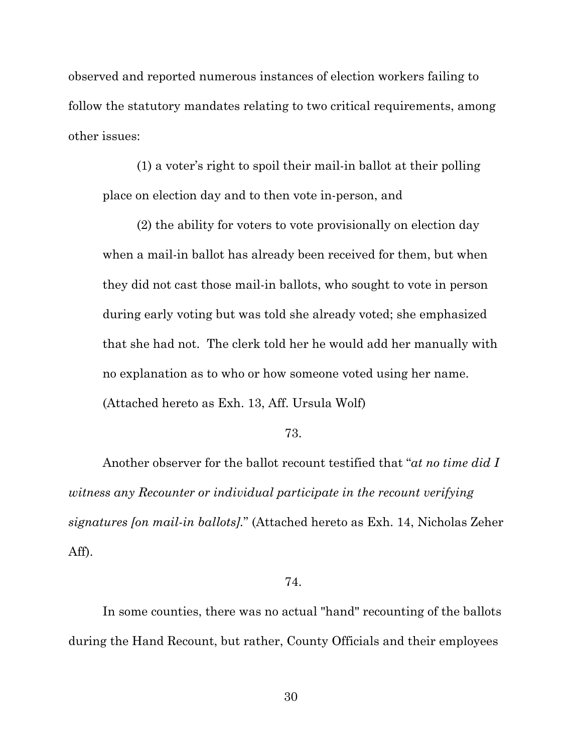observed and reported numerous instances of election workers failing to follow the statutory mandates relating to two critical requirements, among other issues:

(1) a voter's right to spoil their mail-in ballot at their polling place on election day and to then vote in-person, and

(2) the ability for voters to vote provisionally on election day when a mail-in ballot has already been received for them, but when they did not cast those mail-in ballots, who sought to vote in person during early voting but was told she already voted; she emphasized that she had not. The clerk told her he would add her manually with no explanation as to who or how someone voted using her name. (Attached hereto as Exh. 13, Aff. Ursula Wolf)

73.

Another observer for the ballot recount testified that "*at no time did I witness any Recounter or individual participate in the recount verifying signatures [on mail-in ballots].*" (Attached hereto as Exh. 14, Nicholas Zeher Aff).

74.

In some counties, there was no actual "hand" recounting of the ballots during the Hand Recount, but rather, County Officials and their employees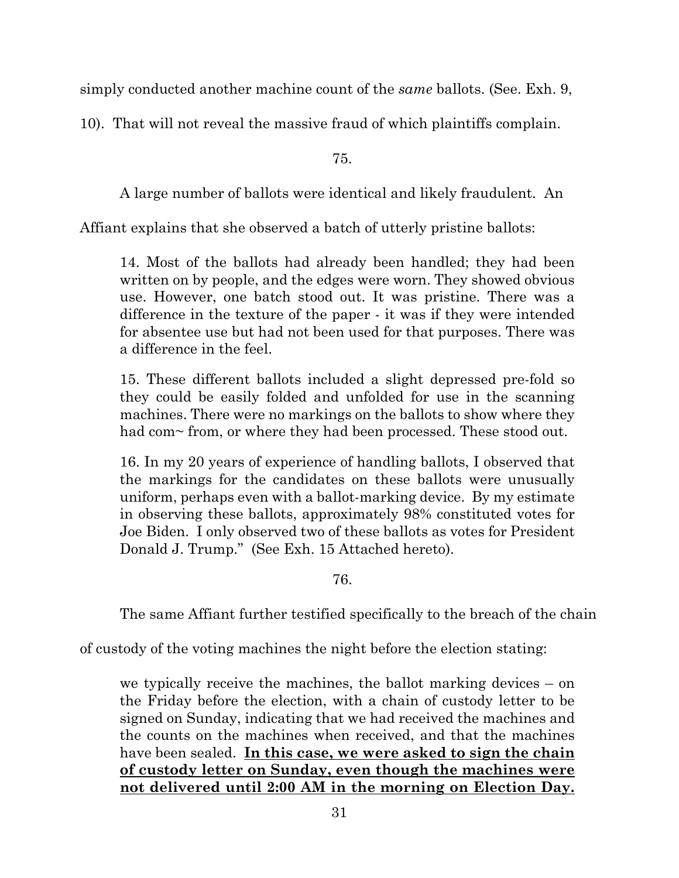simply conducted another machine count of the *same* ballots. (See. Exh. 9, 10). That will not reveal the massive fraud of which plaintiffs complain.

75.

A large number of ballots were identical and likely fraudulent. An Affiant explains that she observed a batch of utterly pristine ballots:

> 14. Most of the ballots had already been handled; they had been written on by people, and the edges were worn. They showed obvious use. However, one batch stood out. It was pristine. There was a difference in the texture of the paper - it was if they were intended for absentee use but had not been used for that purposes. There was a difference in the feel.
>
> 15. These different ballots included a slight depressed pre-fold so they could be easily folded and unfolded for use in the scanning machines. There were no markings on the ballots to show where they had com~ from, or where they had been processed. These stood out.
>
> 16. In my 20 years of experience of handling ballots, I observed that the markings for the candidates on these ballots were unusually uniform, perhaps even with a ballot-marking device. By my estimate in observing these ballots, approximately 98% constituted votes for Joe Biden. I only observed two of these ballots as votes for President Donald J. Trump." (See Exh. 15 Attached hereto).

76.

The same Affiant further testified specifically to the breach of the chain of custody of the voting machines the night before the election stating:

> we typically receive the machines, the ballot marking devices – on the Friday before the election, with a chain of custody letter to be signed on Sunday, indicating that we had received the machines and the counts on the machines when received, and that the machines have been sealed. **In this case, we were asked to sign the chain of custody letter on Sunday, even though the machines were not delivered until 2:00 AM in the morning on Election Day.**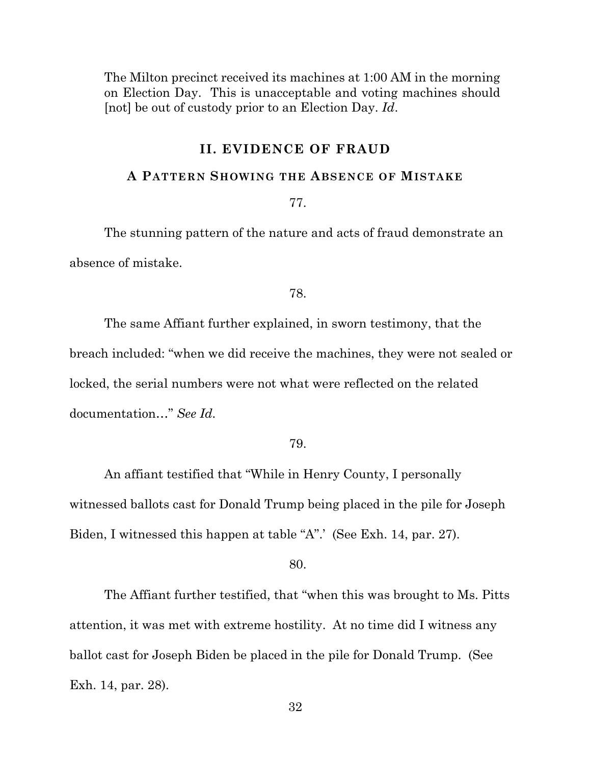> The Milton precinct received its machines at 1:00 AM in the morning on Election Day. This is unacceptable and voting machines should [not] be out of custody prior to an Election Day. *Id*.

## II. EVIDENCE OF FRAUD

### A PATTERN SHOWING THE ABSENCE OF MISTAKE

77.

The stunning pattern of the nature and acts of fraud demonstrate an absence of mistake.

78.

The same Affiant further explained, in sworn testimony, that the breach included: "when we did receive the machines, they were not sealed or locked, the serial numbers were not what were reflected on the related documentation…" *See Id.*

79.

An affiant testified that "While in Henry County, I personally witnessed ballots cast for Donald Trump being placed in the pile for Joseph Biden, I witnessed this happen at table "A".' (See Exh. 14, par. 27).

80.

The Affiant further testified, that "when this was brought to Ms. Pitts attention, it was met with extreme hostility. At no time did I witness any ballot cast for Joseph Biden be placed in the pile for Donald Trump. (See Exh. 14, par. 28).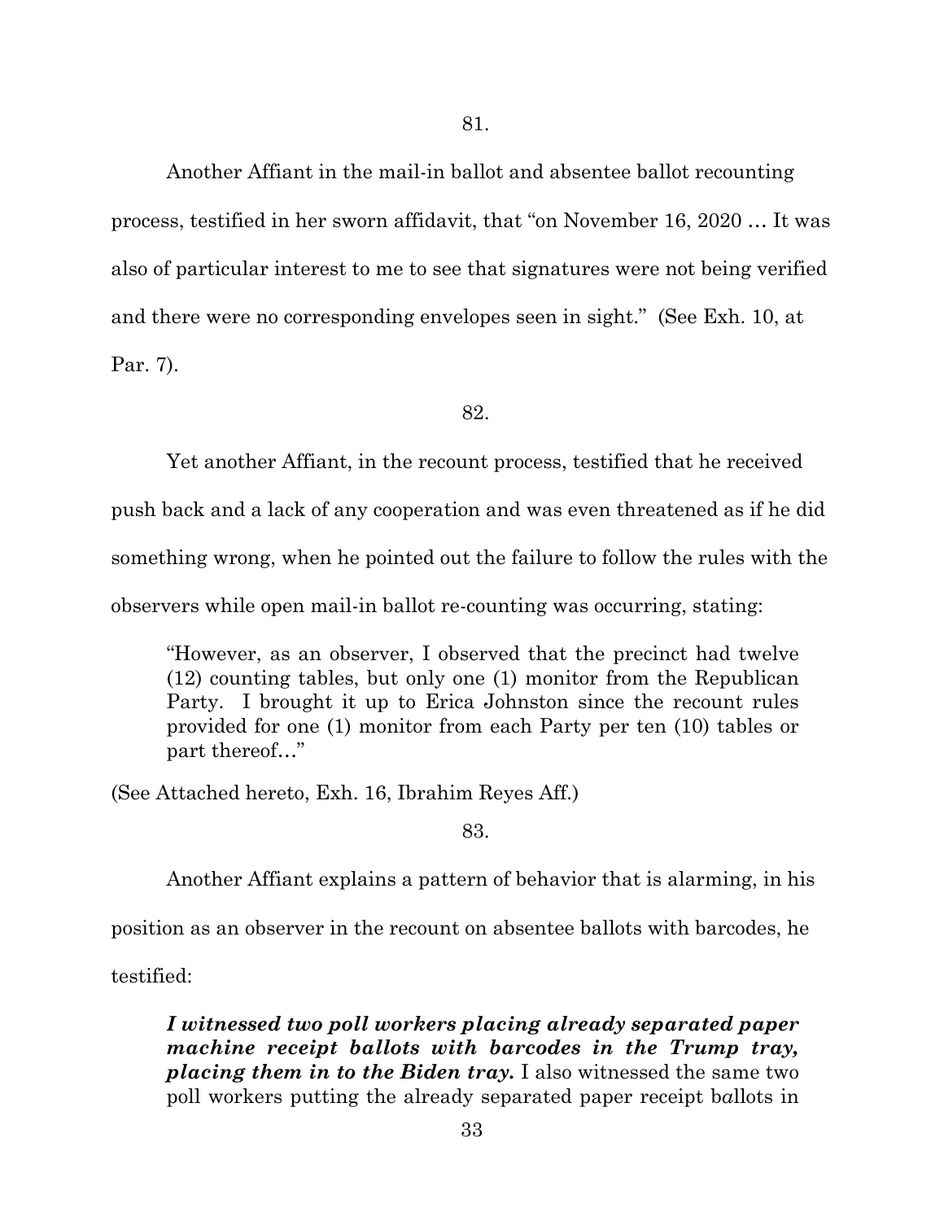81.

Another Affiant in the mail-in ballot and absentee ballot recounting process, testified in her sworn affidavit, that "on November 16, 2020 … It was also of particular interest to me to see that signatures were not being verified and there were no corresponding envelopes seen in sight." (See Exh. 10, at Par. 7).

82.

Yet another Affiant, in the recount process, testified that he received push back and a lack of any cooperation and was even threatened as if he did something wrong, when he pointed out the failure to follow the rules with the observers while open mail-in ballot re-counting was occurring, stating:

> "However, as an observer, I observed that the precinct had twelve (12) counting tables, but only one (1) monitor from the Republican Party. I brought it up to Erica Johnston since the recount rules provided for one (1) monitor from each Party per ten (10) tables or part thereof…"

(See Attached hereto, Exh. 16, Ibrahim Reyes Aff.)

83.

Another Affiant explains a pattern of behavior that is alarming, in his position as an observer in the recount on absentee ballots with barcodes, he testified:

> ***I witnessed two poll workers placing already separated paper machine receipt ballots with barcodes in the Trump tray, placing them in to the Biden tray.*** I also witnessed the same two poll workers putting the already separated paper receipt ballots in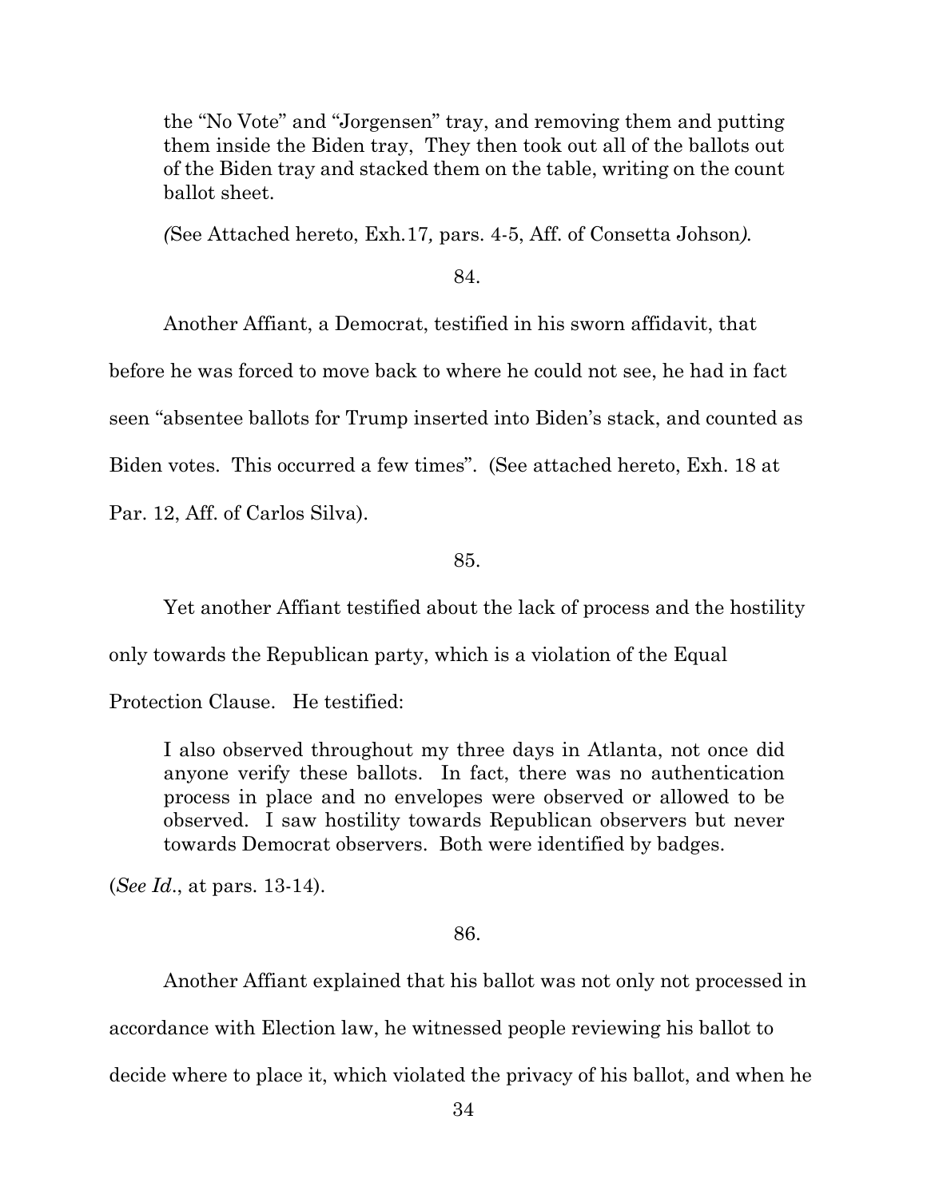> the "No Vote" and "Jorgensen" tray, and removing them and putting them inside the Biden tray, They then took out all of the ballots out of the Biden tray and stacked them on the table, writing on the count ballot sheet.

*(*See Attached hereto, Exh.17*,* pars. 4-5, Aff. of Consetta Johson*).*

84.

Another Affiant, a Democrat, testified in his sworn affidavit, that before he was forced to move back to where he could not see, he had in fact seen "absentee ballots for Trump inserted into Biden's stack, and counted as Biden votes. This occurred a few times". (See attached hereto, Exh. 18 at Par. 12, Aff. of Carlos Silva).

85.

Yet another Affiant testified about the lack of process and the hostility only towards the Republican party, which is a violation of the Equal Protection Clause. He testified:

> I also observed throughout my three days in Atlanta, not once did anyone verify these ballots. In fact, there was no authentication process in place and no envelopes were observed or allowed to be observed. I saw hostility towards Republican observers but never towards Democrat observers. Both were identified by badges.

(*See Id*., at pars. 13-14).

86.

Another Affiant explained that his ballot was not only not processed in accordance with Election law, he witnessed people reviewing his ballot to decide where to place it, which violated the privacy of his ballot, and when he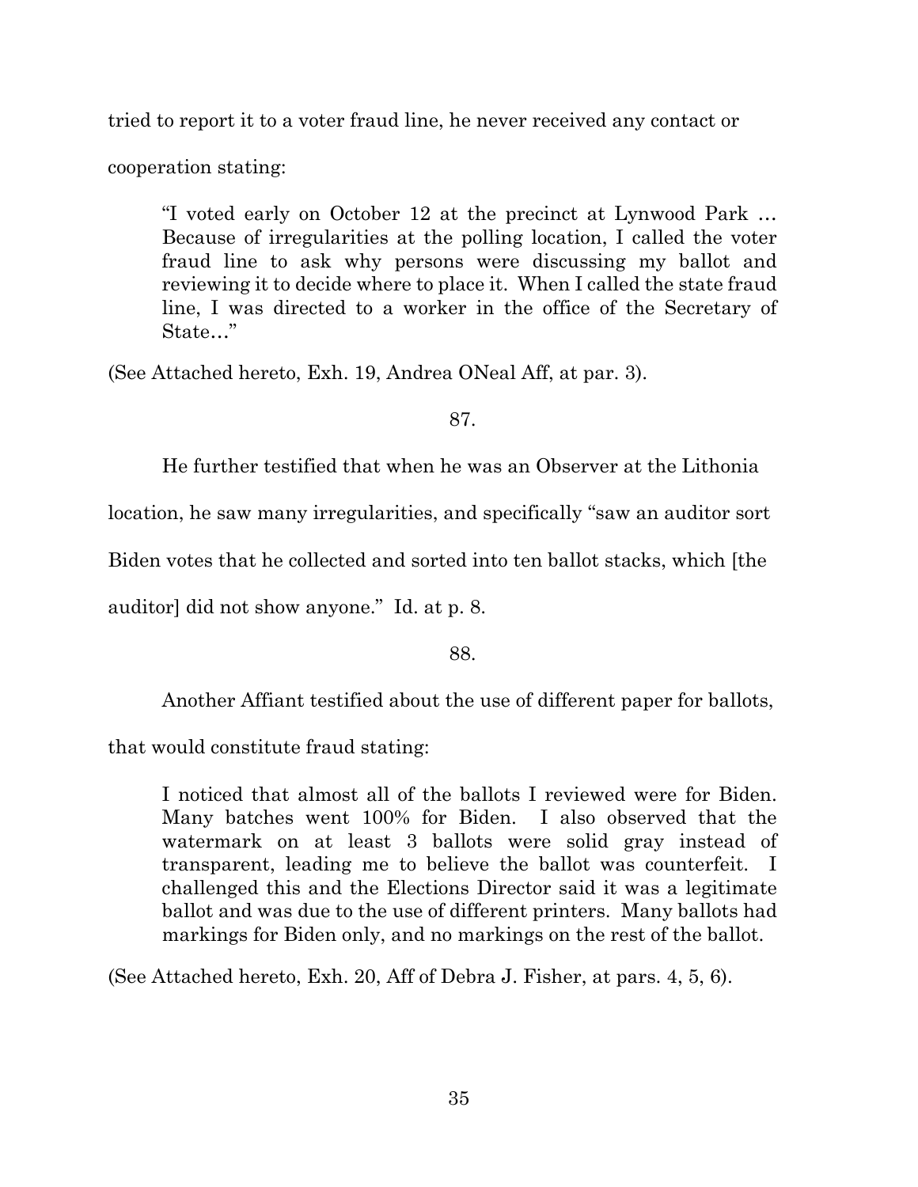tried to report it to a voter fraud line, he never received any contact or cooperation stating:

> "I voted early on October 12 at the precinct at Lynwood Park … Because of irregularities at the polling location, I called the voter fraud line to ask why persons were discussing my ballot and reviewing it to decide where to place it. When I called the state fraud line, I was directed to a worker in the office of the Secretary of State…"

(See Attached hereto, Exh. 19, Andrea ONeal Aff, at par. 3).

87.

He further testified that when he was an Observer at the Lithonia location, he saw many irregularities, and specifically "saw an auditor sort Biden votes that he collected and sorted into ten ballot stacks, which [the auditor] did not show anyone." Id. at p. 8.

88.

Another Affiant testified about the use of different paper for ballots, that would constitute fraud stating:

> I noticed that almost all of the ballots I reviewed were for Biden. Many batches went 100% for Biden. I also observed that the watermark on at least 3 ballots were solid gray instead of transparent, leading me to believe the ballot was counterfeit. I challenged this and the Elections Director said it was a legitimate ballot and was due to the use of different printers. Many ballots had markings for Biden only, and no markings on the rest of the ballot.

(See Attached hereto, Exh. 20, Aff of Debra J. Fisher, at pars. 4, 5, 6).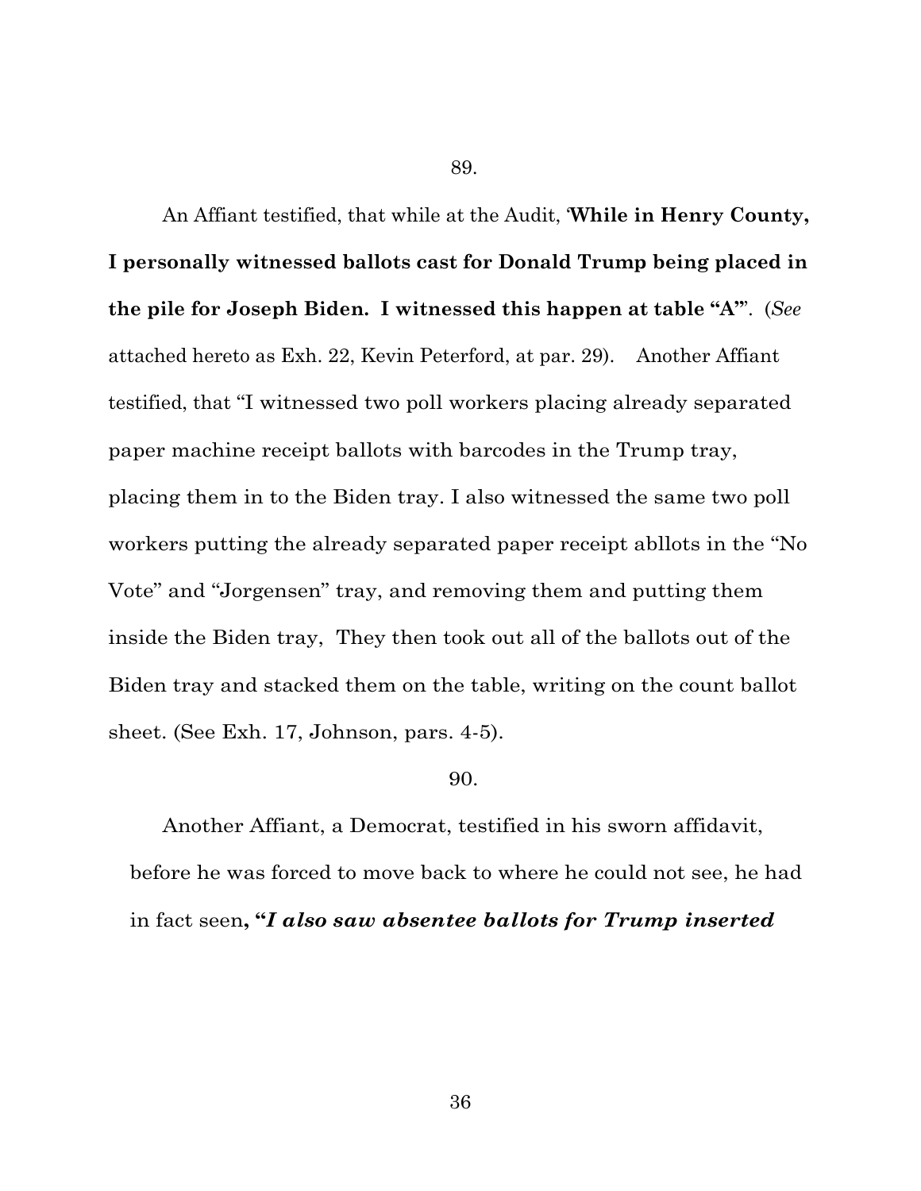89.

An Affiant testified, that while at the Audit, '**While in Henry County, I personally witnessed ballots cast for Donald Trump being placed in the pile for Joseph Biden. I witnessed this happen at table "A"**'. (*See* attached hereto as Exh. 22, Kevin Peterford, at par. 29). Another Affiant testified, that "I witnessed two poll workers placing already separated paper machine receipt ballots with barcodes in the Trump tray, placing them in to the Biden tray. I also witnessed the same two poll workers putting the already separated paper receipt abllots in the "No Vote" and "Jorgensen" tray, and removing them and putting them inside the Biden tray, They then took out all of the ballots out of the Biden tray and stacked them on the table, writing on the count ballot sheet. (See Exh. 17, Johnson, pars. 4-5).

90.

Another Affiant, a Democrat, testified in his sworn affidavit, before he was forced to move back to where he could not see, he had in fact seen**, "*I also saw absentee ballots for Trump inserted***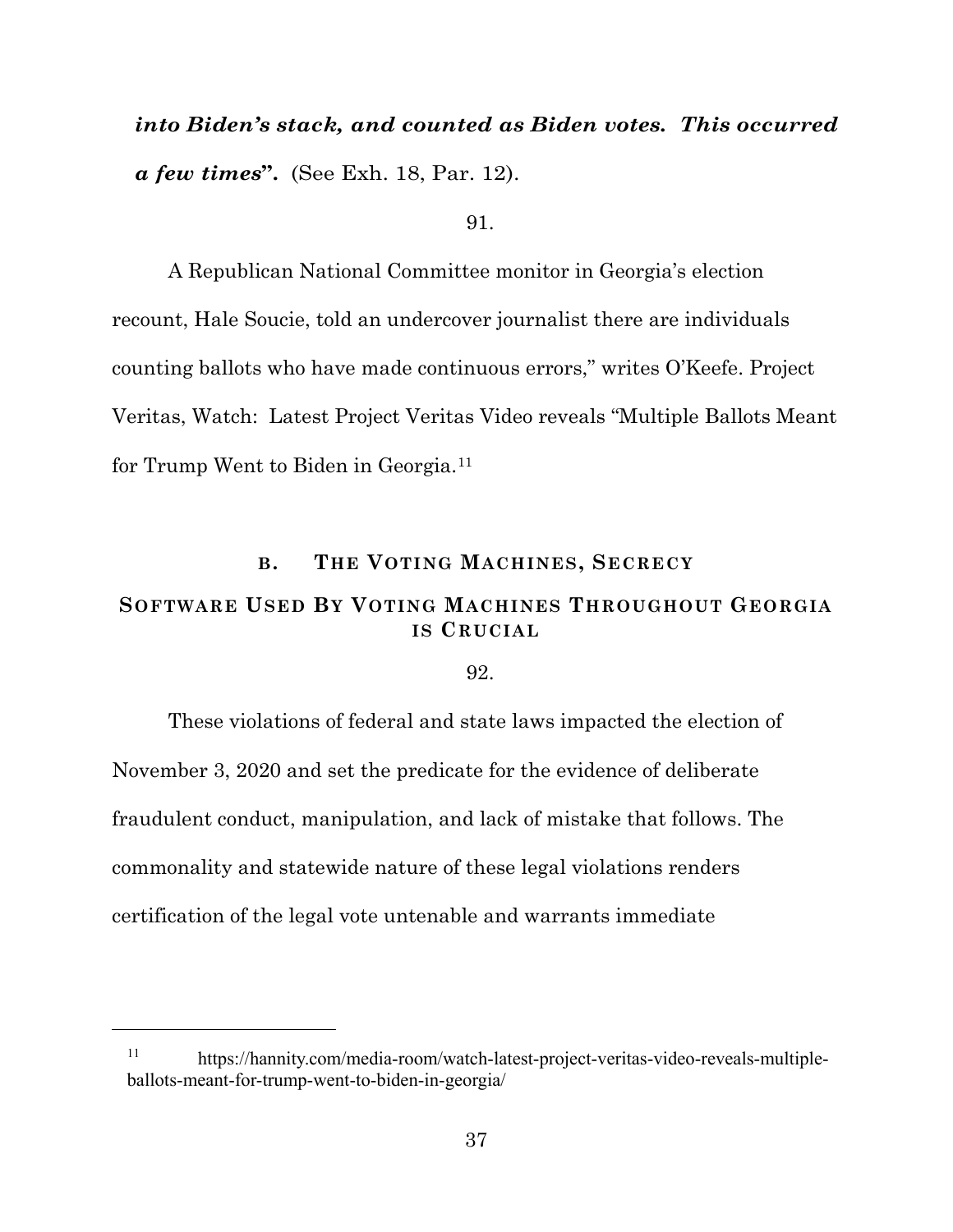***into Biden's stack, and counted as Biden votes. This occurred a few times*"**. (See Exh. 18, Par. 12).

91.

A Republican National Committee monitor in Georgia's election recount, Hale Soucie, told an undercover journalist there are individuals counting ballots who have made continuous errors," writes O'Keefe. Project Veritas, Watch: Latest Project Veritas Video reveals "Multiple Ballots Meant for Trump Went to Biden in Georgia.[11]

## B. THE VOTING MACHINES, SECRECY SOFTWARE USED BY VOTING MACHINES THROUGHOUT GEORGIA IS CRUCIAL

92.

These violations of federal and state laws impacted the election of November 3, 2020 and set the predicate for the evidence of deliberate fraudulent conduct, manipulation, and lack of mistake that follows. The commonality and statewide nature of these legal violations renders certification of the legal vote untenable and warrants immediate

---

[11] https://hannity.com/media-room/watch-latest-project-veritas-video-reveals-multiple-ballots-meant-for-trump-went-to-biden-in-georgia/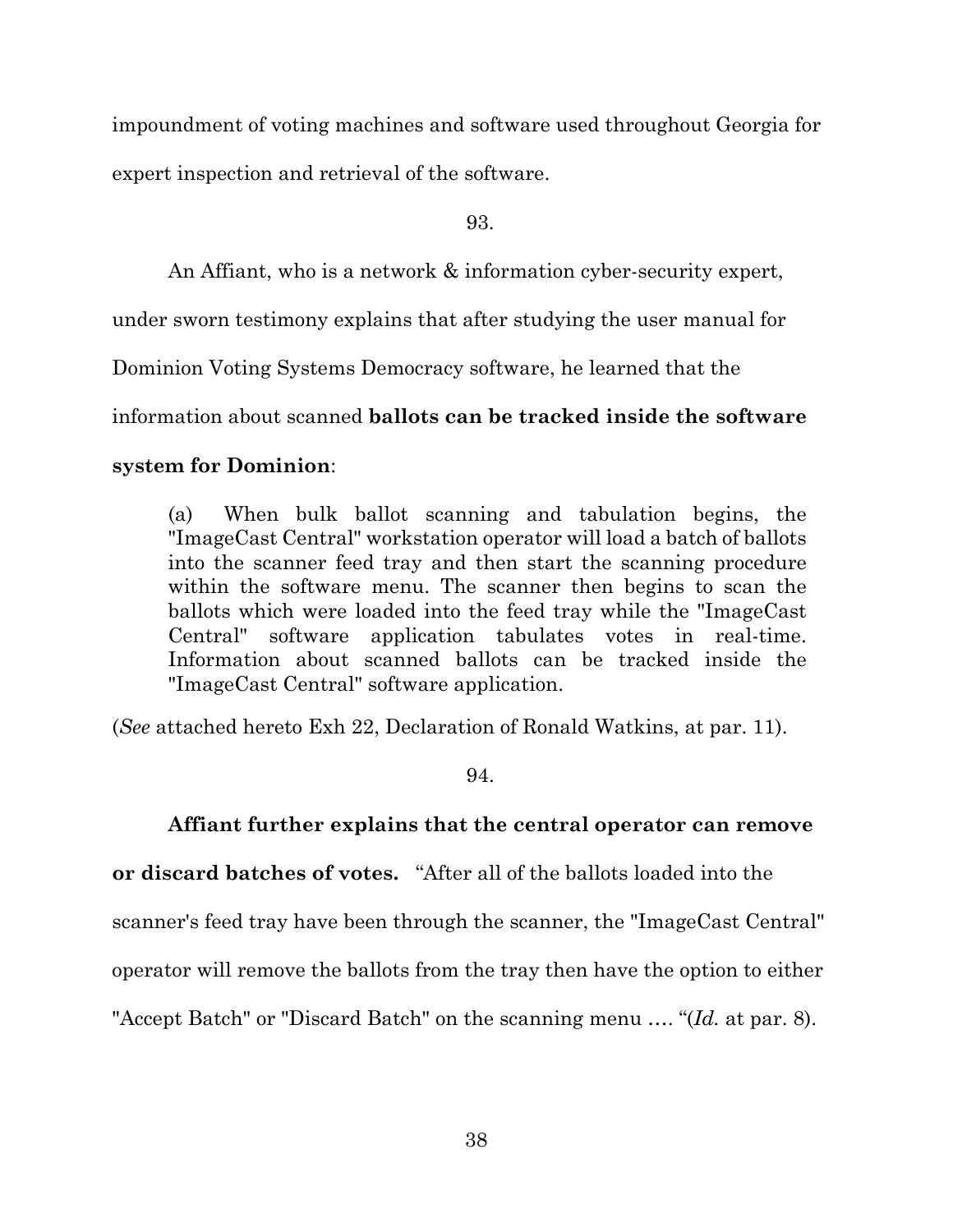impoundment of voting machines and software used throughout Georgia for expert inspection and retrieval of the software.

93.

An Affiant, who is a network & information cyber-security expert, under sworn testimony explains that after studying the user manual for Dominion Voting Systems Democracy software, he learned that the information about scanned **ballots can be tracked inside the software system for Dominion**:

> (a) When bulk ballot scanning and tabulation begins, the "ImageCast Central" workstation operator will load a batch of ballots into the scanner feed tray and then start the scanning procedure within the software menu. The scanner then begins to scan the ballots which were loaded into the feed tray while the "ImageCast Central" software application tabulates votes in real-time. Information about scanned ballots can be tracked inside the "ImageCast Central" software application.

(*See* attached hereto Exh 22, Declaration of Ronald Watkins, at par. 11).

94.

**Affiant further explains that the central operator can remove or discard batches of votes.** "After all of the ballots loaded into the scanner's feed tray have been through the scanner, the "ImageCast Central" operator will remove the ballots from the tray then have the option to either "Accept Batch" or "Discard Batch" on the scanning menu …. "(*Id.* at par. 8).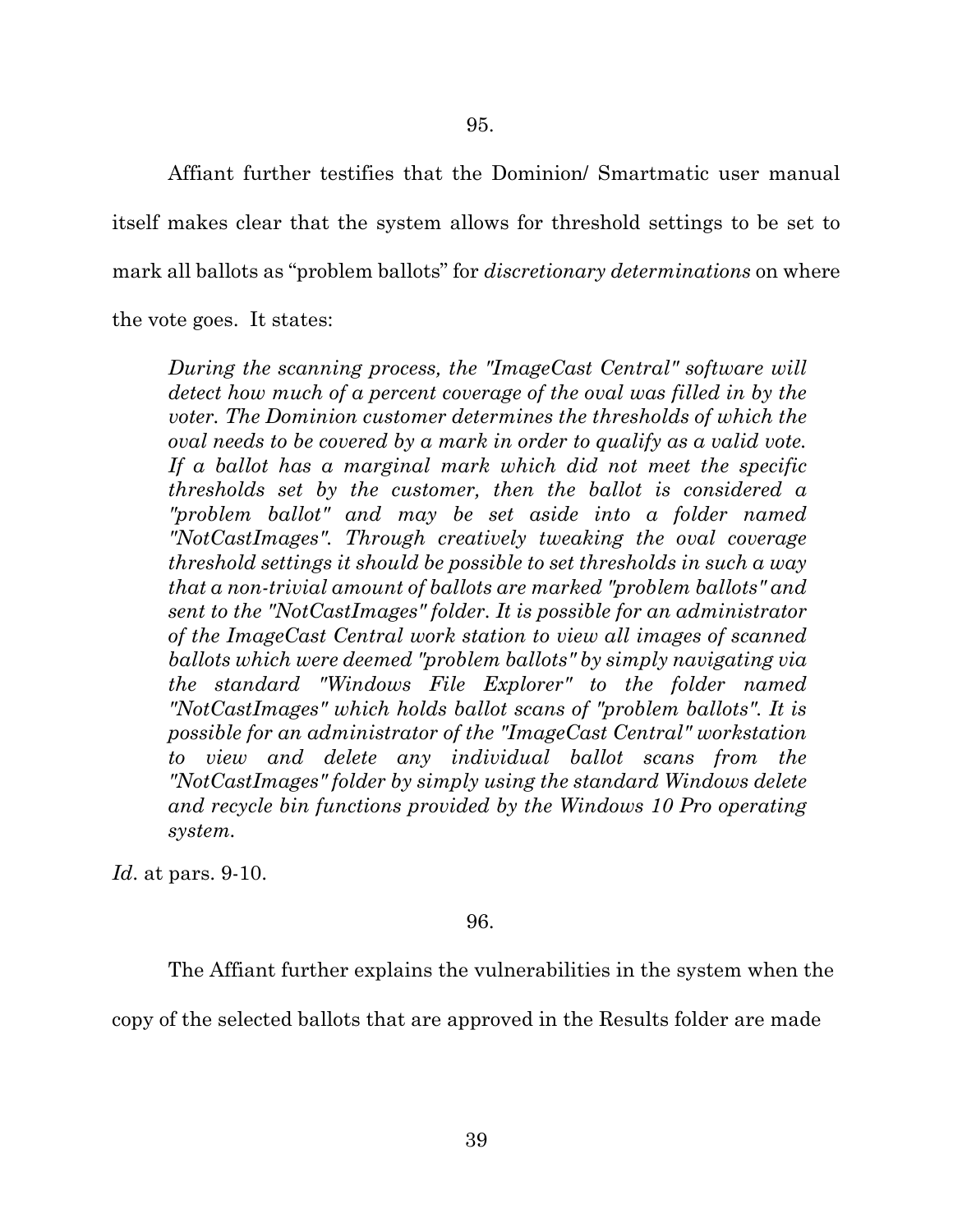95.

Affiant further testifies that the Dominion/ Smartmatic user manual itself makes clear that the system allows for threshold settings to be set to mark all ballots as "problem ballots" for *discretionary determinations* on where the vote goes. It states:

> *During the scanning process, the "ImageCast Central" software will detect how much of a percent coverage of the oval was filled in by the voter. The Dominion customer determines the thresholds of which the oval needs to be covered by a mark in order to qualify as a valid vote. If a ballot has a marginal mark which did not meet the specific thresholds set by the customer, then the ballot is considered a "problem ballot" and may be set aside into a folder named "NotCastImages". Through creatively tweaking the oval coverage threshold settings it should be possible to set thresholds in such a way that a non-trivial amount of ballots are marked "problem ballots" and sent to the "NotCastImages" folder. It is possible for an administrator of the ImageCast Central work station to view all images of scanned ballots which were deemed "problem ballots" by simply navigating via the standard "Windows File Explorer" to the folder named "NotCastImages" which holds ballot scans of "problem ballots". It is possible for an administrator of the "ImageCast Central" workstation to view and delete any individual ballot scans from the "NotCastImages" folder by simply using the standard Windows delete and recycle bin functions provided by the Windows 10 Pro operating system.*

*Id*. at pars. 9-10.

96.

The Affiant further explains the vulnerabilities in the system when the copy of the selected ballots that are approved in the Results folder are made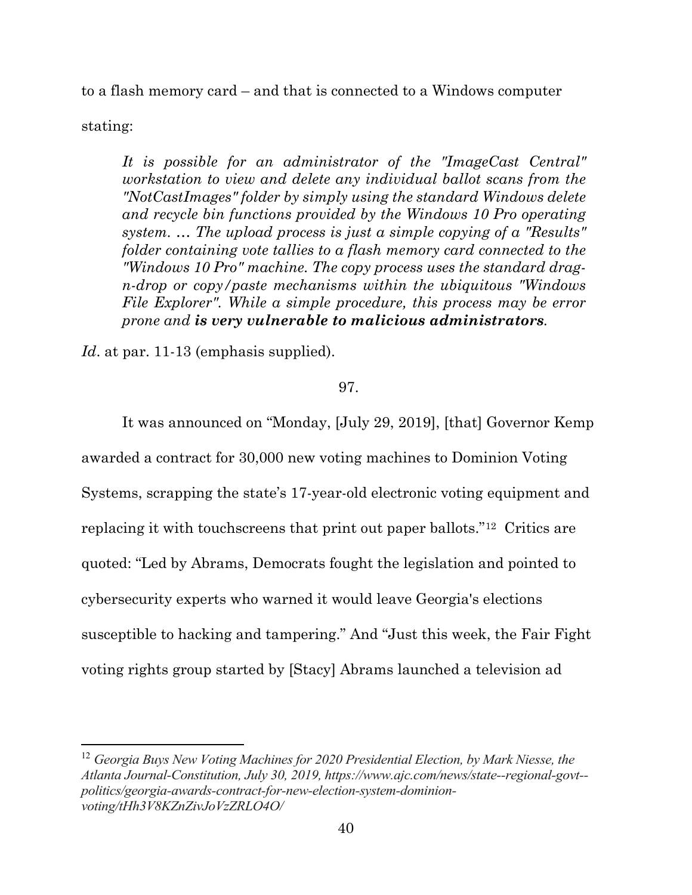to a flash memory card – and that is connected to a Windows computer stating:

> *It is possible for an administrator of the "ImageCast Central" workstation to view and delete any individual ballot scans from the "NotCastImages" folder by simply using the standard Windows delete and recycle bin functions provided by the Windows 10 Pro operating system. … The upload process is just a simple copying of a "Results" folder containing vote tallies to a flash memory card connected to the "Windows 10 Pro" machine. The copy process uses the standard drag-n-drop or copy/paste mechanisms within the ubiquitous "Windows File Explorer". While a simple procedure, this process may be error prone and* ***is very vulnerable to malicious administrators****.*

*Id*. at par. 11-13 (emphasis supplied).

97.

It was announced on "Monday, [July 29, 2019], [that] Governor Kemp awarded a contract for 30,000 new voting machines to Dominion Voting Systems, scrapping the state's 17-year-old electronic voting equipment and replacing it with touchscreens that print out paper ballots."[12] Critics are quoted: "Led by Abrams, Democrats fought the legislation and pointed to cybersecurity experts who warned it would leave Georgia's elections susceptible to hacking and tampering." And "Just this week, the Fair Fight voting rights group started by [Stacy] Abrams launched a television ad

[12] *Georgia Buys New Voting Machines for 2020 Presidential Election, by Mark Niesse, the Atlanta Journal-Constitution, July 30, 2019, https://www.ajc.com/news/state--regional-govt--politics/georgia-awards-contract-for-new-election-system-dominion-voting/tHh3V8KZnZivJoVzZRLO4O/*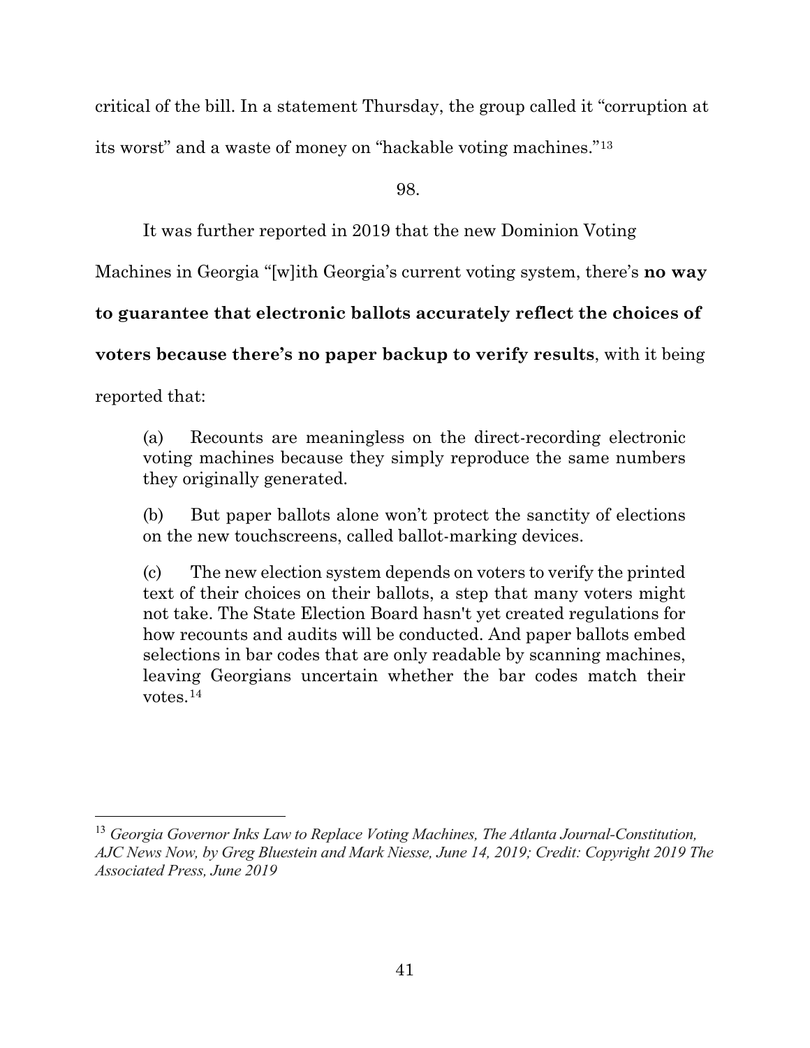critical of the bill. In a statement Thursday, the group called it "corruption at its worst" and a waste of money on "hackable voting machines."[13]

98.

It was further reported in 2019 that the new Dominion Voting Machines in Georgia "[w]ith Georgia's current voting system, there's **no way to guarantee that electronic ballots accurately reflect the choices of voters because there's no paper backup to verify results**, with it being reported that:

> (a) Recounts are meaningless on the direct-recording electronic voting machines because they simply reproduce the same numbers they originally generated.
>
> (b) But paper ballots alone won't protect the sanctity of elections on the new touchscreens, called ballot-marking devices.
>
> (c) The new election system depends on voters to verify the printed text of their choices on their ballots, a step that many voters might not take. The State Election Board hasn't yet created regulations for how recounts and audits will be conducted. And paper ballots embed selections in bar codes that are only readable by scanning machines, leaving Georgians uncertain whether the bar codes match their votes.[14]

---

[13] *Georgia Governor Inks Law to Replace Voting Machines, The Atlanta Journal-Constitution, AJC News Now, by Greg Bluestein and Mark Niesse, June 14, 2019; Credit: Copyright 2019 The Associated Press, June 2019*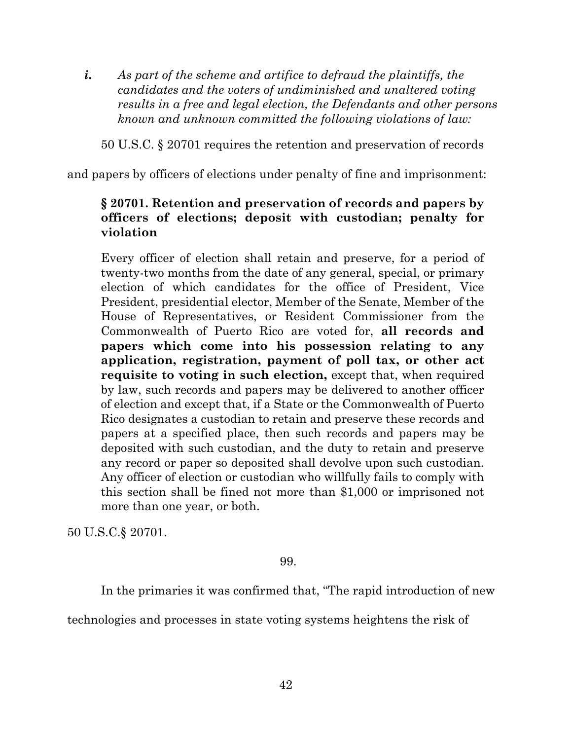***i.*** *As part of the scheme and artifice to defraud the plaintiffs, the candidates and the voters of undiminished and unaltered voting results in a free and legal election, the Defendants and other persons known and unknown committed the following violations of law:*

50 U.S.C. § 20701 requires the retention and preservation of records and papers by officers of elections under penalty of fine and imprisonment:

> **§ 20701. Retention and preservation of records and papers by officers of elections; deposit with custodian; penalty for violation**
>
> Every officer of election shall retain and preserve, for a period of twenty-two months from the date of any general, special, or primary election of which candidates for the office of President, Vice President, presidential elector, Member of the Senate, Member of the House of Representatives, or Resident Commissioner from the Commonwealth of Puerto Rico are voted for, **all records and papers which come into his possession relating to any application, registration, payment of poll tax, or other act requisite to voting in such election,** except that, when required by law, such records and papers may be delivered to another officer of election and except that, if a State or the Commonwealth of Puerto Rico designates a custodian to retain and preserve these records and papers at a specified place, then such records and papers may be deposited with such custodian, and the duty to retain and preserve any record or paper so deposited shall devolve upon such custodian. Any officer of election or custodian who willfully fails to comply with this section shall be fined not more than $1,000 or imprisoned not more than one year, or both.

50 U.S.C.§ 20701.

99.

In the primaries it was confirmed that, "The rapid introduction of new technologies and processes in state voting systems heightens the risk of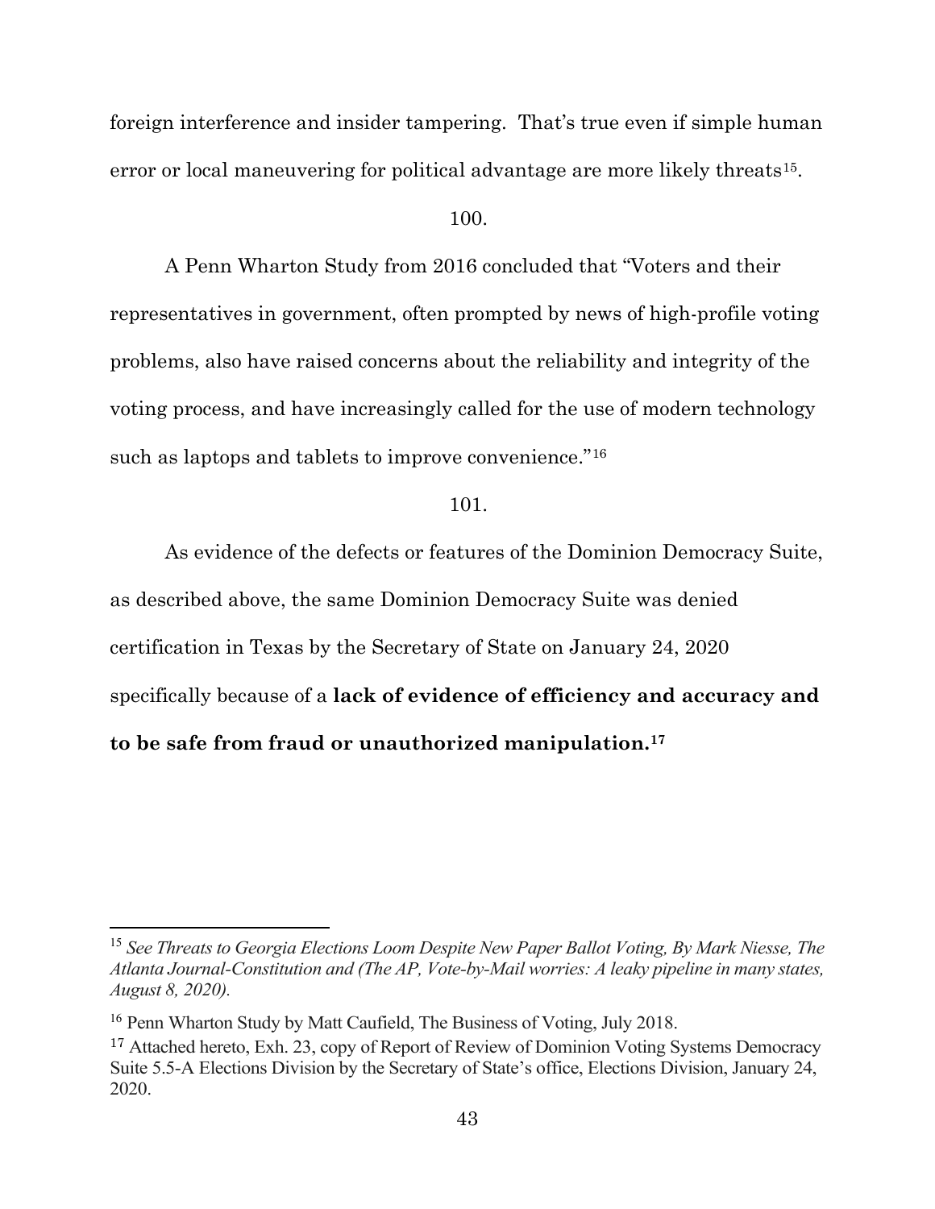foreign interference and insider tampering. That's true even if simple human error or local maneuvering for political advantage are more likely threats[15].

100.

A Penn Wharton Study from 2016 concluded that "Voters and their representatives in government, often prompted by news of high-profile voting problems, also have raised concerns about the reliability and integrity of the voting process, and have increasingly called for the use of modern technology such as laptops and tablets to improve convenience."[16]

101.

As evidence of the defects or features of the Dominion Democracy Suite, as described above, the same Dominion Democracy Suite was denied certification in Texas by the Secretary of State on January 24, 2020 specifically because of a **lack of evidence of efficiency and accuracy and to be safe from fraud or unauthorized manipulation.[17]**

---

[15] *See Threats to Georgia Elections Loom Despite New Paper Ballot Voting, By Mark Niesse, The Atlanta Journal-Constitution and (The AP, Vote-by-Mail worries: A leaky pipeline in many states, August 8, 2020).*

[16] Penn Wharton Study by Matt Caufield, The Business of Voting, July 2018.

[17] Attached hereto, Exh. 23, copy of Report of Review of Dominion Voting Systems Democracy Suite 5.5-A Elections Division by the Secretary of State's office, Elections Division, January 24, 2020.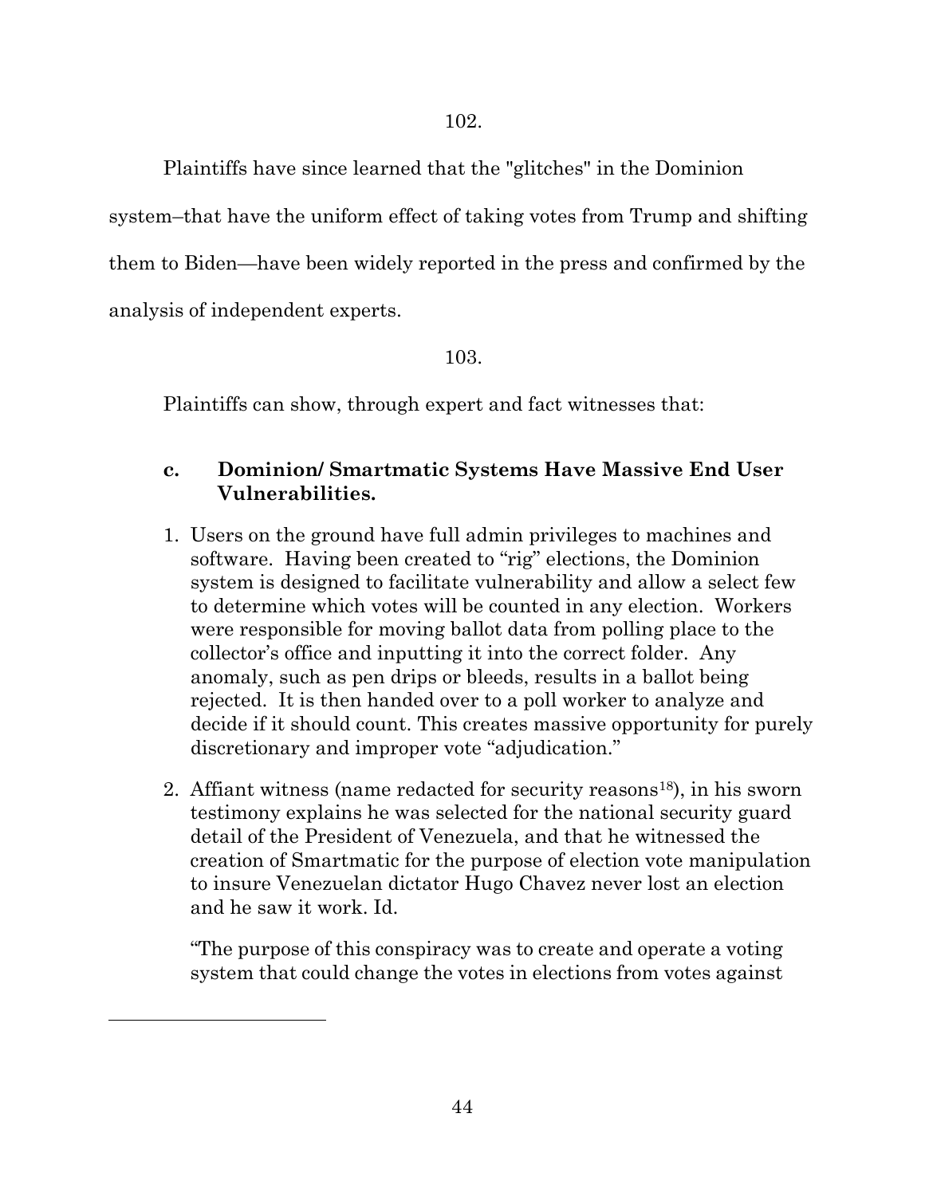102.

Plaintiffs have since learned that the "glitches" in the Dominion system–that have the uniform effect of taking votes from Trump and shifting them to Biden—have been widely reported in the press and confirmed by the analysis of independent experts.

103.

Plaintiffs can show, through expert and fact witnesses that:

### c. Dominion/ Smartmatic Systems Have Massive End User Vulnerabilities.

1. Users on the ground have full admin privileges to machines and software. Having been created to "rig" elections, the Dominion system is designed to facilitate vulnerability and allow a select few to determine which votes will be counted in any election. Workers were responsible for moving ballot data from polling place to the collector's office and inputting it into the correct folder. Any anomaly, such as pen drips or bleeds, results in a ballot being rejected. It is then handed over to a poll worker to analyze and decide if it should count. This creates massive opportunity for purely discretionary and improper vote "adjudication."

2. Affiant witness (name redacted for security reasons[18]), in his sworn testimony explains he was selected for the national security guard detail of the President of Venezuela, and that he witnessed the creation of Smartmatic for the purpose of election vote manipulation to insure Venezuelan dictator Hugo Chavez never lost an election and he saw it work. Id.

   "The purpose of this conspiracy was to create and operate a voting system that could change the votes in elections from votes against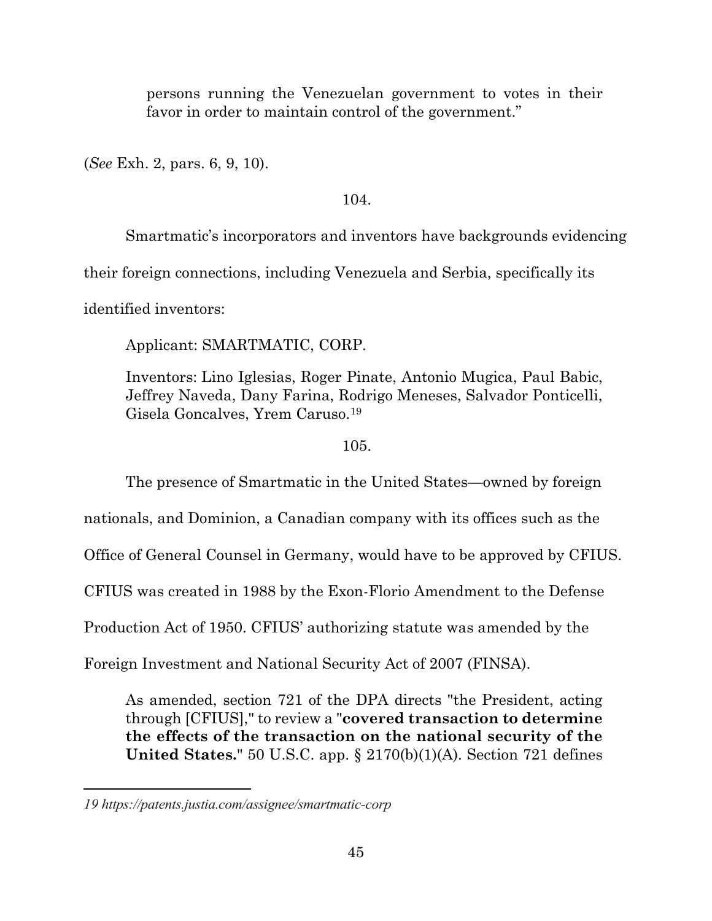> persons running the Venezuelan government to votes in their favor in order to maintain control of the government."

(*See* Exh. 2, pars. 6, 9, 10).

104.

Smartmatic's incorporators and inventors have backgrounds evidencing their foreign connections, including Venezuela and Serbia, specifically its identified inventors:

> Applicant: SMARTMATIC, CORP.
>
> Inventors: Lino Iglesias, Roger Pinate, Antonio Mugica, Paul Babic, Jeffrey Naveda, Dany Farina, Rodrigo Meneses, Salvador Ponticelli, Gisela Goncalves, Yrem Caruso.[19]

105.

The presence of Smartmatic in the United States—owned by foreign nationals, and Dominion, a Canadian company with its offices such as the Office of General Counsel in Germany, would have to be approved by CFIUS. CFIUS was created in 1988 by the Exon-Florio Amendment to the Defense Production Act of 1950. CFIUS' authorizing statute was amended by the Foreign Investment and National Security Act of 2007 (FINSA).

> As amended, section 721 of the DPA directs "the President, acting through [CFIUS]," to review a "**covered transaction to determine the effects of the transaction on the national security of the United States.**" 50 U.S.C. app. § 2170(b)(1)(A). Section 721 defines

---

*19 https://patents.justia.com/assignee/smartmatic-corp*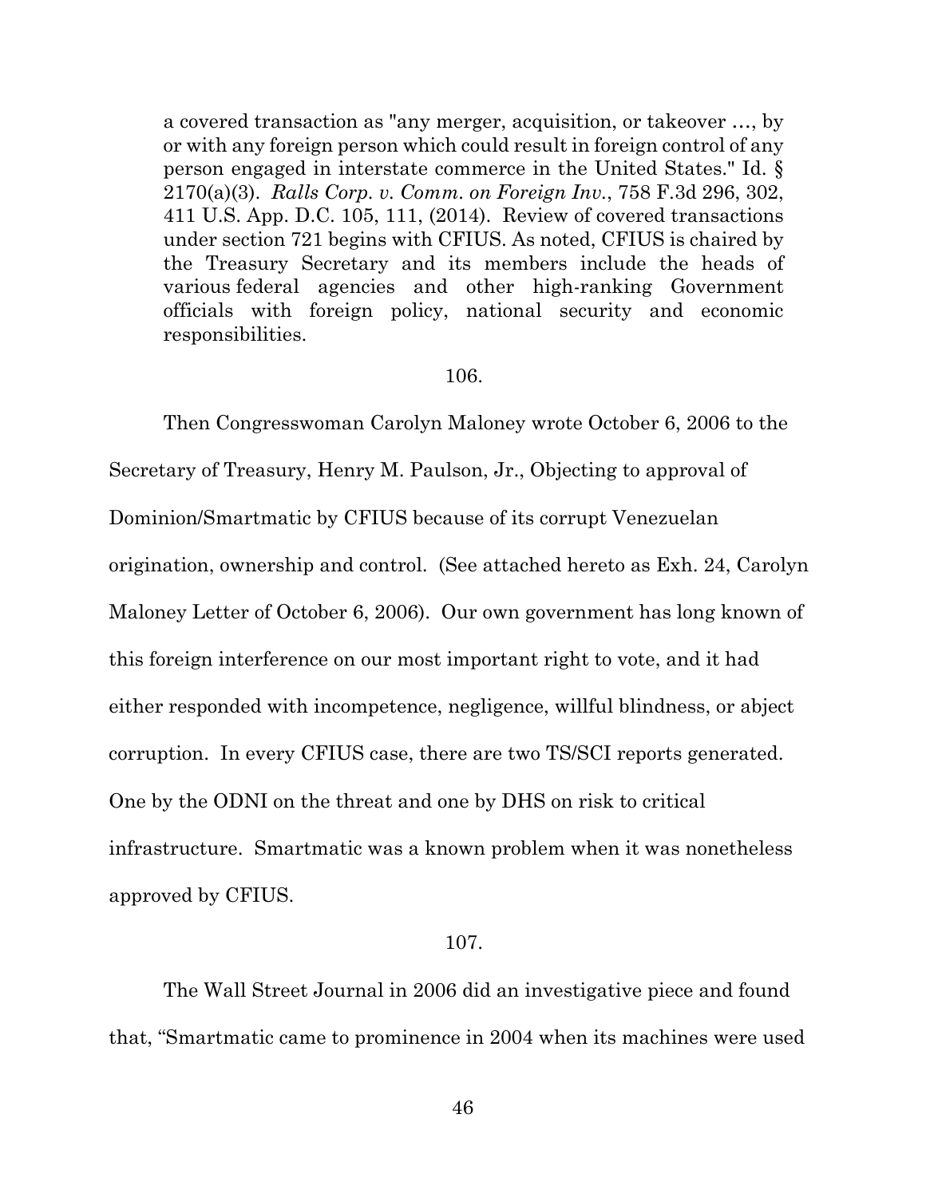> a covered transaction as "any merger, acquisition, or takeover …, by or with any foreign person which could result in foreign control of any person engaged in interstate commerce in the United States." Id. § 2170(a)(3). *Ralls Corp. v. Comm. on Foreign Inv.*, 758 F.3d 296, 302, 411 U.S. App. D.C. 105, 111, (2014). Review of covered transactions under section 721 begins with CFIUS. As noted, CFIUS is chaired by the Treasury Secretary and its members include the heads of various federal agencies and other high-ranking Government officials with foreign policy, national security and economic responsibilities.

106.

Then Congresswoman Carolyn Maloney wrote October 6, 2006 to the Secretary of Treasury, Henry M. Paulson, Jr., Objecting to approval of Dominion/Smartmatic by CFIUS because of its corrupt Venezuelan origination, ownership and control. (See attached hereto as Exh. 24, Carolyn Maloney Letter of October 6, 2006). Our own government has long known of this foreign interference on our most important right to vote, and it had either responded with incompetence, negligence, willful blindness, or abject corruption. In every CFIUS case, there are two TS/SCI reports generated. One by the ODNI on the threat and one by DHS on risk to critical infrastructure. Smartmatic was a known problem when it was nonetheless approved by CFIUS.

107.

The Wall Street Journal in 2006 did an investigative piece and found that, "Smartmatic came to prominence in 2004 when its machines were used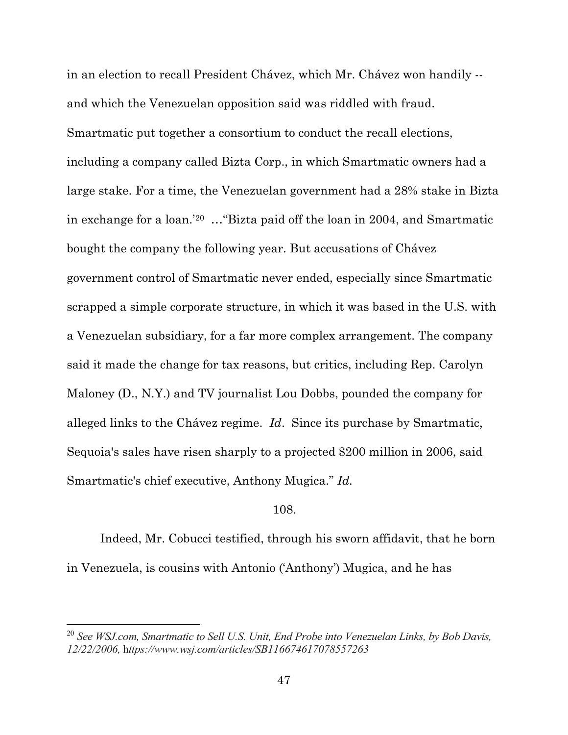in an election to recall President Chávez, which Mr. Chávez won handily -- and which the Venezuelan opposition said was riddled with fraud. Smartmatic put together a consortium to conduct the recall elections, including a company called Bizta Corp., in which Smartmatic owners had a large stake. For a time, the Venezuelan government had a 28% stake in Bizta in exchange for a loan.'[20] …"Bizta paid off the loan in 2004, and Smartmatic bought the company the following year. But accusations of Chávez government control of Smartmatic never ended, especially since Smartmatic scrapped a simple corporate structure, in which it was based in the U.S. with a Venezuelan subsidiary, for a far more complex arrangement. The company said it made the change for tax reasons, but critics, including Rep. Carolyn Maloney (D., N.Y.) and TV journalist Lou Dobbs, pounded the company for alleged links to the Chávez regime. *Id*. Since its purchase by Smartmatic, Sequoia's sales have risen sharply to a projected $200 million in 2006, said Smartmatic's chief executive, Anthony Mugica." *Id.*

108.

Indeed, Mr. Cobucci testified, through his sworn affidavit, that he born in Venezuela, is cousins with Antonio ('Anthony') Mugica, and he has

[20] *See WSJ.com, Smartmatic to Sell U.S. Unit, End Probe into Venezuelan Links, by Bob Davis, 12/22/2006,* h*ttps://www.wsj.com/articles/SB116674617078557263*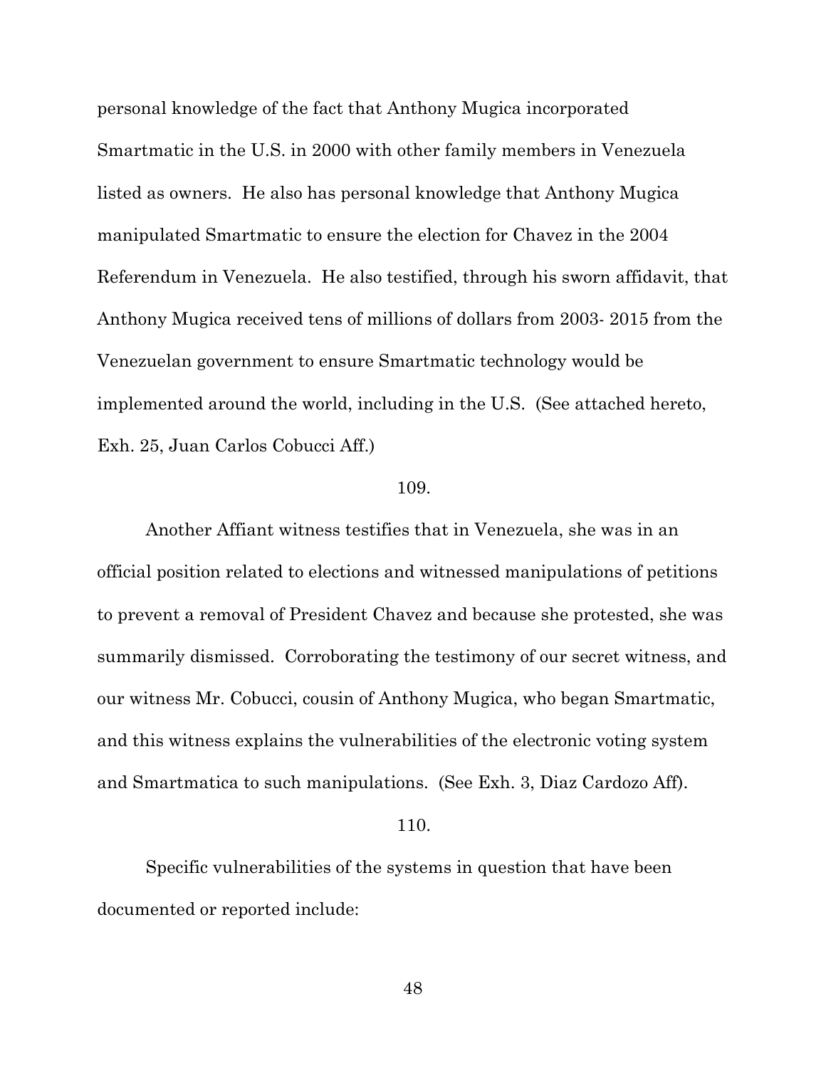personal knowledge of the fact that Anthony Mugica incorporated Smartmatic in the U.S. in 2000 with other family members in Venezuela listed as owners. He also has personal knowledge that Anthony Mugica manipulated Smartmatic to ensure the election for Chavez in the 2004 Referendum in Venezuela. He also testified, through his sworn affidavit, that Anthony Mugica received tens of millions of dollars from 2003- 2015 from the Venezuelan government to ensure Smartmatic technology would be implemented around the world, including in the U.S. (See attached hereto, Exh. 25, Juan Carlos Cobucci Aff.)

109.

Another Affiant witness testifies that in Venezuela, she was in an official position related to elections and witnessed manipulations of petitions to prevent a removal of President Chavez and because she protested, she was summarily dismissed. Corroborating the testimony of our secret witness, and our witness Mr. Cobucci, cousin of Anthony Mugica, who began Smartmatic, and this witness explains the vulnerabilities of the electronic voting system and Smartmatica to such manipulations. (See Exh. 3, Diaz Cardozo Aff).

110.

Specific vulnerabilities of the systems in question that have been documented or reported include: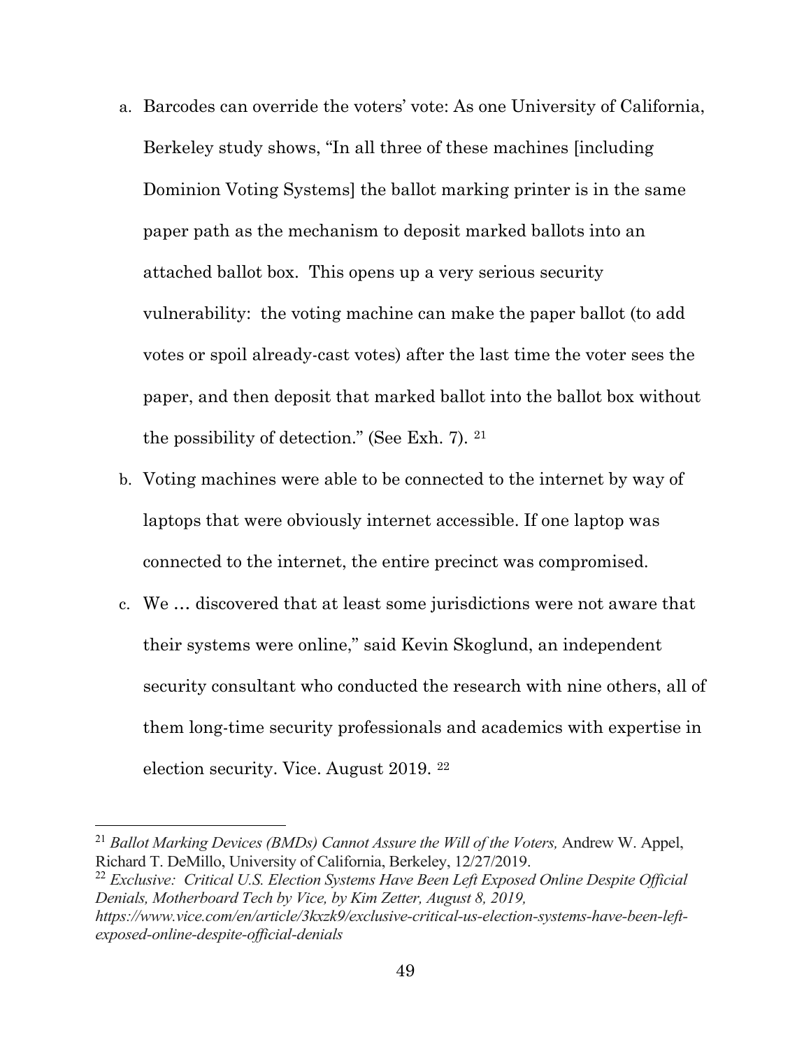a. Barcodes can override the voters' vote: As one University of California, Berkeley study shows, "In all three of these machines [including Dominion Voting Systems] the ballot marking printer is in the same paper path as the mechanism to deposit marked ballots into an attached ballot box. This opens up a very serious security vulnerability: the voting machine can make the paper ballot (to add votes or spoil already-cast votes) after the last time the voter sees the paper, and then deposit that marked ballot into the ballot box without the possibility of detection." (See Exh. 7). [21]

b. Voting machines were able to be connected to the internet by way of laptops that were obviously internet accessible. If one laptop was connected to the internet, the entire precinct was compromised.

c. We … discovered that at least some jurisdictions were not aware that their systems were online," said Kevin Skoglund, an independent security consultant who conducted the research with nine others, all of them long-time security professionals and academics with expertise in election security. Vice. August 2019. [22]

---

[21] *Ballot Marking Devices (BMDs) Cannot Assure the Will of the Voters,* Andrew W. Appel, Richard T. DeMillo, University of California, Berkeley, 12/27/2019.

[22] *Exclusive: Critical U.S. Election Systems Have Been Left Exposed Online Despite Official Denials, Motherboard Tech by Vice, by Kim Zetter, August 8, 2019, https://www.vice.com/en/article/3kxzk9/exclusive-critical-us-election-systems-have-been-left-exposed-online-despite-official-denials*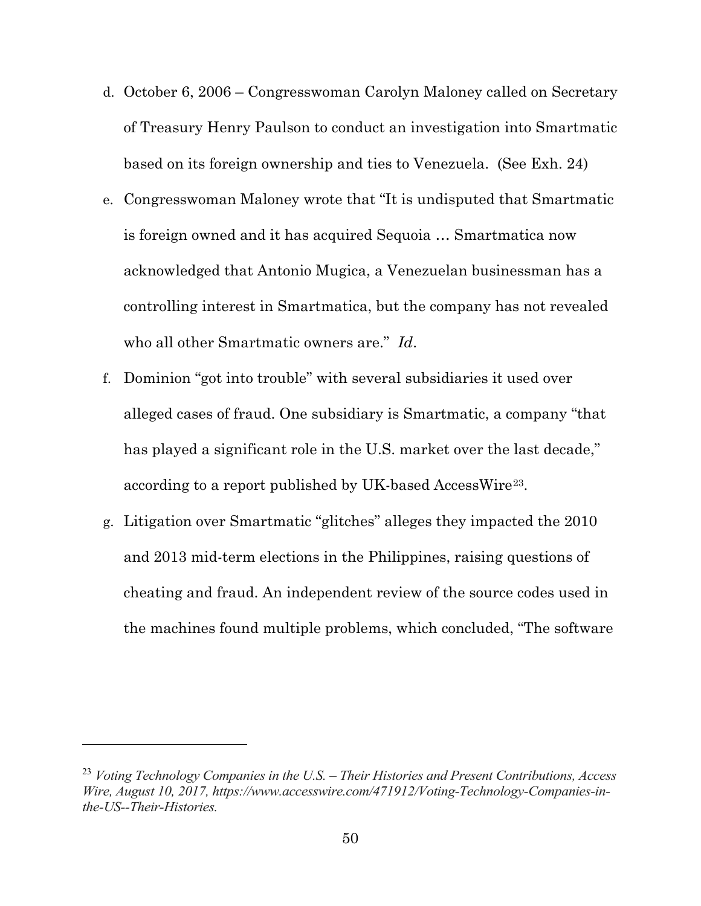d. October 6, 2006 – Congresswoman Carolyn Maloney called on Secretary of Treasury Henry Paulson to conduct an investigation into Smartmatic based on its foreign ownership and ties to Venezuela. (See Exh. 24)

e. Congresswoman Maloney wrote that "It is undisputed that Smartmatic is foreign owned and it has acquired Sequoia … Smartmatica now acknowledged that Antonio Mugica, a Venezuelan businessman has a controlling interest in Smartmatica, but the company has not revealed who all other Smartmatic owners are." *Id*.

f. Dominion "got into trouble" with several subsidiaries it used over alleged cases of fraud. One subsidiary is Smartmatic, a company "that has played a significant role in the U.S. market over the last decade," according to a report published by UK-based AccessWire[23].

g. Litigation over Smartmatic "glitches" alleges they impacted the 2010 and 2013 mid-term elections in the Philippines, raising questions of cheating and fraud. An independent review of the source codes used in the machines found multiple problems, which concluded, "The software

---

[23] *Voting Technology Companies in the U.S. – Their Histories and Present Contributions, Access Wire, August 10, 2017, https://www.accesswire.com/471912/Voting-Technology-Companies-in-the-US--Their-Histories.*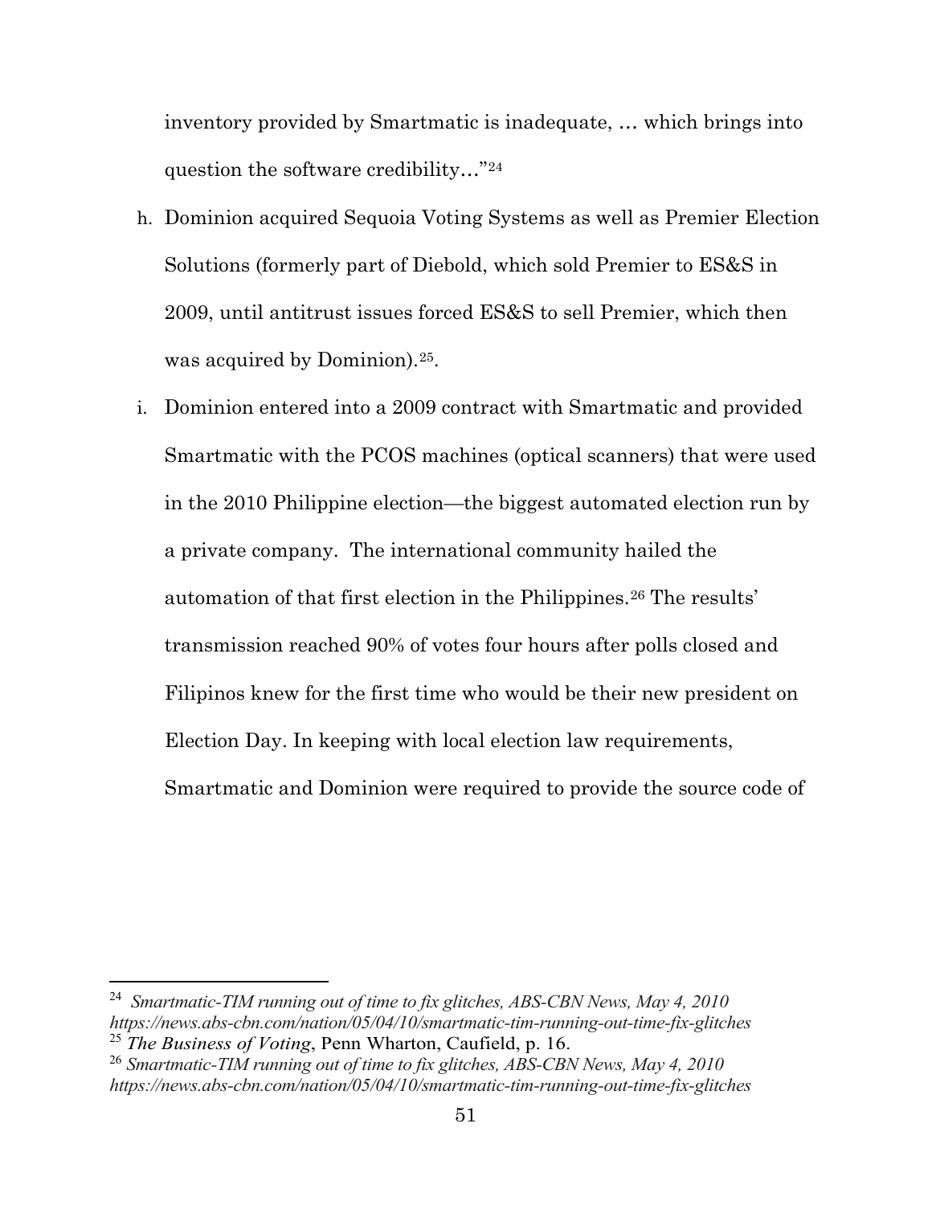inventory provided by Smartmatic is inadequate, … which brings into question the software credibility…"[24]

h. Dominion acquired Sequoia Voting Systems as well as Premier Election Solutions (formerly part of Diebold, which sold Premier to ES&S in 2009, until antitrust issues forced ES&S to sell Premier, which then was acquired by Dominion).[25].

i. Dominion entered into a 2009 contract with Smartmatic and provided Smartmatic with the PCOS machines (optical scanners) that were used in the 2010 Philippine election—the biggest automated election run by a private company. The international community hailed the automation of that first election in the Philippines.[26] The results' transmission reached 90% of votes four hours after polls closed and Filipinos knew for the first time who would be their new president on Election Day. In keeping with local election law requirements, Smartmatic and Dominion were required to provide the source code of

---

[24] *Smartmatic-TIM running out of time to fix glitches, ABS-CBN News, May 4, 2010 https://news.abs-cbn.com/nation/05/04/10/smartmatic-tim-running-out-time-fix-glitches*

[25] *The Business of Voting*, Penn Wharton, Caufield, p. 16.

[26] *Smartmatic-TIM running out of time to fix glitches, ABS-CBN News, May 4, 2010 https://news.abs-cbn.com/nation/05/04/10/smartmatic-tim-running-out-time-fix-glitches*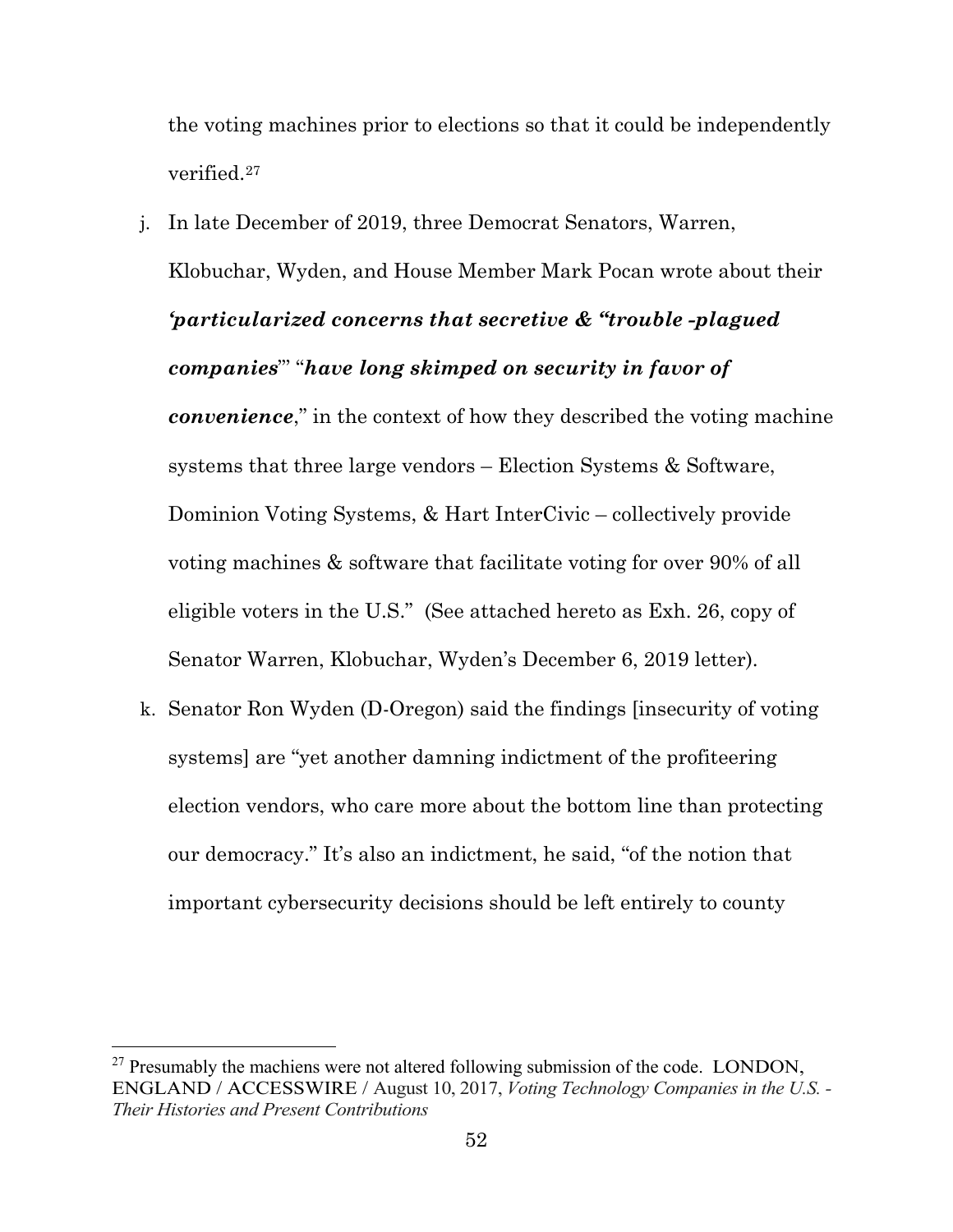the voting machines prior to elections so that it could be independently verified.[27]

j. In late December of 2019, three Democrat Senators, Warren, Klobuchar, Wyden, and House Member Mark Pocan wrote about their ***'particularized concerns that secretive & "trouble -plagued companies"'*** "***have long skimped on security in favor of convenience***," in the context of how they described the voting machine systems that three large vendors – Election Systems & Software, Dominion Voting Systems, & Hart InterCivic – collectively provide voting machines & software that facilitate voting for over 90% of all eligible voters in the U.S." (See attached hereto as Exh. 26, copy of Senator Warren, Klobuchar, Wyden's December 6, 2019 letter).

k. Senator Ron Wyden (D-Oregon) said the findings [insecurity of voting systems] are "yet another damning indictment of the profiteering election vendors, who care more about the bottom line than protecting our democracy." It's also an indictment, he said, "of the notion that important cybersecurity decisions should be left entirely to county

---

[27] Presumably the machiens were not altered following submission of the code. LONDON, ENGLAND / ACCESSWIRE / August 10, 2017, *Voting Technology Companies in the U.S. - Their Histories and Present Contributions*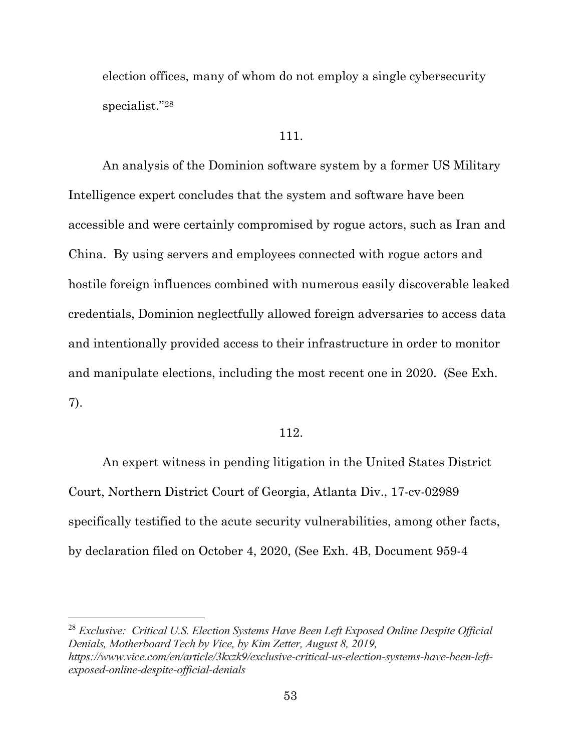election offices, many of whom do not employ a single cybersecurity specialist."[28]

111.

An analysis of the Dominion software system by a former US Military Intelligence expert concludes that the system and software have been accessible and were certainly compromised by rogue actors, such as Iran and China. By using servers and employees connected with rogue actors and hostile foreign influences combined with numerous easily discoverable leaked credentials, Dominion neglectfully allowed foreign adversaries to access data and intentionally provided access to their infrastructure in order to monitor and manipulate elections, including the most recent one in 2020. (See Exh. 7).

112.

An expert witness in pending litigation in the United States District Court, Northern District Court of Georgia, Atlanta Div., 17-cv-02989 specifically testified to the acute security vulnerabilities, among other facts, by declaration filed on October 4, 2020, (See Exh. 4B, Document 959-4

---

[28] *Exclusive: Critical U.S. Election Systems Have Been Left Exposed Online Despite Official Denials, Motherboard Tech by Vice, by Kim Zetter, August 8, 2019, https://www.vice.com/en/article/3kxzk9/exclusive-critical-us-election-systems-have-been-left-exposed-online-despite-official-denials*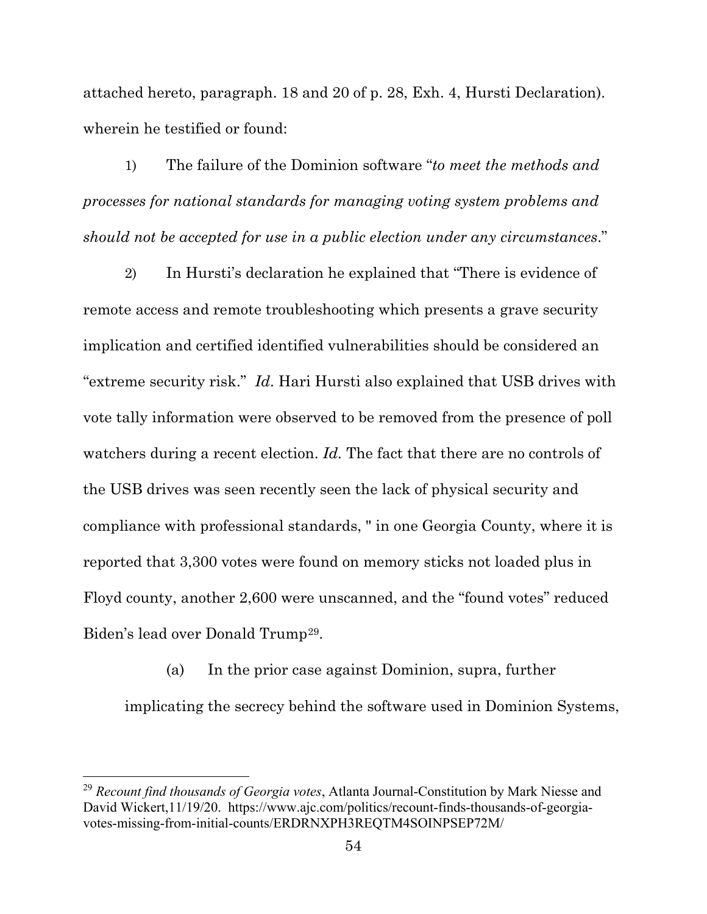attached hereto, paragraph. 18 and 20 of p. 28, Exh. 4, Hursti Declaration). wherein he testified or found:

1) The failure of the Dominion software "*to meet the methods and processes for national standards for managing voting system problems and should not be accepted for use in a public election under any circumstances*."

2) In Hursti's declaration he explained that "There is evidence of remote access and remote troubleshooting which presents a grave security implication and certified identified vulnerabilities should be considered an "extreme security risk." *Id*. Hari Hursti also explained that USB drives with vote tally information were observed to be removed from the presence of poll watchers during a recent election. *Id.* The fact that there are no controls of the USB drives was seen recently seen the lack of physical security and compliance with professional standards, " in one Georgia County, where it is reported that 3,300 votes were found on memory sticks not loaded plus in Floyd county, another 2,600 were unscanned, and the "found votes" reduced Biden's lead over Donald Trump[29].

(a) In the prior case against Dominion, supra, further implicating the secrecy behind the software used in Dominion Systems,

---

[29] *Recount find thousands of Georgia votes*, Atlanta Journal-Constitution by Mark Niesse and David Wickert,11/19/20. https://www.ajc.com/politics/recount-finds-thousands-of-georgia-votes-missing-from-initial-counts/ERDRNXPH3REQTM4SOINPSEP72M/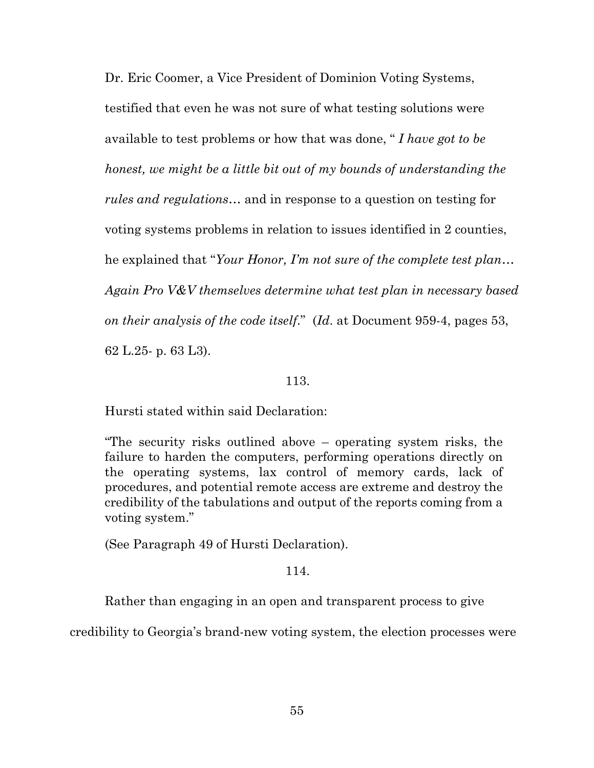Dr. Eric Coomer, a Vice President of Dominion Voting Systems, testified that even he was not sure of what testing solutions were available to test problems or how that was done, " *I have got to be honest, we might be a little bit out of my bounds of understanding the rules and regulations*… and in response to a question on testing for voting systems problems in relation to issues identified in 2 counties, he explained that "*Your Honor, I'm not sure of the complete test plan… Again Pro V&V themselves determine what test plan in necessary based on their analysis of the code itself*." (*Id*. at Document 959-4, pages 53, 62 L.25- p. 63 L3).

113.

Hursti stated within said Declaration:

> "The security risks outlined above – operating system risks, the failure to harden the computers, performing operations directly on the operating systems, lax control of memory cards, lack of procedures, and potential remote access are extreme and destroy the credibility of the tabulations and output of the reports coming from a voting system."

(See Paragraph 49 of Hursti Declaration).

114.

Rather than engaging in an open and transparent process to give credibility to Georgia's brand-new voting system, the election processes were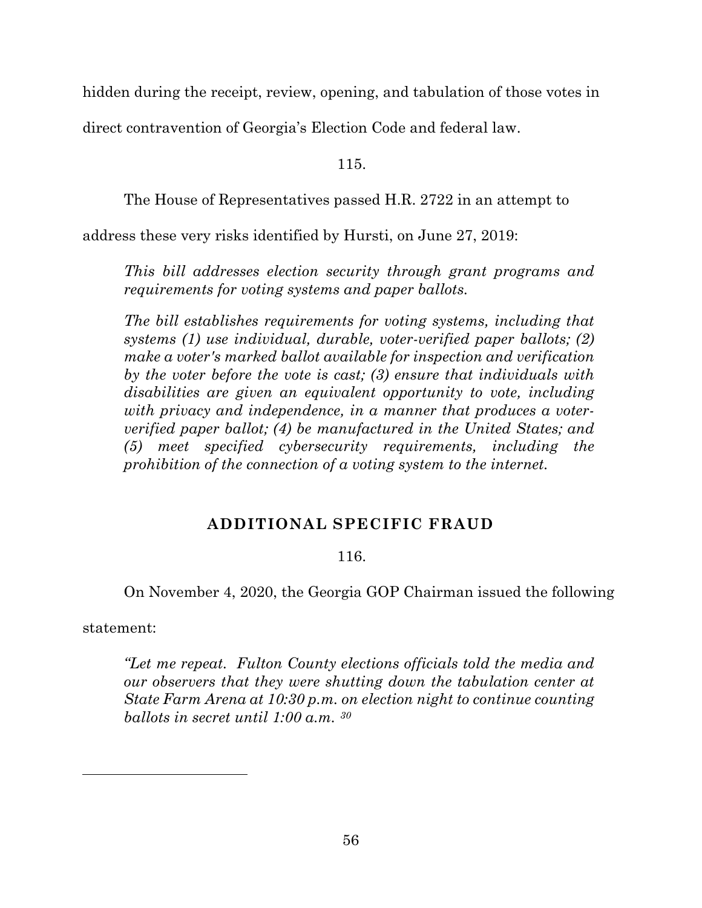hidden during the receipt, review, opening, and tabulation of those votes in direct contravention of Georgia's Election Code and federal law.

115.

The House of Representatives passed H.R. 2722 in an attempt to address these very risks identified by Hursti, on June 27, 2019:

> *This bill addresses election security through grant programs and requirements for voting systems and paper ballots.*
>
> *The bill establishes requirements for voting systems, including that systems (1) use individual, durable, voter-verified paper ballots; (2) make a voter's marked ballot available for inspection and verification by the voter before the vote is cast; (3) ensure that individuals with disabilities are given an equivalent opportunity to vote, including with privacy and independence, in a manner that produces a voter-verified paper ballot; (4) be manufactured in the United States; and (5) meet specified cybersecurity requirements, including the prohibition of the connection of a voting system to the internet.*

## ADDITIONAL SPECIFIC FRAUD

116.

On November 4, 2020, the Georgia GOP Chairman issued the following statement:

> *"Let me repeat. Fulton County elections officials told the media and our observers that they were shutting down the tabulation center at State Farm Arena at 10:30 p.m. on election night to continue counting ballots in secret until 1:00 a.m.* [30]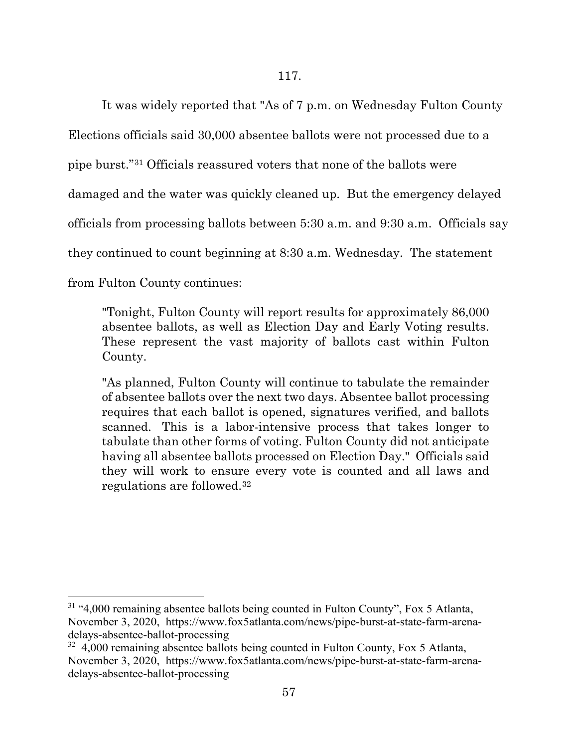117.

It was widely reported that "As of 7 p.m. on Wednesday Fulton County Elections officials said 30,000 absentee ballots were not processed due to a pipe burst."[31] Officials reassured voters that none of the ballots were damaged and the water was quickly cleaned up. But the emergency delayed officials from processing ballots between 5:30 a.m. and 9:30 a.m. Officials say they continued to count beginning at 8:30 a.m. Wednesday. The statement from Fulton County continues:

> "Tonight, Fulton County will report results for approximately 86,000 absentee ballots, as well as Election Day and Early Voting results. These represent the vast majority of ballots cast within Fulton County.
>
> "As planned, Fulton County will continue to tabulate the remainder of absentee ballots over the next two days. Absentee ballot processing requires that each ballot is opened, signatures verified, and ballots scanned. This is a labor-intensive process that takes longer to tabulate than other forms of voting. Fulton County did not anticipate having all absentee ballots processed on Election Day." Officials said they will work to ensure every vote is counted and all laws and regulations are followed.[32]

---

[31] "4,000 remaining absentee ballots being counted in Fulton County", Fox 5 Atlanta, November 3, 2020, https://www.fox5atlanta.com/news/pipe-burst-at-state-farm-arena-delays-absentee-ballot-processing

[32] 4,000 remaining absentee ballots being counted in Fulton County, Fox 5 Atlanta, November 3, 2020, https://www.fox5atlanta.com/news/pipe-burst-at-state-farm-arena-delays-absentee-ballot-processing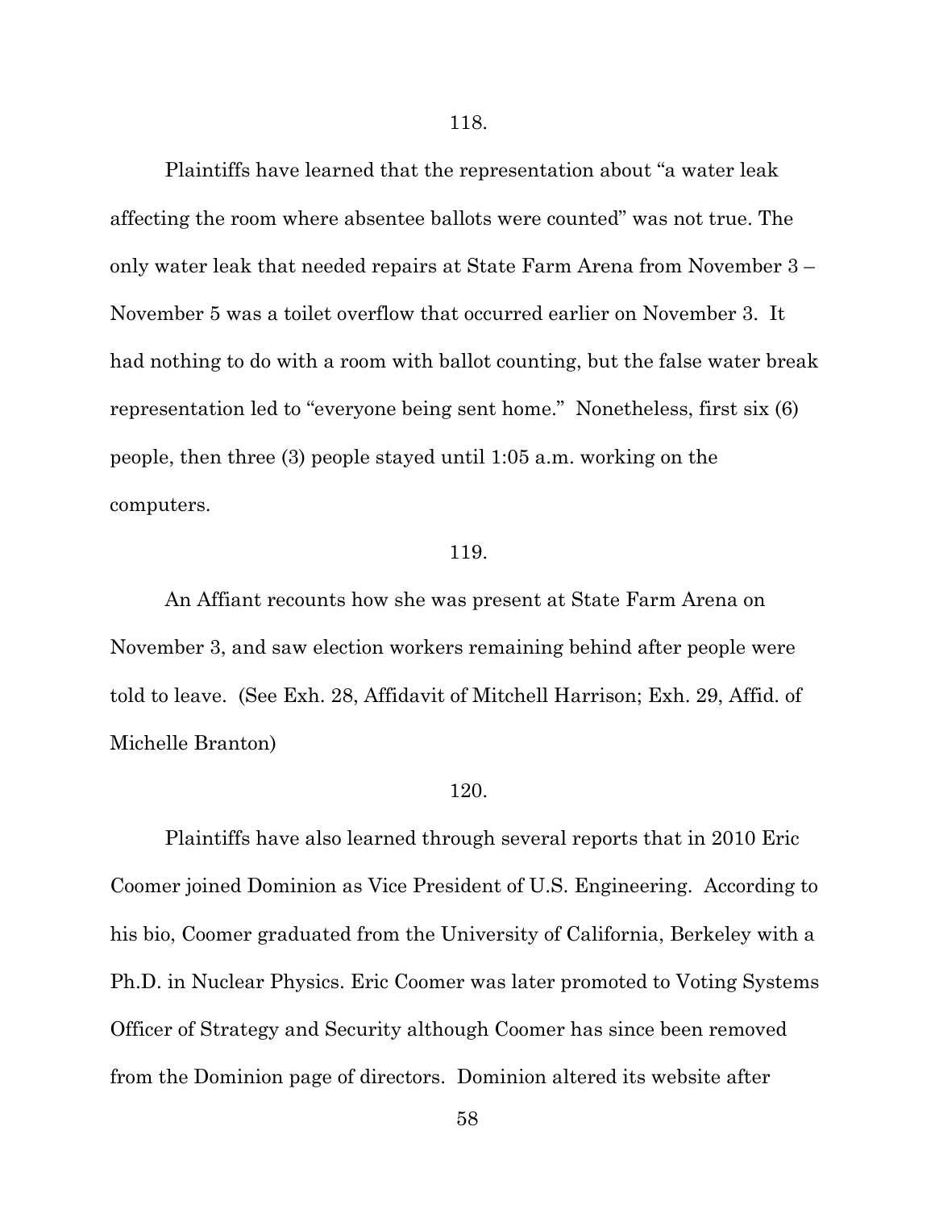118.

Plaintiffs have learned that the representation about "a water leak affecting the room where absentee ballots were counted" was not true. The only water leak that needed repairs at State Farm Arena from November 3 – November 5 was a toilet overflow that occurred earlier on November 3. It had nothing to do with a room with ballot counting, but the false water break representation led to "everyone being sent home." Nonetheless, first six (6) people, then three (3) people stayed until 1:05 a.m. working on the computers.

119.

An Affiant recounts how she was present at State Farm Arena on November 3, and saw election workers remaining behind after people were told to leave. (See Exh. 28, Affidavit of Mitchell Harrison; Exh. 29, Affid. of Michelle Branton)

120.

Plaintiffs have also learned through several reports that in 2010 Eric Coomer joined Dominion as Vice President of U.S. Engineering. According to his bio, Coomer graduated from the University of California, Berkeley with a Ph.D. in Nuclear Physics. Eric Coomer was later promoted to Voting Systems Officer of Strategy and Security although Coomer has since been removed from the Dominion page of directors. Dominion altered its website after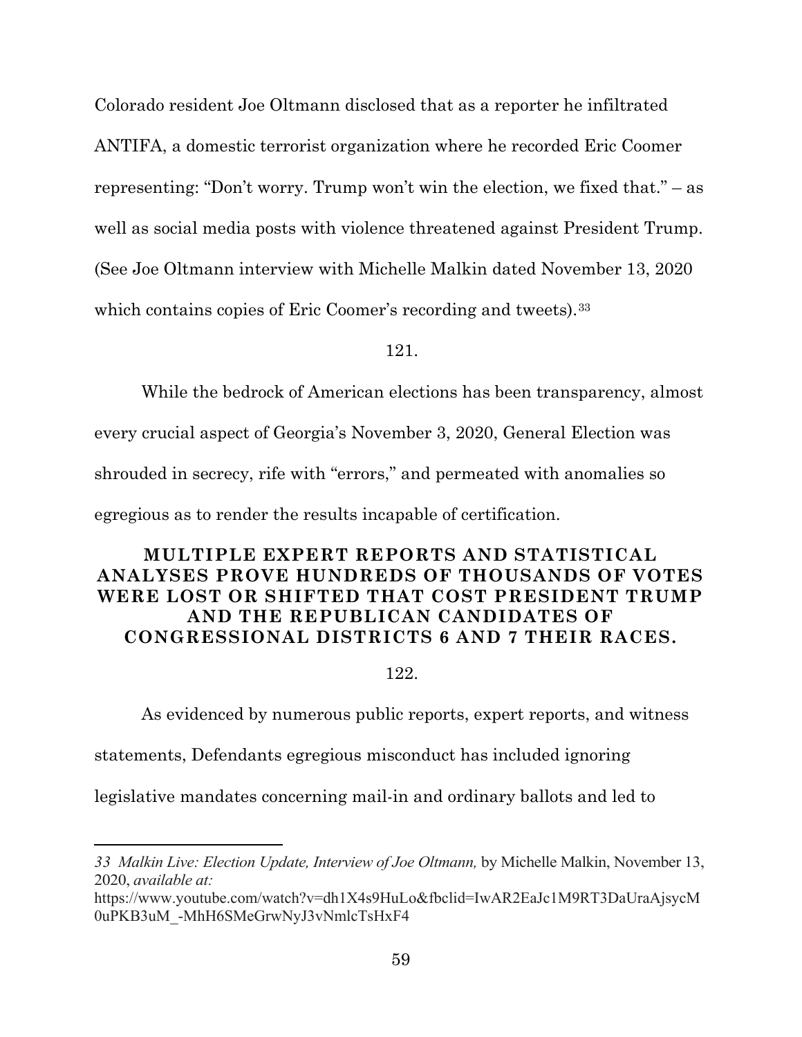Colorado resident Joe Oltmann disclosed that as a reporter he infiltrated ANTIFA, a domestic terrorist organization where he recorded Eric Coomer representing: "Don't worry. Trump won't win the election, we fixed that." – as well as social media posts with violence threatened against President Trump. (See Joe Oltmann interview with Michelle Malkin dated November 13, 2020 which contains copies of Eric Coomer's recording and tweets).[33]

121.

While the bedrock of American elections has been transparency, almost every crucial aspect of Georgia's November 3, 2020, General Election was shrouded in secrecy, rife with "errors," and permeated with anomalies so egregious as to render the results incapable of certification.

## MULTIPLE EXPERT REPORTS AND STATISTICAL ANALYSES PROVE HUNDREDS OF THOUSANDS OF VOTES WERE LOST OR SHIFTED THAT COST PRESIDENT TRUMP AND THE REPUBLICAN CANDIDATES OF CONGRESSIONAL DISTRICTS 6 AND 7 THEIR RACES.

122.

As evidenced by numerous public reports, expert reports, and witness statements, Defendants egregious misconduct has included ignoring legislative mandates concerning mail-in and ordinary ballots and led to

---

*33 Malkin Live: Election Update, Interview of Joe Oltmann,* by Michelle Malkin, November 13, 2020, *available at:* https://www.youtube.com/watch?v=dh1X4s9HuLo&fbclid=IwAR2EaJc1M9RT3DaUraAjsycM0uPKB3uM_-MhH6SMeGrwNyJ3vNmlcTsHxF4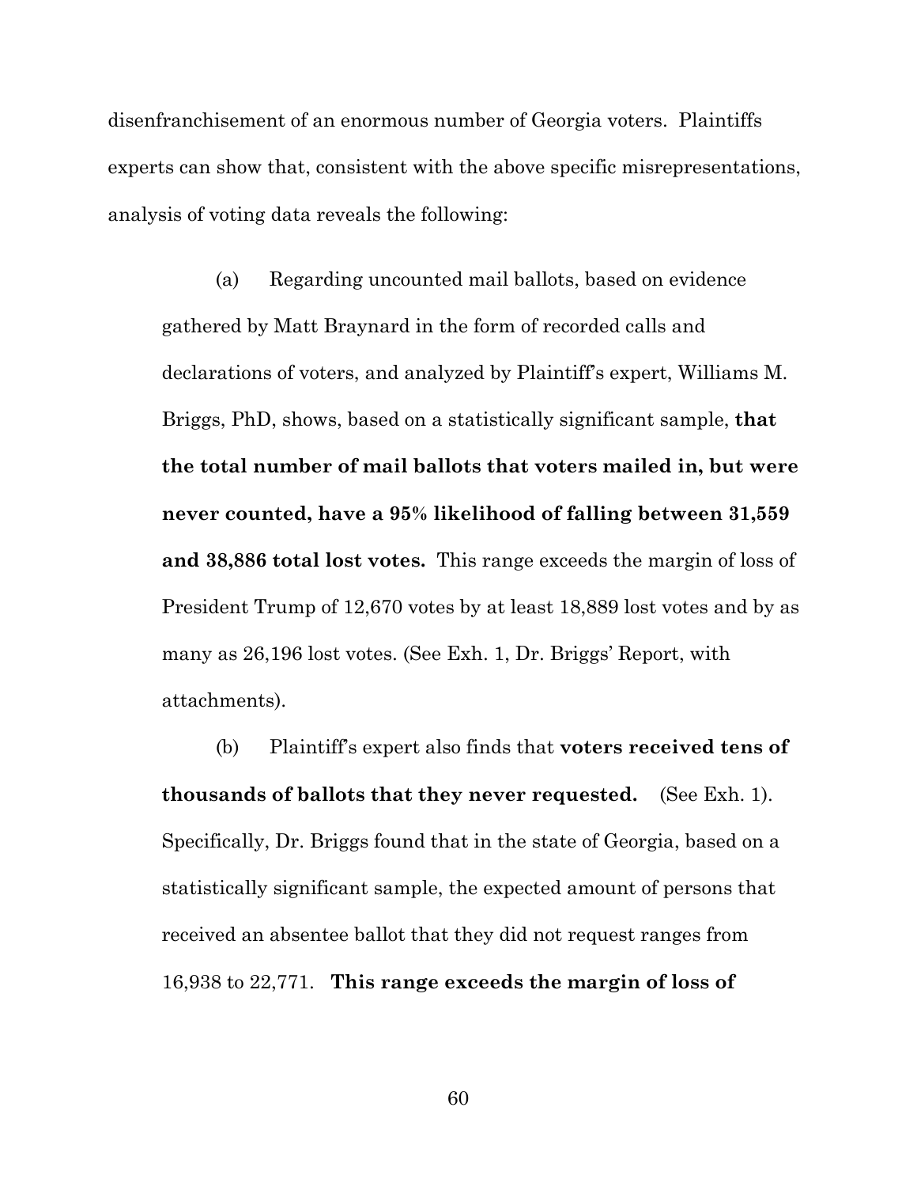disenfranchisement of an enormous number of Georgia voters. Plaintiffs experts can show that, consistent with the above specific misrepresentations, analysis of voting data reveals the following:

(a) Regarding uncounted mail ballots, based on evidence gathered by Matt Braynard in the form of recorded calls and declarations of voters, and analyzed by Plaintiff's expert, Williams M. Briggs, PhD, shows, based on a statistically significant sample, **that the total number of mail ballots that voters mailed in, but were never counted, have a 95% likelihood of falling between 31,559 and 38,886 total lost votes.** This range exceeds the margin of loss of President Trump of 12,670 votes by at least 18,889 lost votes and by as many as 26,196 lost votes. (See Exh. 1, Dr. Briggs' Report, with attachments).

(b) Plaintiff's expert also finds that **voters received tens of thousands of ballots that they never requested.** (See Exh. 1). Specifically, Dr. Briggs found that in the state of Georgia, based on a statistically significant sample, the expected amount of persons that received an absentee ballot that they did not request ranges from 16,938 to 22,771. **This range exceeds the margin of loss of**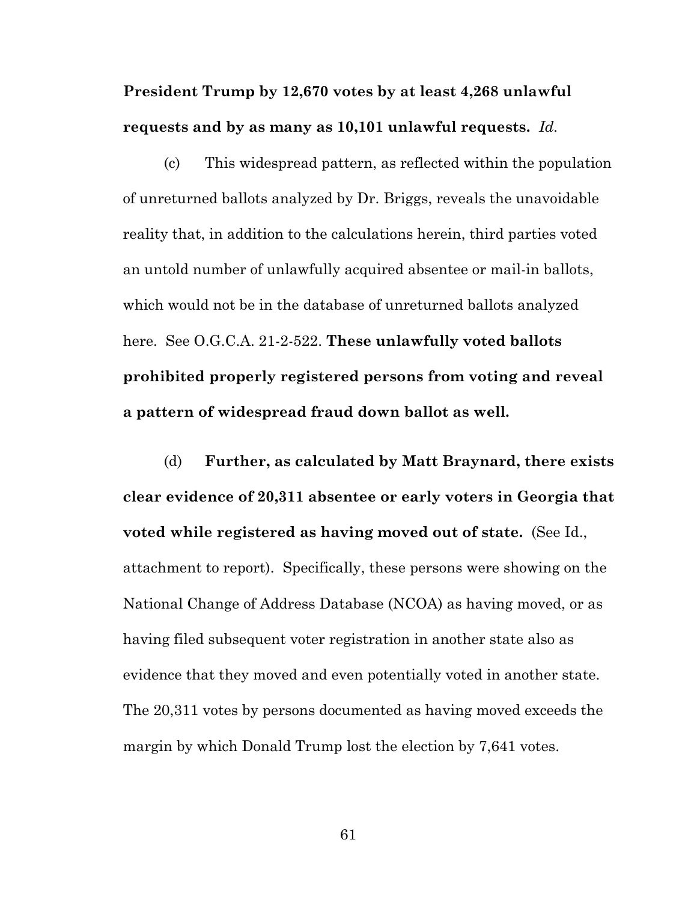**President Trump by 12,670 votes by at least 4,268 unlawful requests and by as many as 10,101 unlawful requests.** *Id.*

(c) This widespread pattern, as reflected within the population of unreturned ballots analyzed by Dr. Briggs, reveals the unavoidable reality that, in addition to the calculations herein, third parties voted an untold number of unlawfully acquired absentee or mail-in ballots, which would not be in the database of unreturned ballots analyzed here. See O.G.C.A. 21-2-522. **These unlawfully voted ballots prohibited properly registered persons from voting and reveal a pattern of widespread fraud down ballot as well.**

(d) **Further, as calculated by Matt Braynard, there exists clear evidence of 20,311 absentee or early voters in Georgia that voted while registered as having moved out of state.** (See Id., attachment to report). Specifically, these persons were showing on the National Change of Address Database (NCOA) as having moved, or as having filed subsequent voter registration in another state also as evidence that they moved and even potentially voted in another state. The 20,311 votes by persons documented as having moved exceeds the margin by which Donald Trump lost the election by 7,641 votes.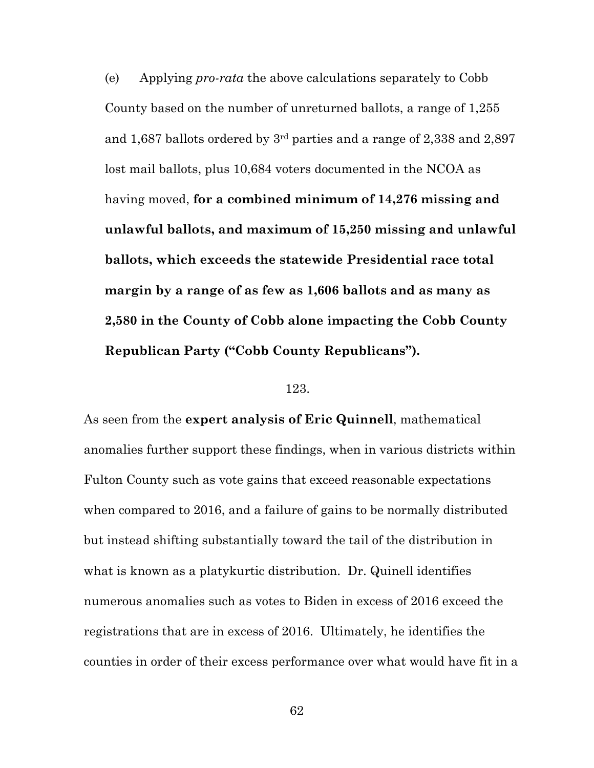(e) Applying *pro-rata* the above calculations separately to Cobb County based on the number of unreturned ballots, a range of 1,255 and 1,687 ballots ordered by 3rd parties and a range of 2,338 and 2,897 lost mail ballots, plus 10,684 voters documented in the NCOA as having moved, **for a combined minimum of 14,276 missing and unlawful ballots, and maximum of 15,250 missing and unlawful ballots, which exceeds the statewide Presidential race total margin by a range of as few as 1,606 ballots and as many as 2,580 in the County of Cobb alone impacting the Cobb County Republican Party ("Cobb County Republicans").**

123.

As seen from the **expert analysis of Eric Quinnell**, mathematical anomalies further support these findings, when in various districts within Fulton County such as vote gains that exceed reasonable expectations when compared to 2016, and a failure of gains to be normally distributed but instead shifting substantially toward the tail of the distribution in what is known as a platykurtic distribution. Dr. Quinell identifies numerous anomalies such as votes to Biden in excess of 2016 exceed the registrations that are in excess of 2016. Ultimately, he identifies the counties in order of their excess performance over what would have fit in a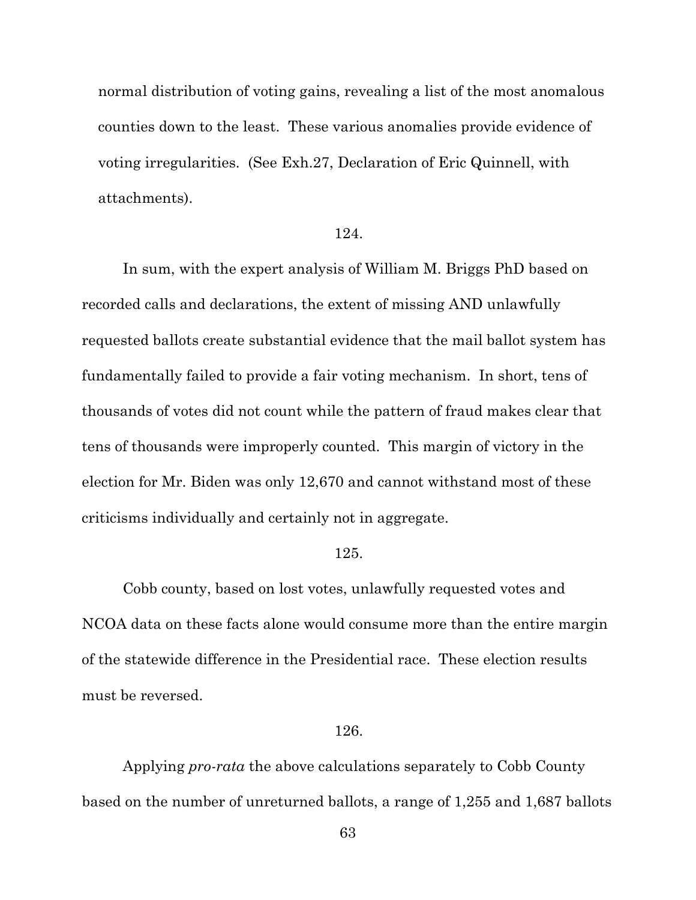normal distribution of voting gains, revealing a list of the most anomalous counties down to the least. These various anomalies provide evidence of voting irregularities. (See Exh.27, Declaration of Eric Quinnell, with attachments).

124.

In sum, with the expert analysis of William M. Briggs PhD based on recorded calls and declarations, the extent of missing AND unlawfully requested ballots create substantial evidence that the mail ballot system has fundamentally failed to provide a fair voting mechanism. In short, tens of thousands of votes did not count while the pattern of fraud makes clear that tens of thousands were improperly counted. This margin of victory in the election for Mr. Biden was only 12,670 and cannot withstand most of these criticisms individually and certainly not in aggregate.

125.

Cobb county, based on lost votes, unlawfully requested votes and NCOA data on these facts alone would consume more than the entire margin of the statewide difference in the Presidential race. These election results must be reversed.

126.

Applying *pro-rata* the above calculations separately to Cobb County based on the number of unreturned ballots, a range of 1,255 and 1,687 ballots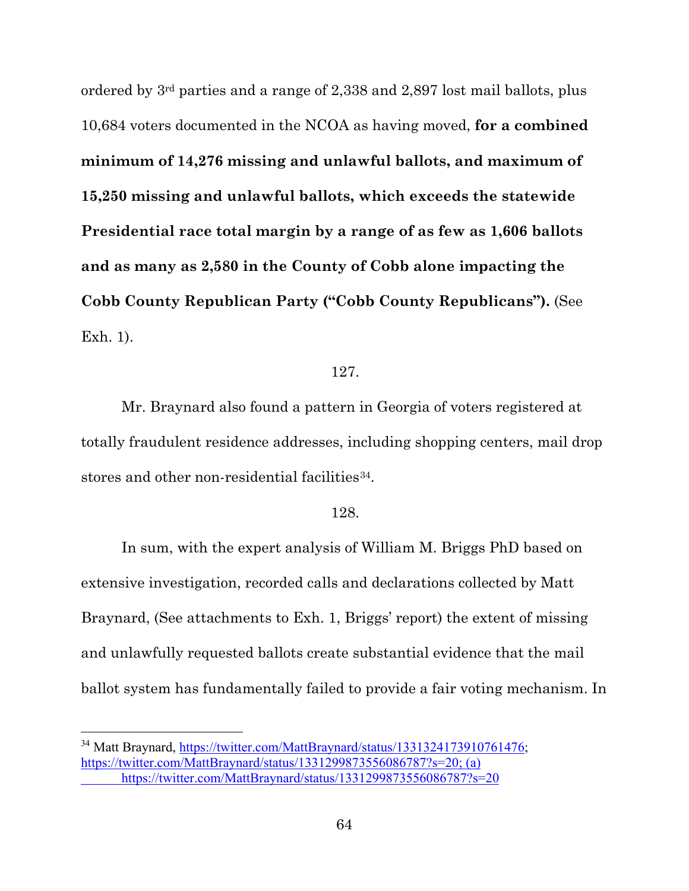ordered by 3rd parties and a range of 2,338 and 2,897 lost mail ballots, plus 10,684 voters documented in the NCOA as having moved, **for a combined minimum of 14,276 missing and unlawful ballots, and maximum of 15,250 missing and unlawful ballots, which exceeds the statewide Presidential race total margin by a range of as few as 1,606 ballots and as many as 2,580 in the County of Cobb alone impacting the Cobb County Republican Party ("Cobb County Republicans").** (See Exh. 1).

127.

Mr. Braynard also found a pattern in Georgia of voters registered at totally fraudulent residence addresses, including shopping centers, mail drop stores and other non-residential facilities[34].

128.

In sum, with the expert analysis of William M. Briggs PhD based on extensive investigation, recorded calls and declarations collected by Matt Braynard, (See attachments to Exh. 1, Briggs' report) the extent of missing and unlawfully requested ballots create substantial evidence that the mail ballot system has fundamentally failed to provide a fair voting mechanism. In

---

[34] Matt Braynard, https://twitter.com/MattBraynard/status/1331324173910761476; https://twitter.com/MattBraynard/status/1331299873556086787?s=20; (a) https://twitter.com/MattBraynard/status/1331299873556086787?s=20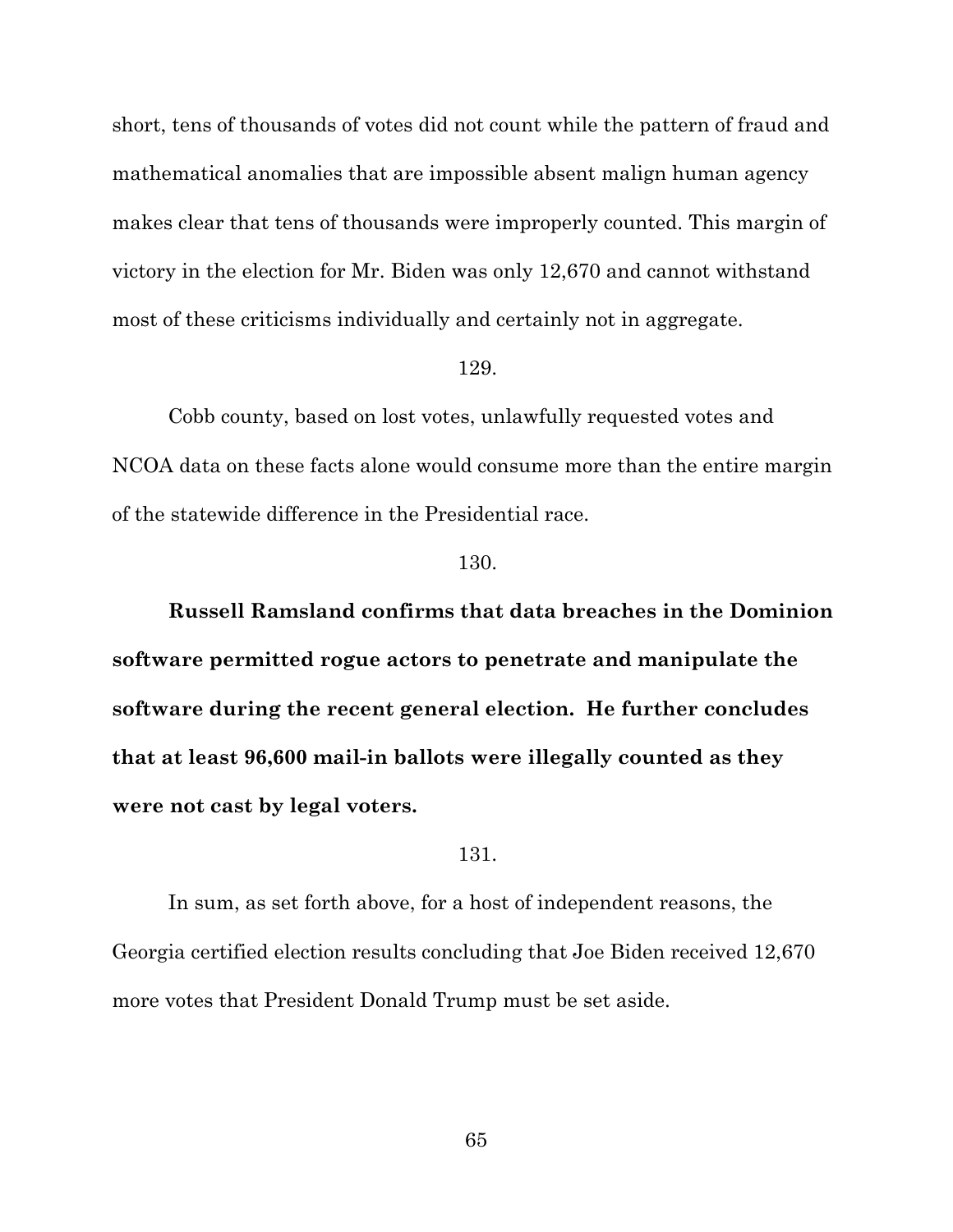short, tens of thousands of votes did not count while the pattern of fraud and mathematical anomalies that are impossible absent malign human agency makes clear that tens of thousands were improperly counted. This margin of victory in the election for Mr. Biden was only 12,670 and cannot withstand most of these criticisms individually and certainly not in aggregate.

129.

Cobb county, based on lost votes, unlawfully requested votes and NCOA data on these facts alone would consume more than the entire margin of the statewide difference in the Presidential race.

130.

**Russell Ramsland confirms that data breaches in the Dominion software permitted rogue actors to penetrate and manipulate the software during the recent general election. He further concludes that at least 96,600 mail-in ballots were illegally counted as they were not cast by legal voters.**

131.

In sum, as set forth above, for a host of independent reasons, the Georgia certified election results concluding that Joe Biden received 12,670 more votes that President Donald Trump must be set aside.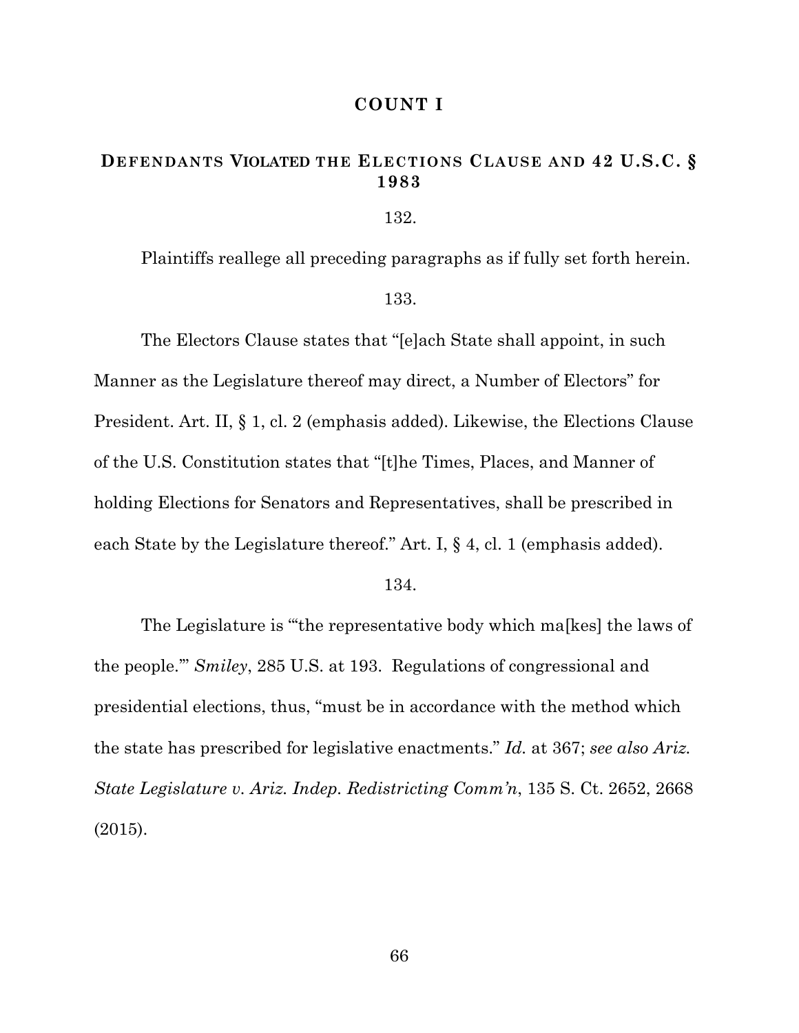## COUNT I

### DEFENDANTS VIOLATED THE ELECTIONS CLAUSE AND 42 U.S.C. § 1983

132.

Plaintiffs reallege all preceding paragraphs as if fully set forth herein.

133.

The Electors Clause states that "[e]ach State shall appoint, in such Manner as the Legislature thereof may direct, a Number of Electors" for President. Art. II, § 1, cl. 2 (emphasis added). Likewise, the Elections Clause of the U.S. Constitution states that "[t]he Times, Places, and Manner of holding Elections for Senators and Representatives, shall be prescribed in each State by the Legislature thereof." Art. I, § 4, cl. 1 (emphasis added).

134.

The Legislature is "'the representative body which ma[kes] the laws of the people.'" *Smiley*, 285 U.S. at 193. Regulations of congressional and presidential elections, thus, "must be in accordance with the method which the state has prescribed for legislative enactments." *Id.* at 367; *see also Ariz. State Legislature v. Ariz. Indep. Redistricting Comm'n*, 135 S. Ct. 2652, 2668 (2015).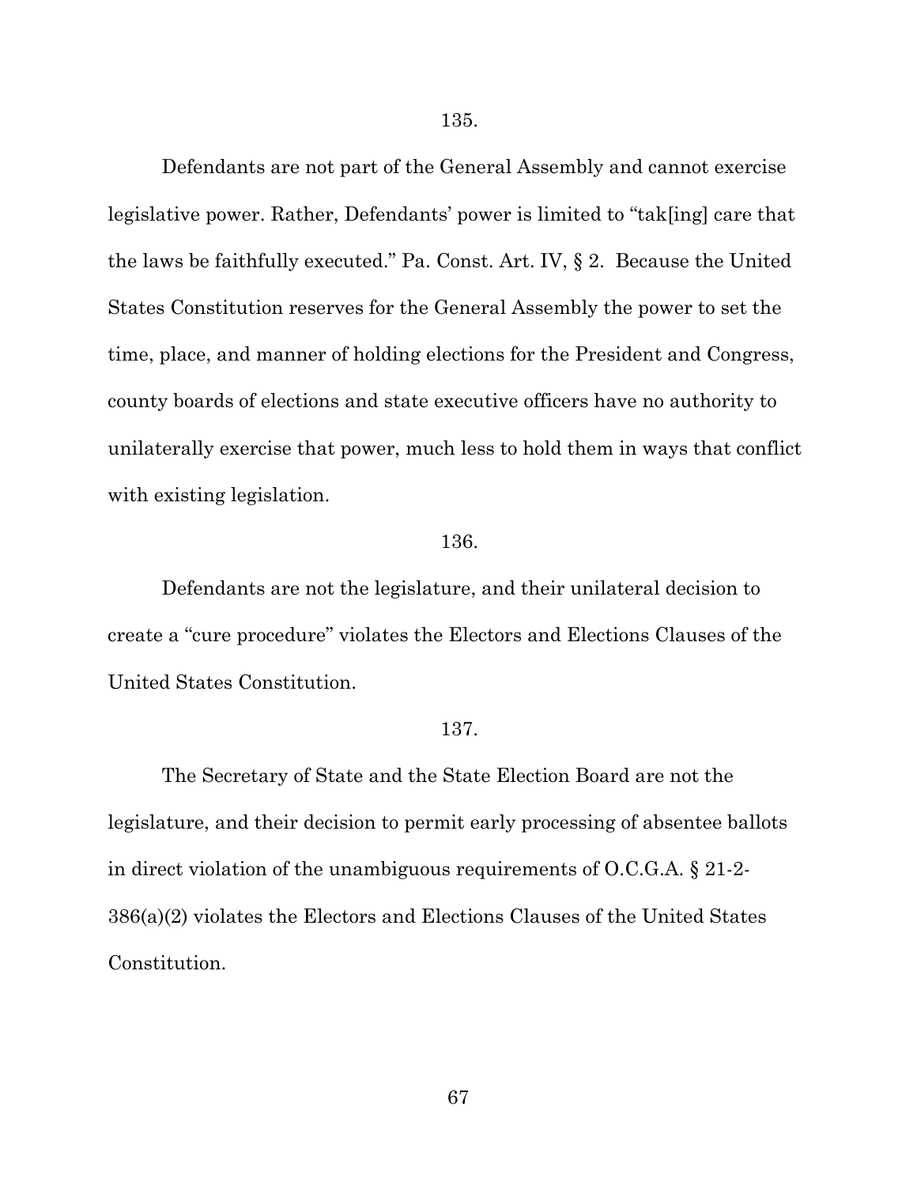135.

Defendants are not part of the General Assembly and cannot exercise legislative power. Rather, Defendants' power is limited to "tak[ing] care that the laws be faithfully executed." Pa. Const. Art. IV, § 2. Because the United States Constitution reserves for the General Assembly the power to set the time, place, and manner of holding elections for the President and Congress, county boards of elections and state executive officers have no authority to unilaterally exercise that power, much less to hold them in ways that conflict with existing legislation.

136.

Defendants are not the legislature, and their unilateral decision to create a "cure procedure" violates the Electors and Elections Clauses of the United States Constitution.

137.

The Secretary of State and the State Election Board are not the legislature, and their decision to permit early processing of absentee ballots in direct violation of the unambiguous requirements of O.C.G.A. § 21-2-386(a)(2) violates the Electors and Elections Clauses of the United States Constitution.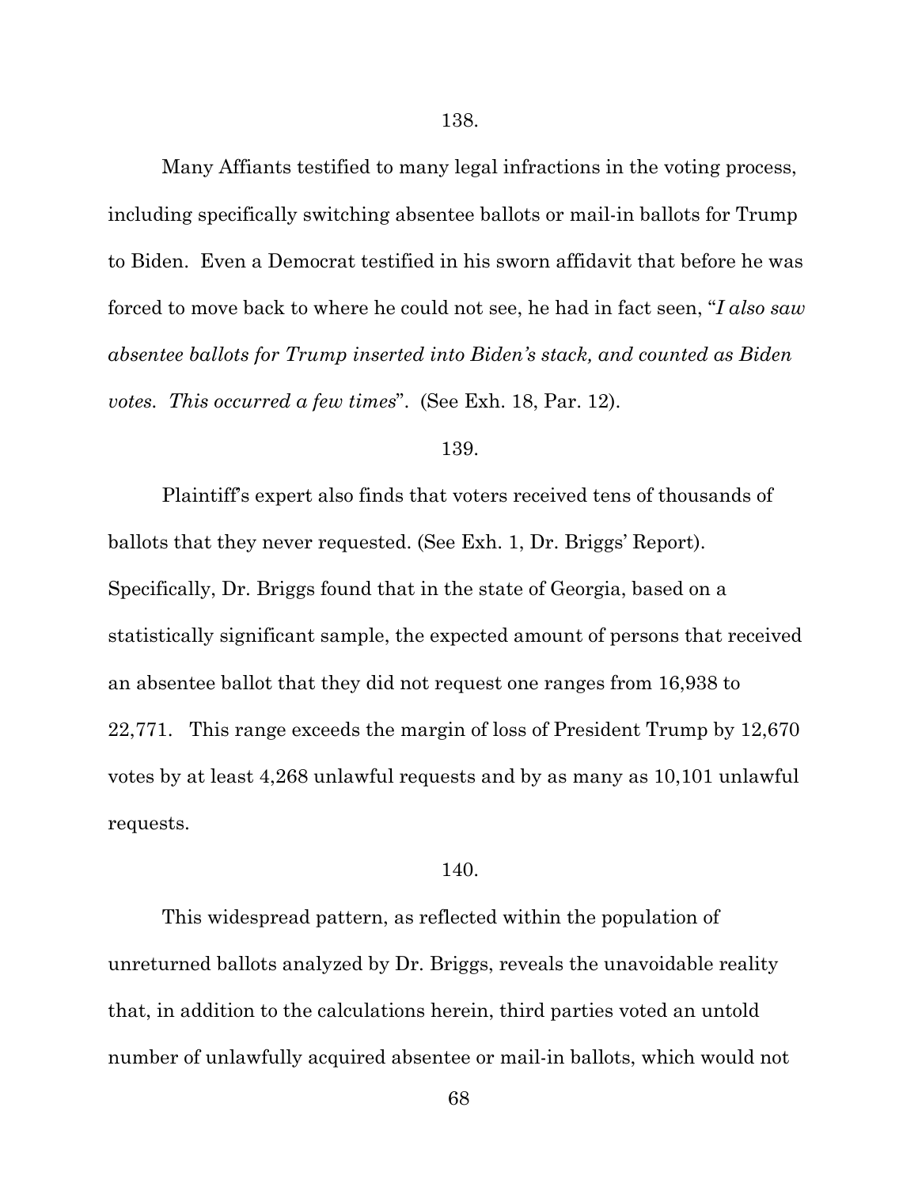138.

Many Affiants testified to many legal infractions in the voting process, including specifically switching absentee ballots or mail-in ballots for Trump to Biden. Even a Democrat testified in his sworn affidavit that before he was forced to move back to where he could not see, he had in fact seen, "*I also saw absentee ballots for Trump inserted into Biden's stack, and counted as Biden votes. This occurred a few times*". (See Exh. 18, Par. 12).

139.

Plaintiff's expert also finds that voters received tens of thousands of ballots that they never requested. (See Exh. 1, Dr. Briggs' Report). Specifically, Dr. Briggs found that in the state of Georgia, based on a statistically significant sample, the expected amount of persons that received an absentee ballot that they did not request one ranges from 16,938 to 22,771. This range exceeds the margin of loss of President Trump by 12,670 votes by at least 4,268 unlawful requests and by as many as 10,101 unlawful requests.

140.

This widespread pattern, as reflected within the population of unreturned ballots analyzed by Dr. Briggs, reveals the unavoidable reality that, in addition to the calculations herein, third parties voted an untold number of unlawfully acquired absentee or mail-in ballots, which would not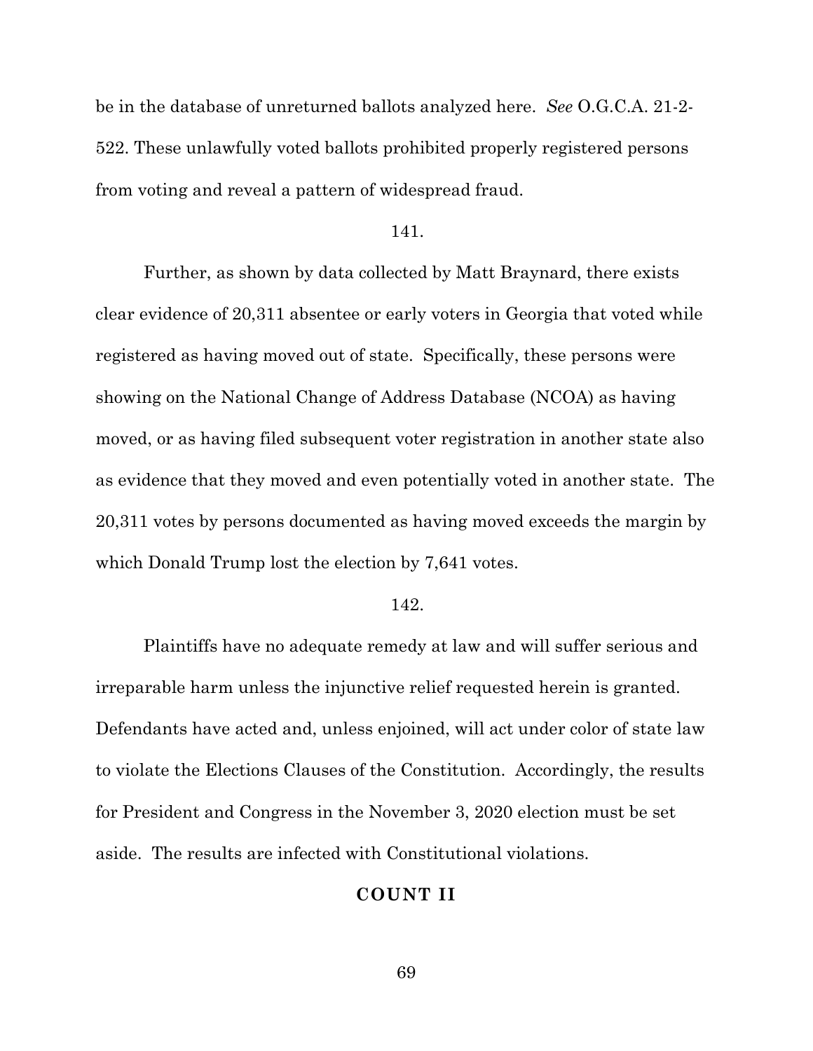be in the database of unreturned ballots analyzed here. *See* O.G.C.A. 21-2-522. These unlawfully voted ballots prohibited properly registered persons from voting and reveal a pattern of widespread fraud.

141.

Further, as shown by data collected by Matt Braynard, there exists clear evidence of 20,311 absentee or early voters in Georgia that voted while registered as having moved out of state. Specifically, these persons were showing on the National Change of Address Database (NCOA) as having moved, or as having filed subsequent voter registration in another state also as evidence that they moved and even potentially voted in another state. The 20,311 votes by persons documented as having moved exceeds the margin by which Donald Trump lost the election by 7,641 votes.

142.

Plaintiffs have no adequate remedy at law and will suffer serious and irreparable harm unless the injunctive relief requested herein is granted. Defendants have acted and, unless enjoined, will act under color of state law to violate the Elections Clauses of the Constitution. Accordingly, the results for President and Congress in the November 3, 2020 election must be set aside. The results are infected with Constitutional violations.

## COUNT II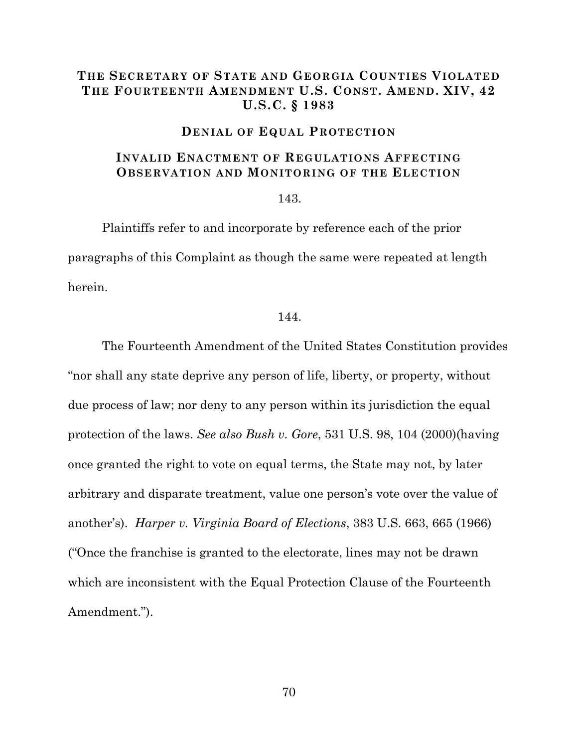## THE SECRETARY OF STATE AND GEORGIA COUNTIES VIOLATED THE FOURTEENTH AMENDMENT U.S. CONST. AMEND. XIV, 42 U.S.C. § 1983

### DENIAL OF EQUAL PROTECTION

### INVALID ENACTMENT OF REGULATIONS AFFECTING OBSERVATION AND MONITORING OF THE ELECTION

143.

Plaintiffs refer to and incorporate by reference each of the prior paragraphs of this Complaint as though the same were repeated at length herein.

144.

The Fourteenth Amendment of the United States Constitution provides "nor shall any state deprive any person of life, liberty, or property, without due process of law; nor deny to any person within its jurisdiction the equal protection of the laws. *See also Bush v. Gore*, 531 U.S. 98, 104 (2000)(having once granted the right to vote on equal terms, the State may not, by later arbitrary and disparate treatment, value one person's vote over the value of another's). *Harper v. Virginia Board of Elections*, 383 U.S. 663, 665 (1966) ("Once the franchise is granted to the electorate, lines may not be drawn which are inconsistent with the Equal Protection Clause of the Fourteenth Amendment.").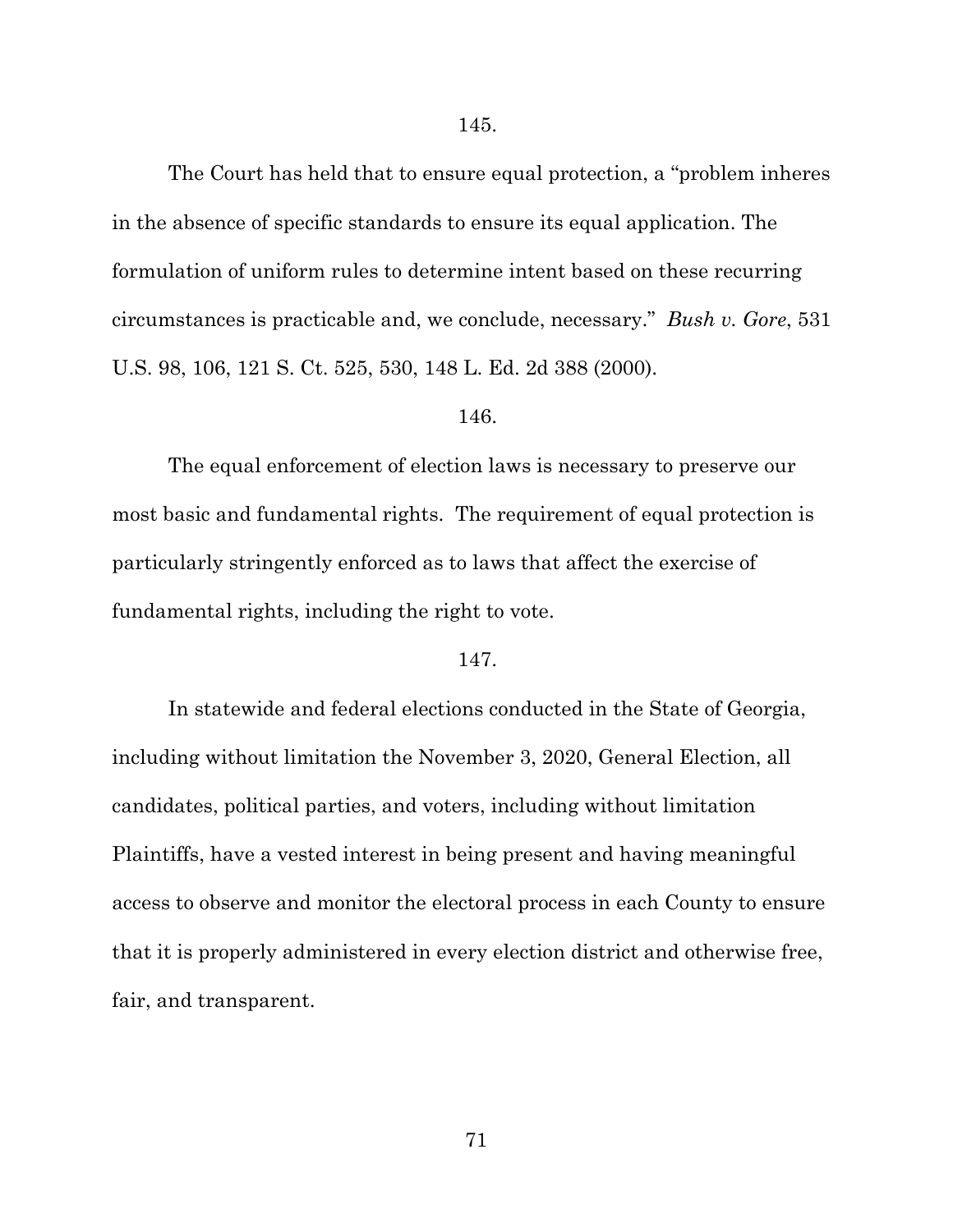145.

The Court has held that to ensure equal protection, a "problem inheres in the absence of specific standards to ensure its equal application. The formulation of uniform rules to determine intent based on these recurring circumstances is practicable and, we conclude, necessary." *Bush v. Gore*, 531 U.S. 98, 106, 121 S. Ct. 525, 530, 148 L. Ed. 2d 388 (2000).

146.

The equal enforcement of election laws is necessary to preserve our most basic and fundamental rights. The requirement of equal protection is particularly stringently enforced as to laws that affect the exercise of fundamental rights, including the right to vote.

147.

In statewide and federal elections conducted in the State of Georgia, including without limitation the November 3, 2020, General Election, all candidates, political parties, and voters, including without limitation Plaintiffs, have a vested interest in being present and having meaningful access to observe and monitor the electoral process in each County to ensure that it is properly administered in every election district and otherwise free, fair, and transparent.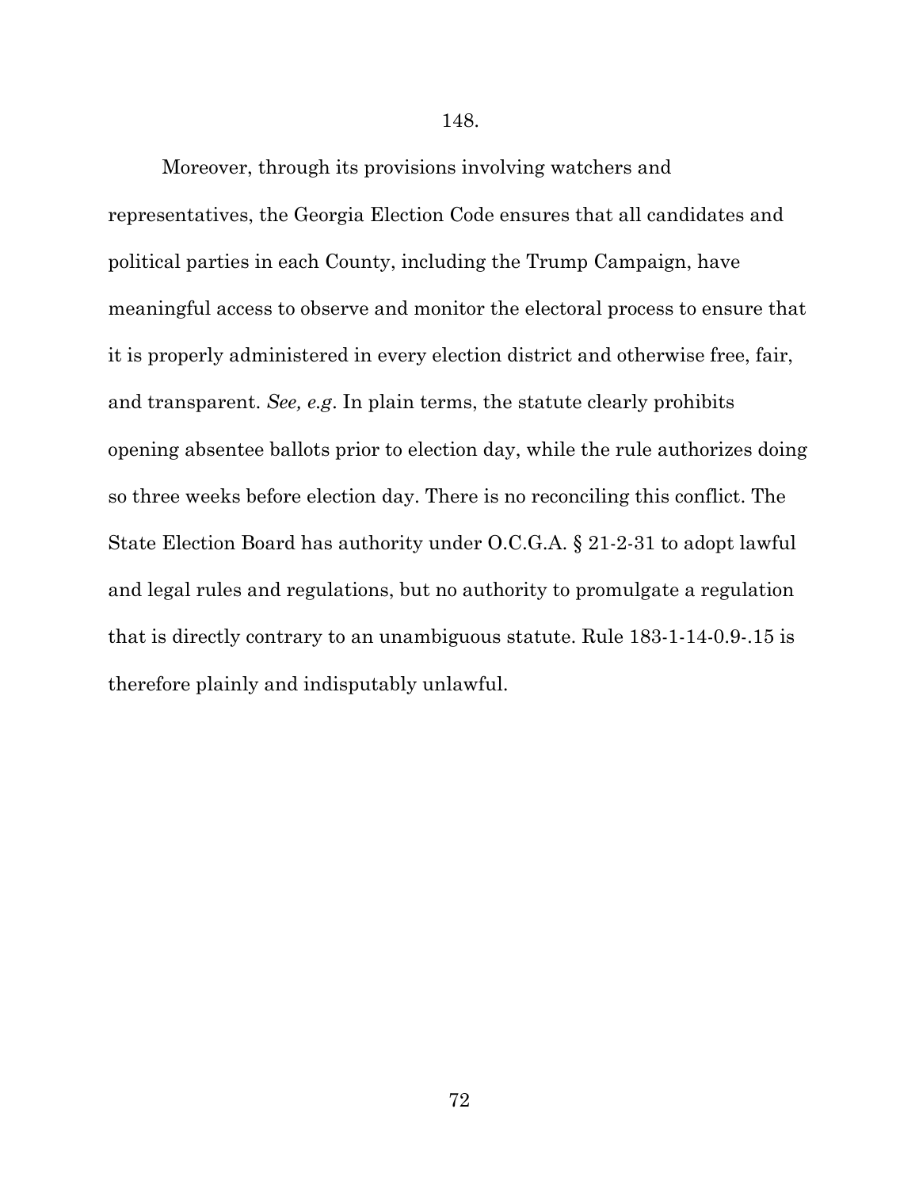148.

Moreover, through its provisions involving watchers and representatives, the Georgia Election Code ensures that all candidates and political parties in each County, including the Trump Campaign, have meaningful access to observe and monitor the electoral process to ensure that it is properly administered in every election district and otherwise free, fair, and transparent. *See, e.g*. In plain terms, the statute clearly prohibits opening absentee ballots prior to election day, while the rule authorizes doing so three weeks before election day. There is no reconciling this conflict. The State Election Board has authority under O.C.G.A. § 21-2-31 to adopt lawful and legal rules and regulations, but no authority to promulgate a regulation that is directly contrary to an unambiguous statute. Rule 183-1-14-0.9-.15 is therefore plainly and indisputably unlawful.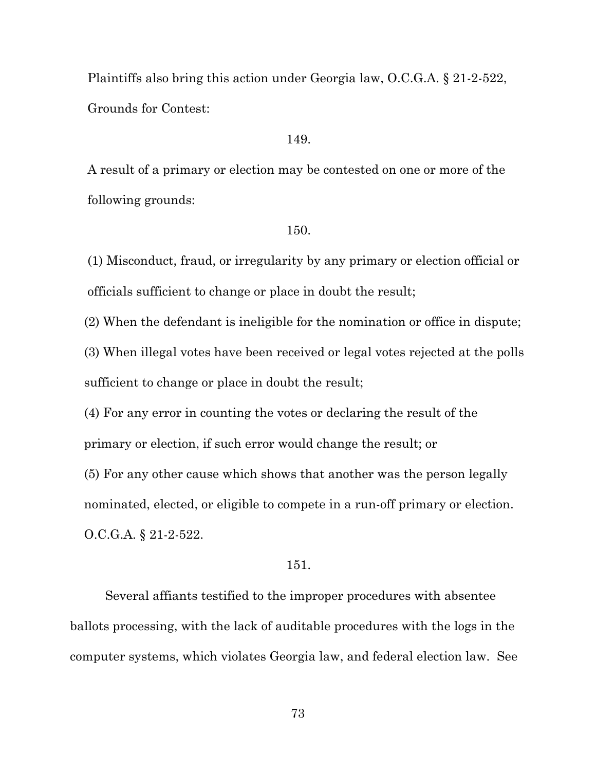Plaintiffs also bring this action under Georgia law, O.C.G.A. § 21-2-522, Grounds for Contest:

149.

A result of a primary or election may be contested on one or more of the following grounds:

150.

(1) Misconduct, fraud, or irregularity by any primary or election official or officials sufficient to change or place in doubt the result;

(2) When the defendant is ineligible for the nomination or office in dispute;

(3) When illegal votes have been received or legal votes rejected at the polls sufficient to change or place in doubt the result;

(4) For any error in counting the votes or declaring the result of the primary or election, if such error would change the result; or

(5) For any other cause which shows that another was the person legally nominated, elected, or eligible to compete in a run-off primary or election. O.C.G.A. § 21-2-522.

151.

Several affiants testified to the improper procedures with absentee ballots processing, with the lack of auditable procedures with the logs in the computer systems, which violates Georgia law, and federal election law. See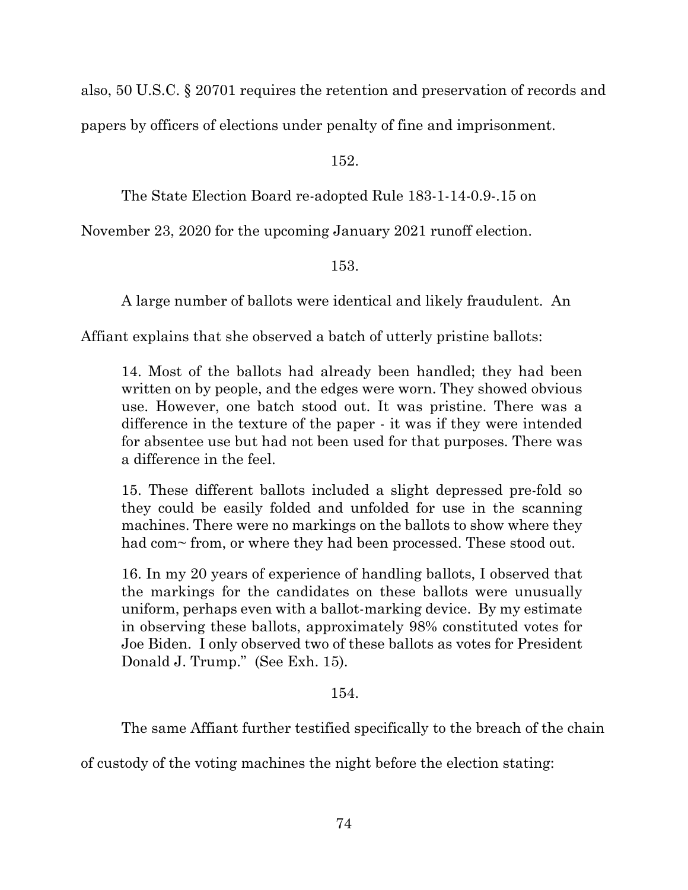also, 50 U.S.C. § 20701 requires the retention and preservation of records and papers by officers of elections under penalty of fine and imprisonment.

152.

The State Election Board re-adopted Rule 183-1-14-0.9-.15 on November 23, 2020 for the upcoming January 2021 runoff election.

153.

A large number of ballots were identical and likely fraudulent. An Affiant explains that she observed a batch of utterly pristine ballots:

> 14. Most of the ballots had already been handled; they had been written on by people, and the edges were worn. They showed obvious use. However, one batch stood out. It was pristine. There was a difference in the texture of the paper - it was if they were intended for absentee use but had not been used for that purposes. There was a difference in the feel.
>
> 15. These different ballots included a slight depressed pre-fold so they could be easily folded and unfolded for use in the scanning machines. There were no markings on the ballots to show where they had com~ from, or where they had been processed. These stood out.
>
> 16. In my 20 years of experience of handling ballots, I observed that the markings for the candidates on these ballots were unusually uniform, perhaps even with a ballot-marking device. By my estimate in observing these ballots, approximately 98% constituted votes for Joe Biden. I only observed two of these ballots as votes for President Donald J. Trump." (See Exh. 15).

154.

The same Affiant further testified specifically to the breach of the chain of custody of the voting machines the night before the election stating: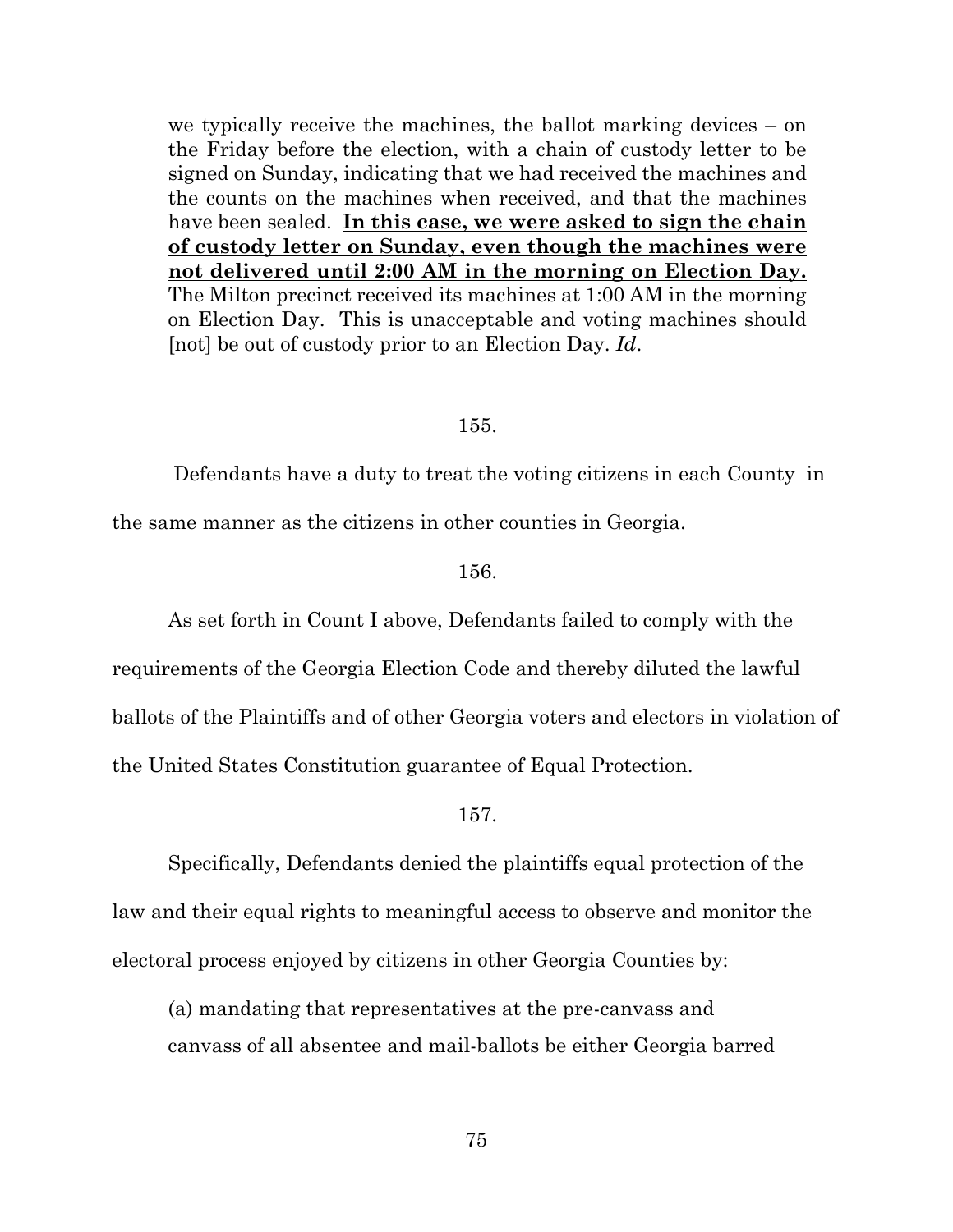> we typically receive the machines, the ballot marking devices – on the Friday before the election, with a chain of custody letter to be signed on Sunday, indicating that we had received the machines and the counts on the machines when received, and that the machines have been sealed. **In this case, we were asked to sign the chain of custody letter on Sunday, even though the machines were not delivered until 2:00 AM in the morning on Election Day.** The Milton precinct received its machines at 1:00 AM in the morning on Election Day. This is unacceptable and voting machines should [not] be out of custody prior to an Election Day. *Id*.

155.

Defendants have a duty to treat the voting citizens in each County in the same manner as the citizens in other counties in Georgia.

156.

As set forth in Count I above, Defendants failed to comply with the requirements of the Georgia Election Code and thereby diluted the lawful ballots of the Plaintiffs and of other Georgia voters and electors in violation of the United States Constitution guarantee of Equal Protection.

157.

Specifically, Defendants denied the plaintiffs equal protection of the law and their equal rights to meaningful access to observe and monitor the electoral process enjoyed by citizens in other Georgia Counties by:

(a) mandating that representatives at the pre-canvass and canvass of all absentee and mail-ballots be either Georgia barred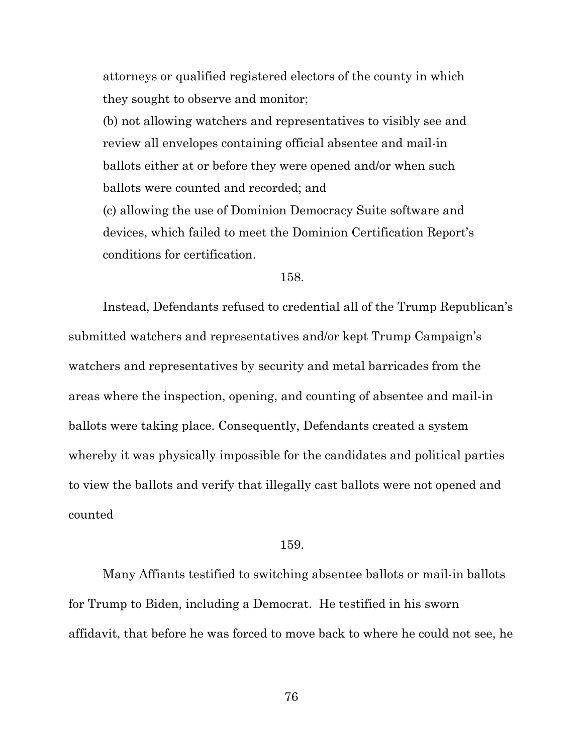attorneys or qualified registered electors of the county in which they sought to observe and monitor;

(b) not allowing watchers and representatives to visibly see and review all envelopes containing official absentee and mail-in ballots either at or before they were opened and/or when such ballots were counted and recorded; and

(c) allowing the use of Dominion Democracy Suite software and devices, which failed to meet the Dominion Certification Report's conditions for certification.

158.

Instead, Defendants refused to credential all of the Trump Republican's submitted watchers and representatives and/or kept Trump Campaign's watchers and representatives by security and metal barricades from the areas where the inspection, opening, and counting of absentee and mail-in ballots were taking place. Consequently, Defendants created a system whereby it was physically impossible for the candidates and political parties to view the ballots and verify that illegally cast ballots were not opened and counted

159.

Many Affiants testified to switching absentee ballots or mail-in ballots for Trump to Biden, including a Democrat. He testified in his sworn affidavit, that before he was forced to move back to where he could not see, he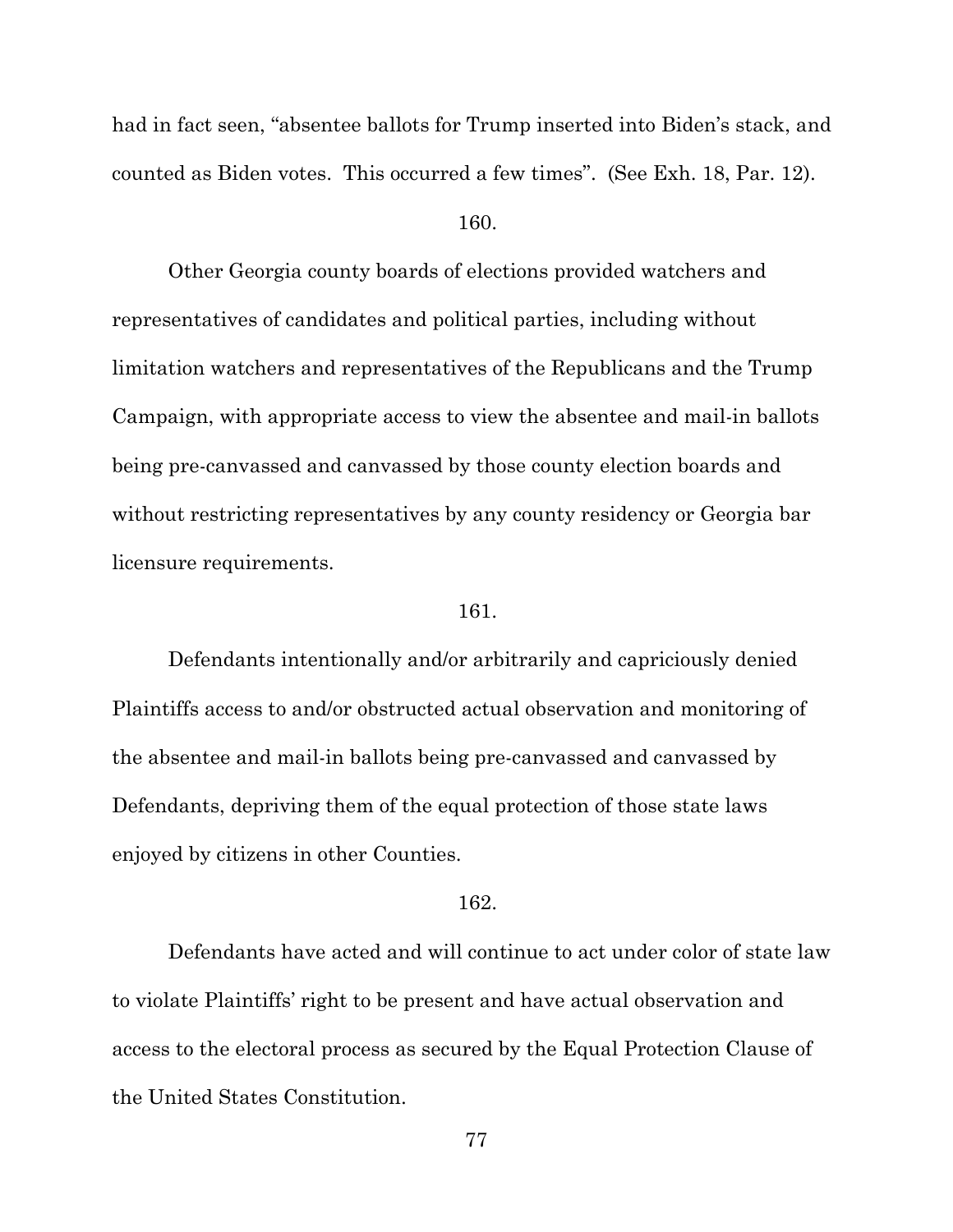had in fact seen, "absentee ballots for Trump inserted into Biden's stack, and counted as Biden votes. This occurred a few times". (See Exh. 18, Par. 12).

160.

Other Georgia county boards of elections provided watchers and representatives of candidates and political parties, including without limitation watchers and representatives of the Republicans and the Trump Campaign, with appropriate access to view the absentee and mail-in ballots being pre-canvassed and canvassed by those county election boards and without restricting representatives by any county residency or Georgia bar licensure requirements.

161.

Defendants intentionally and/or arbitrarily and capriciously denied Plaintiffs access to and/or obstructed actual observation and monitoring of the absentee and mail-in ballots being pre-canvassed and canvassed by Defendants, depriving them of the equal protection of those state laws enjoyed by citizens in other Counties.

162.

Defendants have acted and will continue to act under color of state law to violate Plaintiffs' right to be present and have actual observation and access to the electoral process as secured by the Equal Protection Clause of the United States Constitution.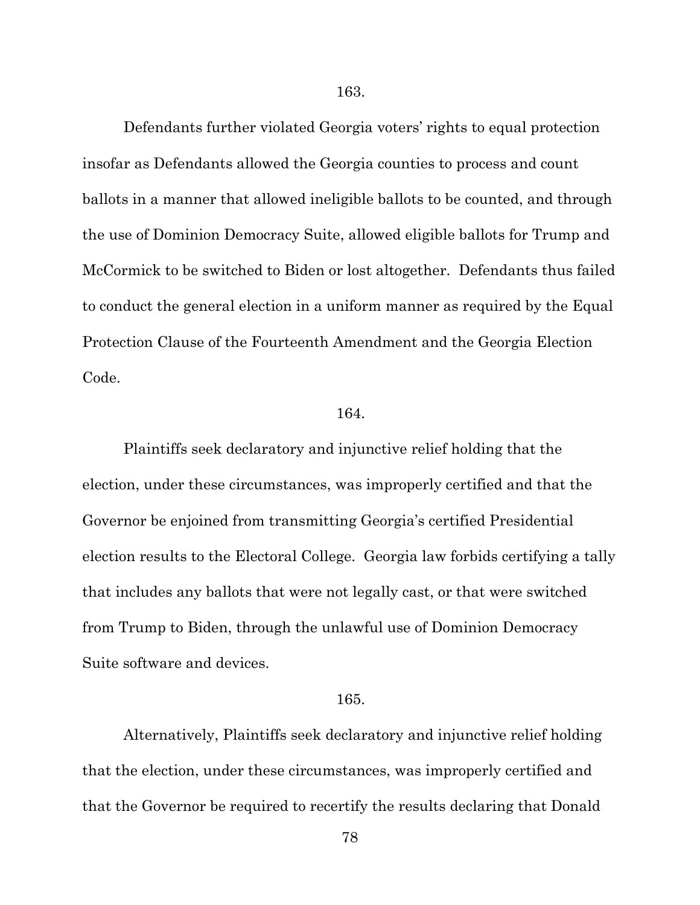163.

Defendants further violated Georgia voters' rights to equal protection insofar as Defendants allowed the Georgia counties to process and count ballots in a manner that allowed ineligible ballots to be counted, and through the use of Dominion Democracy Suite, allowed eligible ballots for Trump and McCormick to be switched to Biden or lost altogether. Defendants thus failed to conduct the general election in a uniform manner as required by the Equal Protection Clause of the Fourteenth Amendment and the Georgia Election Code.

164.

Plaintiffs seek declaratory and injunctive relief holding that the election, under these circumstances, was improperly certified and that the Governor be enjoined from transmitting Georgia's certified Presidential election results to the Electoral College. Georgia law forbids certifying a tally that includes any ballots that were not legally cast, or that were switched from Trump to Biden, through the unlawful use of Dominion Democracy Suite software and devices.

165.

Alternatively, Plaintiffs seek declaratory and injunctive relief holding that the election, under these circumstances, was improperly certified and that the Governor be required to recertify the results declaring that Donald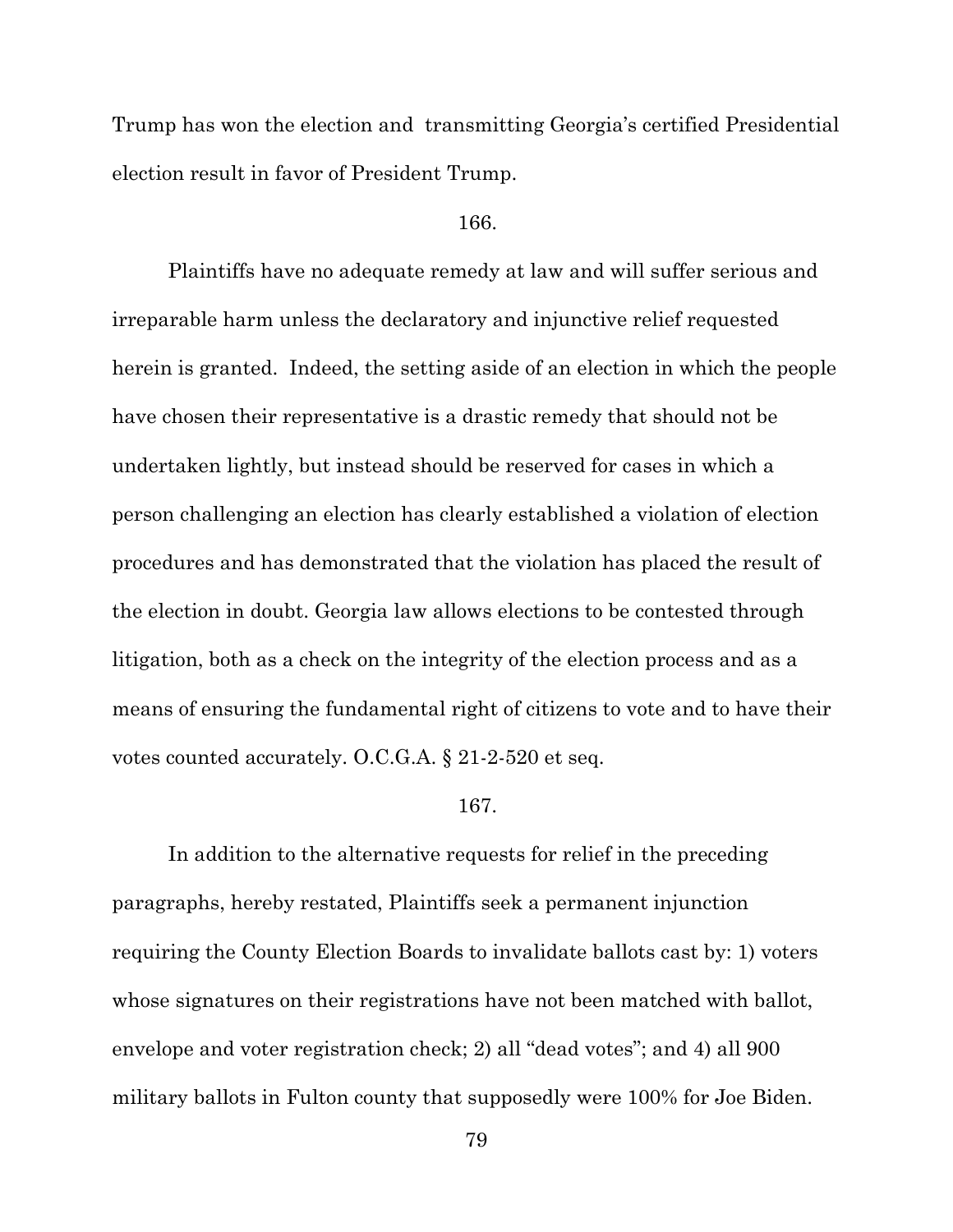Trump has won the election and transmitting Georgia's certified Presidential election result in favor of President Trump.

166.

Plaintiffs have no adequate remedy at law and will suffer serious and irreparable harm unless the declaratory and injunctive relief requested herein is granted. Indeed, the setting aside of an election in which the people have chosen their representative is a drastic remedy that should not be undertaken lightly, but instead should be reserved for cases in which a person challenging an election has clearly established a violation of election procedures and has demonstrated that the violation has placed the result of the election in doubt. Georgia law allows elections to be contested through litigation, both as a check on the integrity of the election process and as a means of ensuring the fundamental right of citizens to vote and to have their votes counted accurately. O.C.G.A. § 21-2-520 et seq.

167.

In addition to the alternative requests for relief in the preceding paragraphs, hereby restated, Plaintiffs seek a permanent injunction requiring the County Election Boards to invalidate ballots cast by: 1) voters whose signatures on their registrations have not been matched with ballot, envelope and voter registration check; 2) all "dead votes"; and 4) all 900 military ballots in Fulton county that supposedly were 100% for Joe Biden.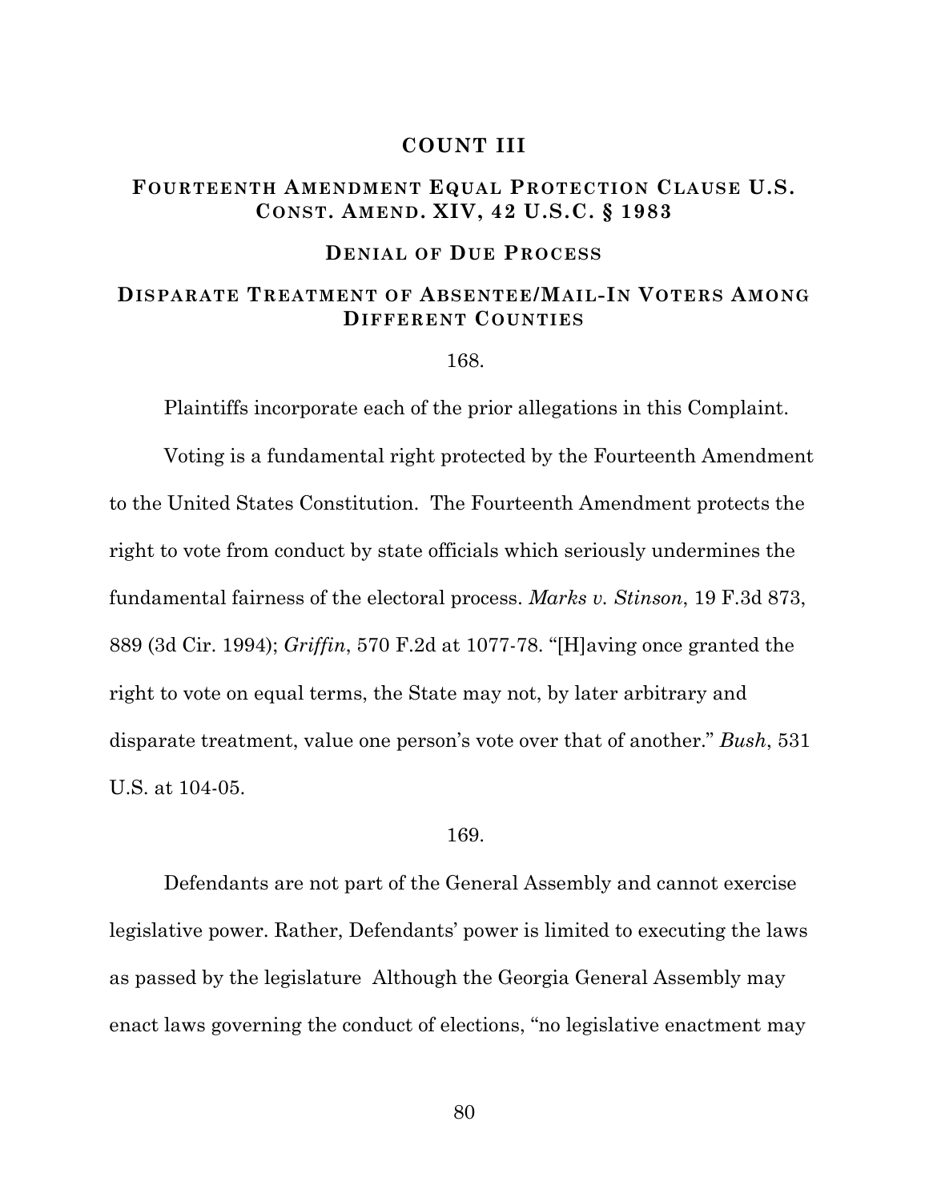## COUNT III

### FOURTEENTH AMENDMENT EQUAL PROTECTION CLAUSE U.S. CONST. AMEND. XIV, 42 U.S.C. § 1983

### DENIAL OF DUE PROCESS

### DISPARATE TREATMENT OF ABSENTEE/MAIL-IN VOTERS AMONG DIFFERENT COUNTIES

168.

Plaintiffs incorporate each of the prior allegations in this Complaint.

Voting is a fundamental right protected by the Fourteenth Amendment to the United States Constitution. The Fourteenth Amendment protects the right to vote from conduct by state officials which seriously undermines the fundamental fairness of the electoral process. *Marks v. Stinson*, 19 F.3d 873, 889 (3d Cir. 1994); *Griffin*, 570 F.2d at 1077-78. "[H]aving once granted the right to vote on equal terms, the State may not, by later arbitrary and disparate treatment, value one person's vote over that of another." *Bush*, 531 U.S. at 104-05.

169.

Defendants are not part of the General Assembly and cannot exercise legislative power. Rather, Defendants' power is limited to executing the laws as passed by the legislature Although the Georgia General Assembly may enact laws governing the conduct of elections, "no legislative enactment may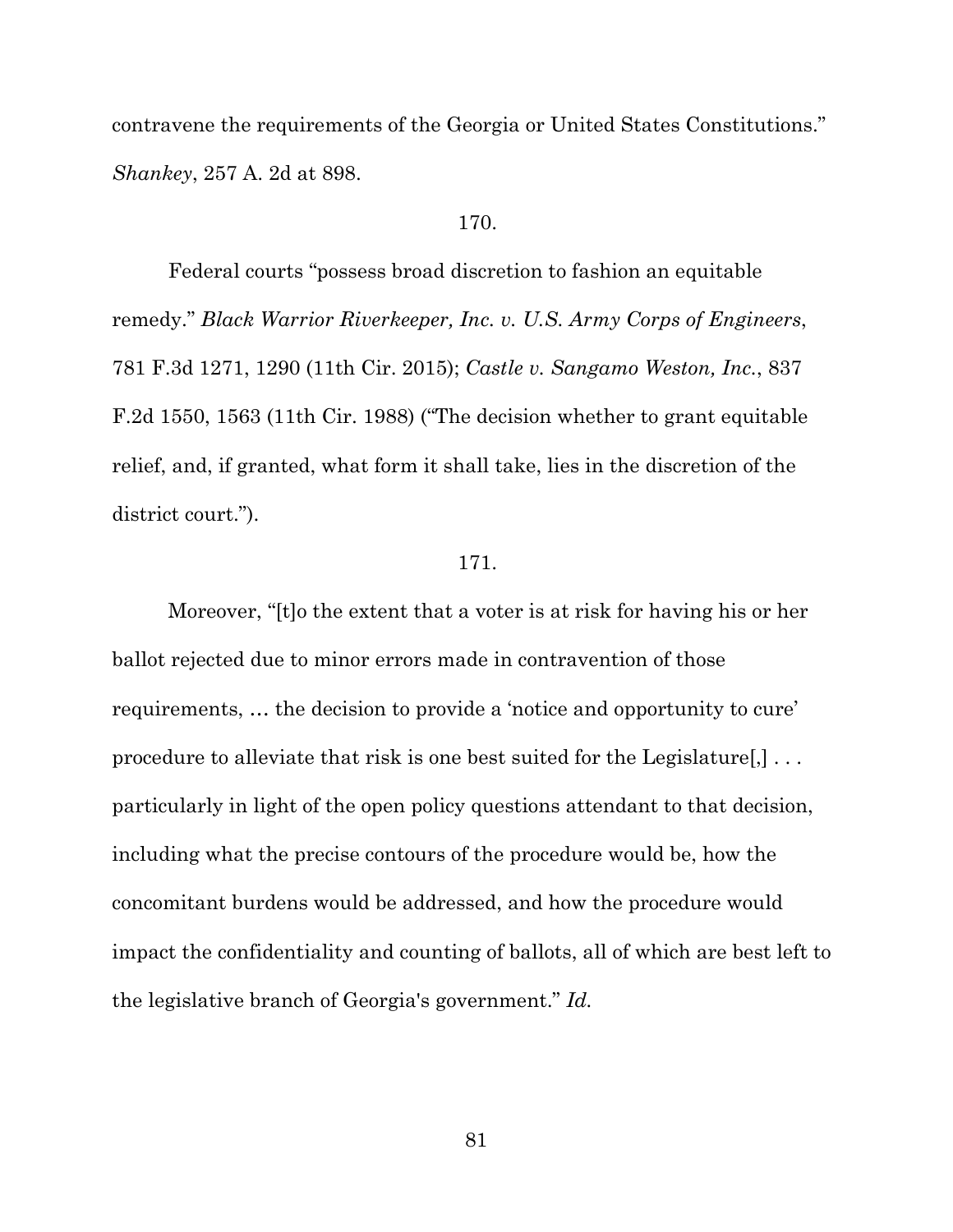contravene the requirements of the Georgia or United States Constitutions." *Shankey*, 257 A. 2d at 898.

170.

Federal courts "possess broad discretion to fashion an equitable remedy." *Black Warrior Riverkeeper, Inc. v. U.S. Army Corps of Engineers*, 781 F.3d 1271, 1290 (11th Cir. 2015); *Castle v. Sangamo Weston, Inc.*, 837 F.2d 1550, 1563 (11th Cir. 1988) ("The decision whether to grant equitable relief, and, if granted, what form it shall take, lies in the discretion of the district court.").

171.

Moreover, "[t]o the extent that a voter is at risk for having his or her ballot rejected due to minor errors made in contravention of those requirements, … the decision to provide a 'notice and opportunity to cure' procedure to alleviate that risk is one best suited for the Legislature[,] . . . particularly in light of the open policy questions attendant to that decision, including what the precise contours of the procedure would be, how the concomitant burdens would be addressed, and how the procedure would impact the confidentiality and counting of ballots, all of which are best left to the legislative branch of Georgia's government." *Id.*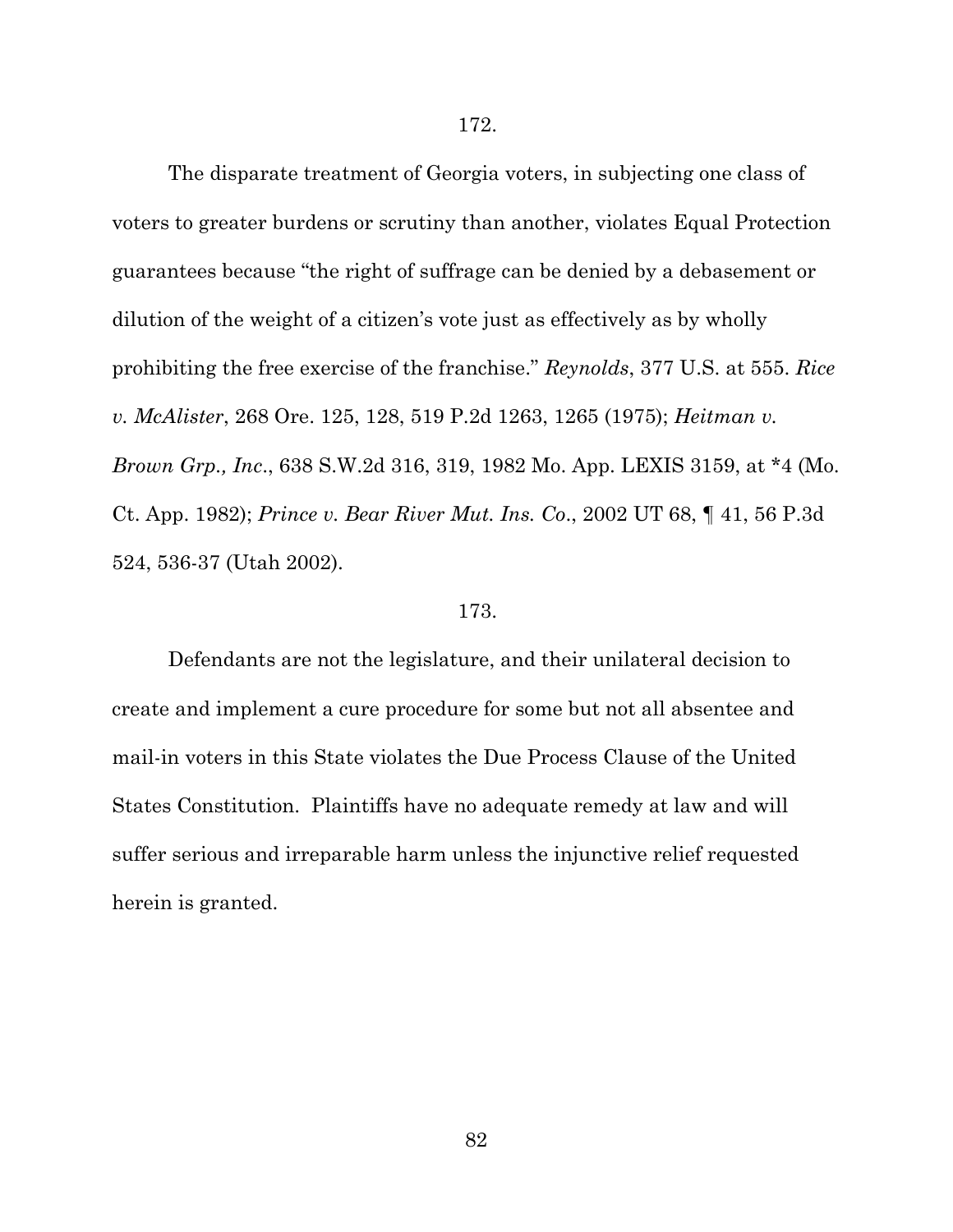172.

The disparate treatment of Georgia voters, in subjecting one class of voters to greater burdens or scrutiny than another, violates Equal Protection guarantees because "the right of suffrage can be denied by a debasement or dilution of the weight of a citizen's vote just as effectively as by wholly prohibiting the free exercise of the franchise." *Reynolds*, 377 U.S. at 555. *Rice v. McAlister*, 268 Ore. 125, 128, 519 P.2d 1263, 1265 (1975); *Heitman v. Brown Grp., Inc*., 638 S.W.2d 316, 319, 1982 Mo. App. LEXIS 3159, at *4 (Mo. Ct. App. 1982); *Prince v. Bear River Mut. Ins. Co*., 2002 UT 68, ¶ 41, 56 P.3d 524, 536-37 (Utah 2002).

173.

Defendants are not the legislature, and their unilateral decision to create and implement a cure procedure for some but not all absentee and mail-in voters in this State violates the Due Process Clause of the United States Constitution. Plaintiffs have no adequate remedy at law and will suffer serious and irreparable harm unless the injunctive relief requested herein is granted.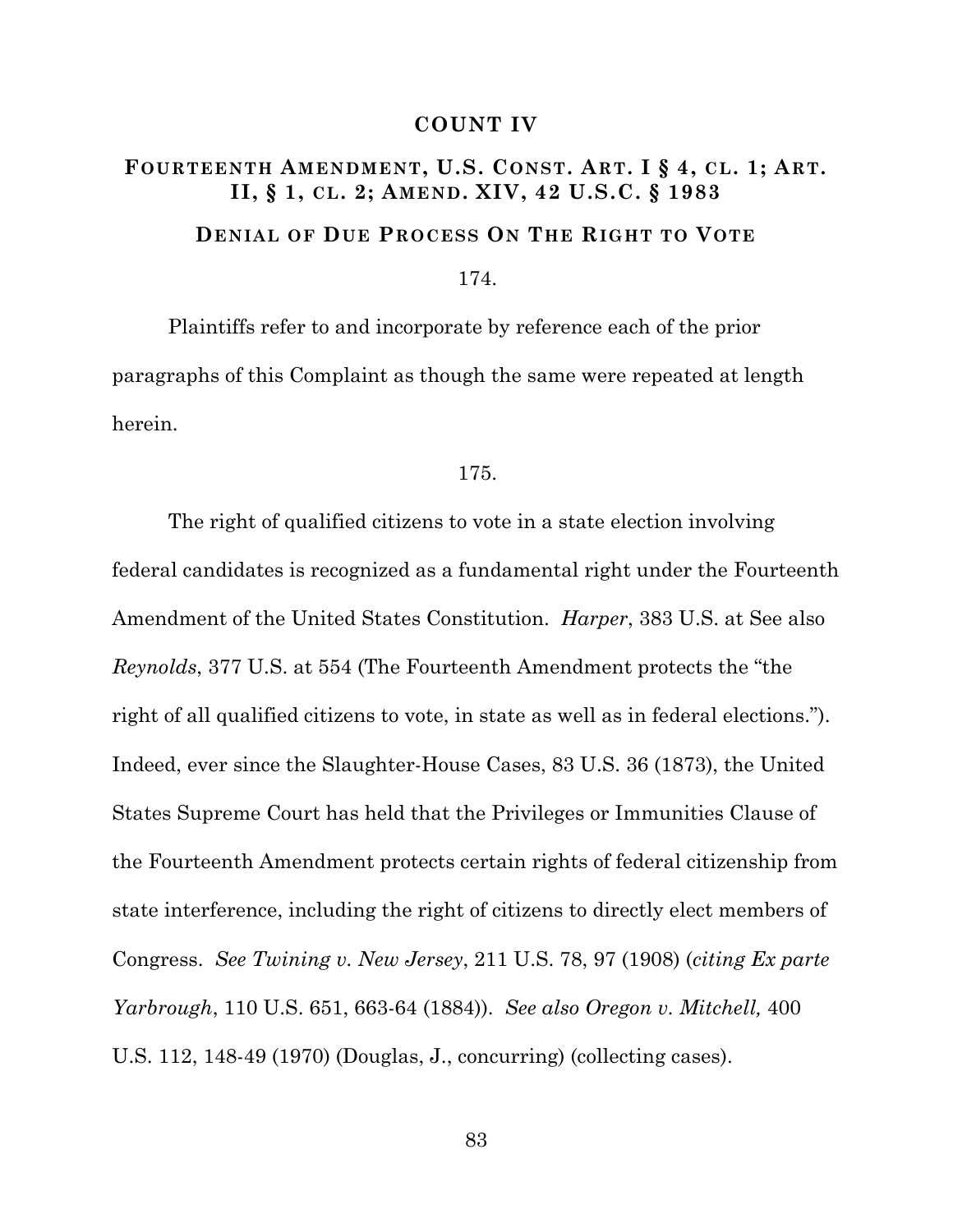## COUNT IV

### FOURTEENTH AMENDMENT, U.S. CONST. ART. I § 4, CL. 1; ART. II, § 1, CL. 2; AMEND. XIV, 42 U.S.C. § 1983

### DENIAL OF DUE PROCESS ON THE RIGHT TO VOTE

174.

Plaintiffs refer to and incorporate by reference each of the prior paragraphs of this Complaint as though the same were repeated at length herein.

175.

The right of qualified citizens to vote in a state election involving federal candidates is recognized as a fundamental right under the Fourteenth Amendment of the United States Constitution. *Harper*, 383 U.S. at See also *Reynolds*, 377 U.S. at 554 (The Fourteenth Amendment protects the "the right of all qualified citizens to vote, in state as well as in federal elections."). Indeed, ever since the Slaughter-House Cases, 83 U.S. 36 (1873), the United States Supreme Court has held that the Privileges or Immunities Clause of the Fourteenth Amendment protects certain rights of federal citizenship from state interference, including the right of citizens to directly elect members of Congress. *See Twining v. New Jersey*, 211 U.S. 78, 97 (1908) (*citing Ex parte Yarbrough*, 110 U.S. 651, 663-64 (1884)). *See also Oregon v. Mitchell,* 400 U.S. 112, 148-49 (1970) (Douglas, J., concurring) (collecting cases).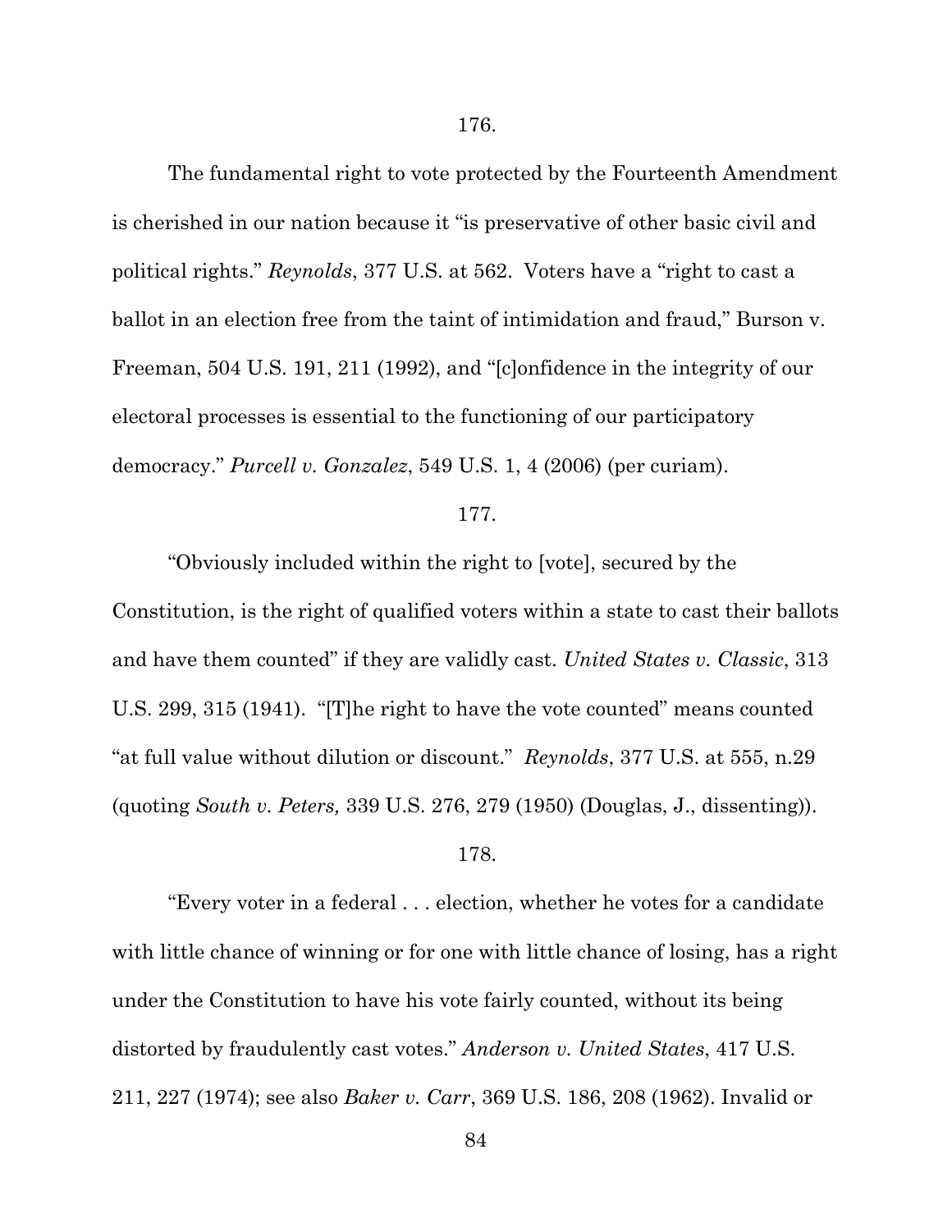176.

The fundamental right to vote protected by the Fourteenth Amendment is cherished in our nation because it "is preservative of other basic civil and political rights." *Reynolds*, 377 U.S. at 562. Voters have a "right to cast a ballot in an election free from the taint of intimidation and fraud," Burson v. Freeman, 504 U.S. 191, 211 (1992), and "[c]onfidence in the integrity of our electoral processes is essential to the functioning of our participatory democracy." *Purcell v. Gonzalez*, 549 U.S. 1, 4 (2006) (per curiam).

177.

"Obviously included within the right to [vote], secured by the Constitution, is the right of qualified voters within a state to cast their ballots and have them counted" if they are validly cast. *United States v. Classic*, 313 U.S. 299, 315 (1941). "[T]he right to have the vote counted" means counted "at full value without dilution or discount." *Reynolds*, 377 U.S. at 555, n.29 (quoting *South v. Peters,* 339 U.S. 276, 279 (1950) (Douglas, J., dissenting)).

178.

"Every voter in a federal . . . election, whether he votes for a candidate with little chance of winning or for one with little chance of losing, has a right under the Constitution to have his vote fairly counted, without its being distorted by fraudulently cast votes." *Anderson v. United States*, 417 U.S. 211, 227 (1974); see also *Baker v. Carr*, 369 U.S. 186, 208 (1962). Invalid or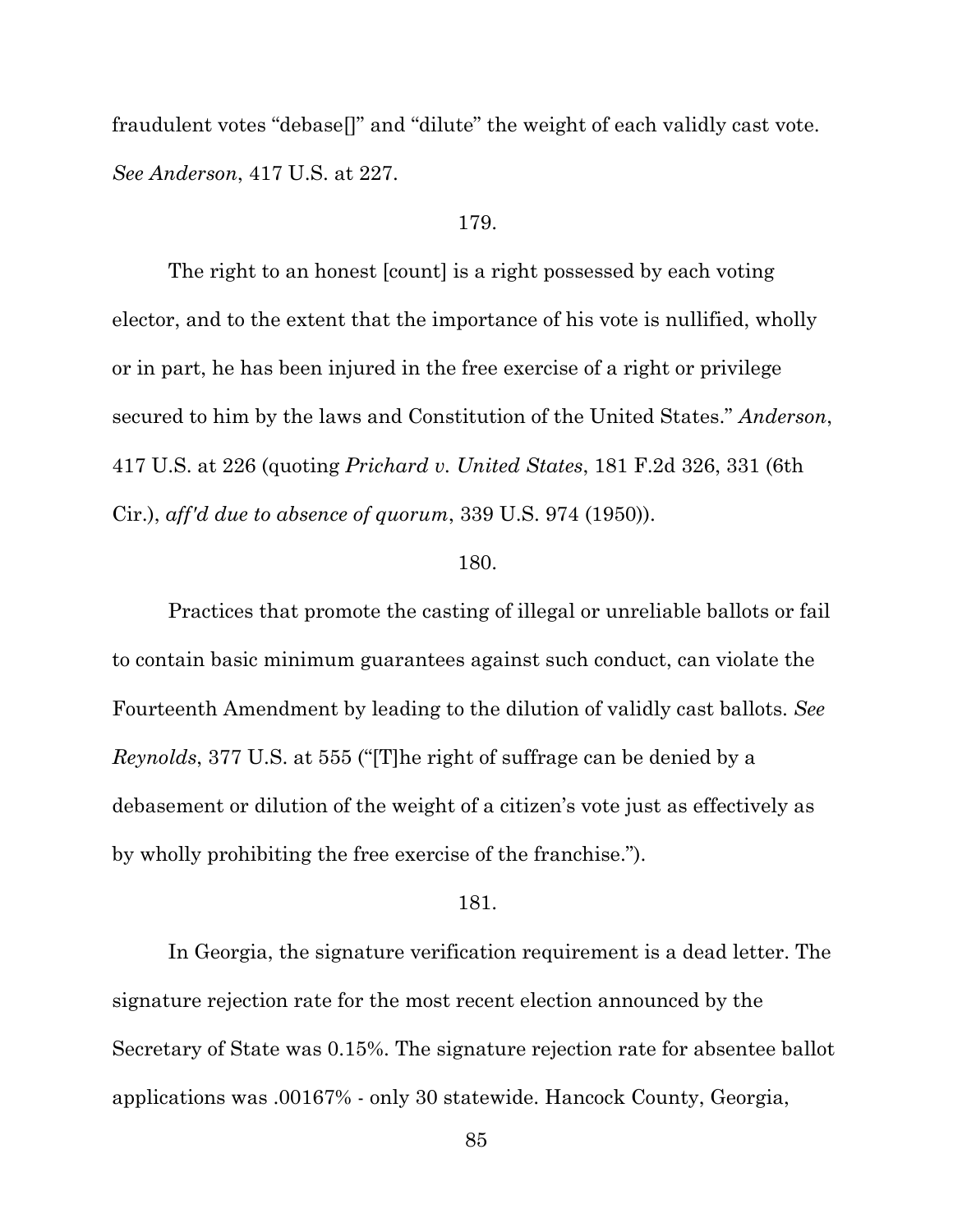fraudulent votes "debase[]" and "dilute" the weight of each validly cast vote. *See Anderson*, 417 U.S. at 227.

179.

The right to an honest [count] is a right possessed by each voting elector, and to the extent that the importance of his vote is nullified, wholly or in part, he has been injured in the free exercise of a right or privilege secured to him by the laws and Constitution of the United States." *Anderson*, 417 U.S. at 226 (quoting *Prichard v. United States*, 181 F.2d 326, 331 (6th Cir.), *aff'd due to absence of quorum*, 339 U.S. 974 (1950)).

180.

Practices that promote the casting of illegal or unreliable ballots or fail to contain basic minimum guarantees against such conduct, can violate the Fourteenth Amendment by leading to the dilution of validly cast ballots. *See Reynolds*, 377 U.S. at 555 ("[T]he right of suffrage can be denied by a debasement or dilution of the weight of a citizen's vote just as effectively as by wholly prohibiting the free exercise of the franchise.").

181.

In Georgia, the signature verification requirement is a dead letter. The signature rejection rate for the most recent election announced by the Secretary of State was 0.15%. The signature rejection rate for absentee ballot applications was .00167% - only 30 statewide. Hancock County, Georgia,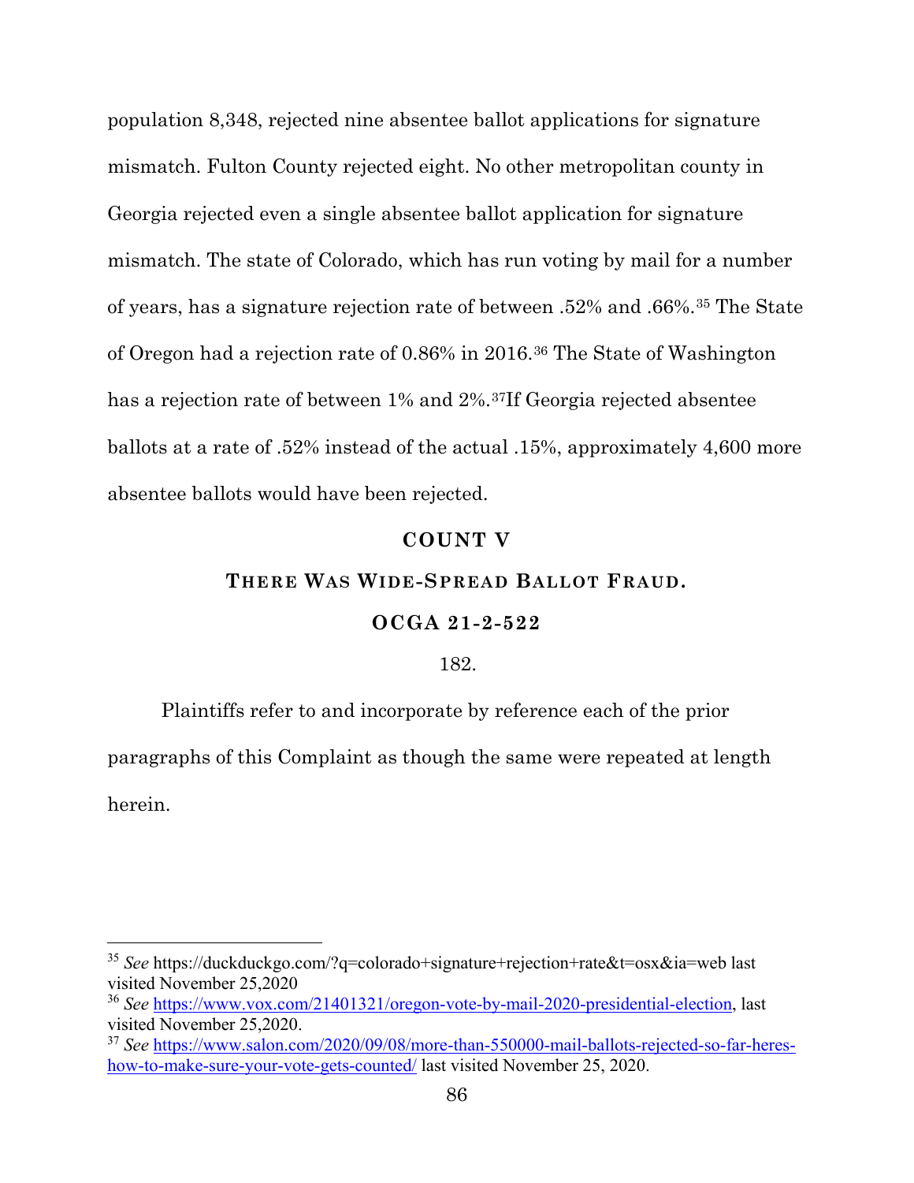population 8,348, rejected nine absentee ballot applications for signature mismatch. Fulton County rejected eight. No other metropolitan county in Georgia rejected even a single absentee ballot application for signature mismatch. The state of Colorado, which has run voting by mail for a number of years, has a signature rejection rate of between .52% and .66%.[35] The State of Oregon had a rejection rate of 0.86% in 2016.[36] The State of Washington has a rejection rate of between 1% and 2%.[37]If Georgia rejected absentee ballots at a rate of .52% instead of the actual .15%, approximately 4,600 more absentee ballots would have been rejected.

## COUNT V

### THERE WAS WIDE-SPREAD BALLOT FRAUD.

### OCGA 21-2-522

182.

Plaintiffs refer to and incorporate by reference each of the prior paragraphs of this Complaint as though the same were repeated at length herein.

---

[35] *See* https://duckduckgo.com/?q=colorado+signature+rejection+rate&t=osx&ia=web last visited November 25,2020

[36] *See* https://www.vox.com/21401321/oregon-vote-by-mail-2020-presidential-election, last visited November 25,2020.

[37] *See* https://www.salon.com/2020/09/08/more-than-550000-mail-ballots-rejected-so-far-heres-how-to-make-sure-your-vote-gets-counted/ last visited November 25, 2020.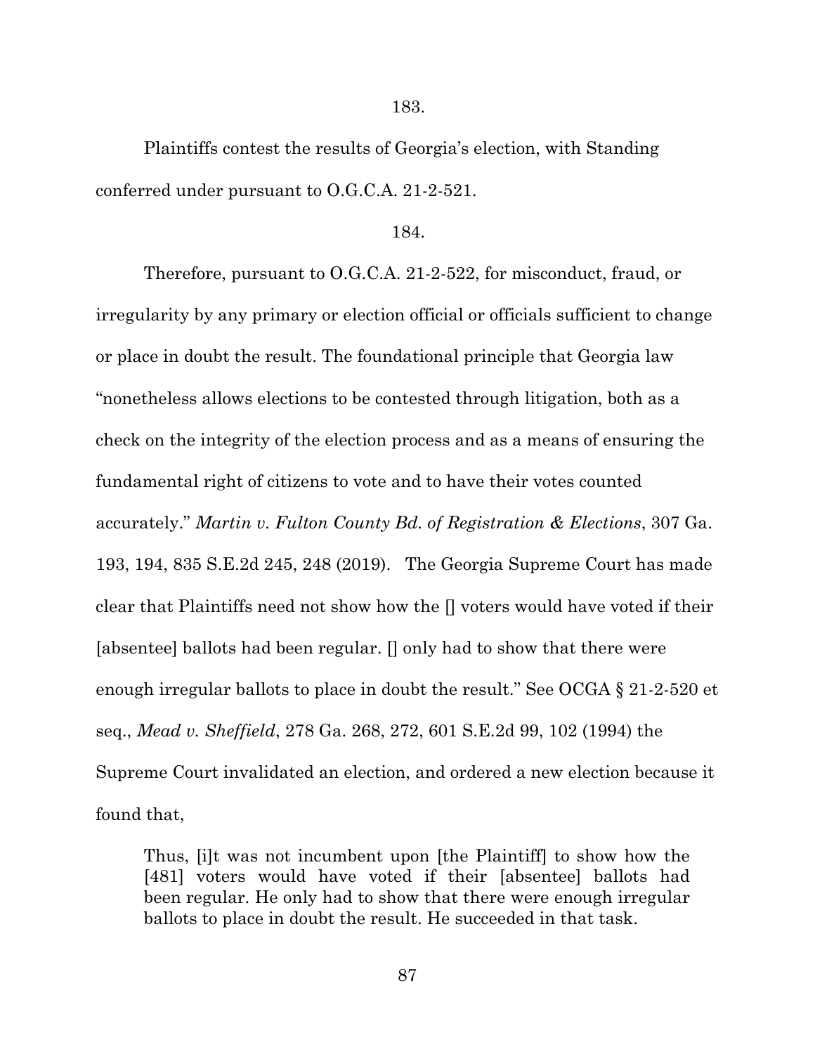183.

Plaintiffs contest the results of Georgia's election, with Standing conferred under pursuant to O.G.C.A. 21-2-521.

184.

Therefore, pursuant to O.G.C.A. 21-2-522, for misconduct, fraud, or irregularity by any primary or election official or officials sufficient to change or place in doubt the result. The foundational principle that Georgia law "nonetheless allows elections to be contested through litigation, both as a check on the integrity of the election process and as a means of ensuring the fundamental right of citizens to vote and to have their votes counted accurately." *Martin v. Fulton County Bd. of Registration & Elections*, 307 Ga. 193, 194, 835 S.E.2d 245, 248 (2019). The Georgia Supreme Court has made clear that Plaintiffs need not show how the [] voters would have voted if their [absentee] ballots had been regular. [] only had to show that there were enough irregular ballots to place in doubt the result." See OCGA § 21-2-520 et seq., *Mead v. Sheffield*, 278 Ga. 268, 272, 601 S.E.2d 99, 102 (1994) the Supreme Court invalidated an election, and ordered a new election because it found that,

> Thus, [i]t was not incumbent upon [the Plaintiff] to show how the [481] voters would have voted if their [absentee] ballots had been regular. He only had to show that there were enough irregular ballots to place in doubt the result. He succeeded in that task.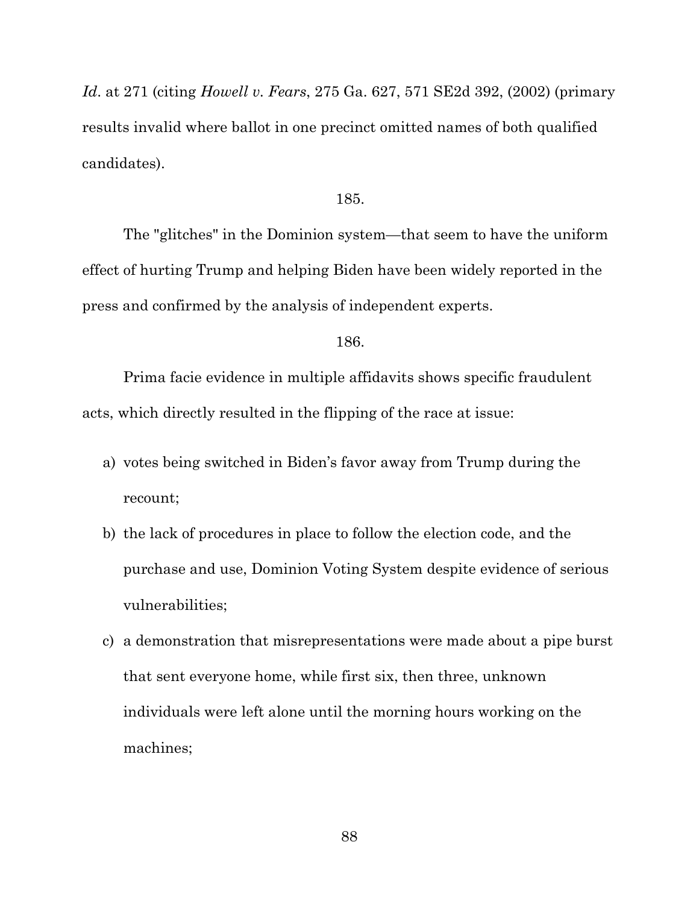*Id*. at 271 (citing *Howell v. Fears*, 275 Ga. 627, 571 SE2d 392, (2002) (primary results invalid where ballot in one precinct omitted names of both qualified candidates).

185.

The "glitches" in the Dominion system—that seem to have the uniform effect of hurting Trump and helping Biden have been widely reported in the press and confirmed by the analysis of independent experts.

186.

Prima facie evidence in multiple affidavits shows specific fraudulent acts, which directly resulted in the flipping of the race at issue:

a) votes being switched in Biden's favor away from Trump during the recount;

b) the lack of procedures in place to follow the election code, and the purchase and use, Dominion Voting System despite evidence of serious vulnerabilities;

c) a demonstration that misrepresentations were made about a pipe burst that sent everyone home, while first six, then three, unknown individuals were left alone until the morning hours working on the machines;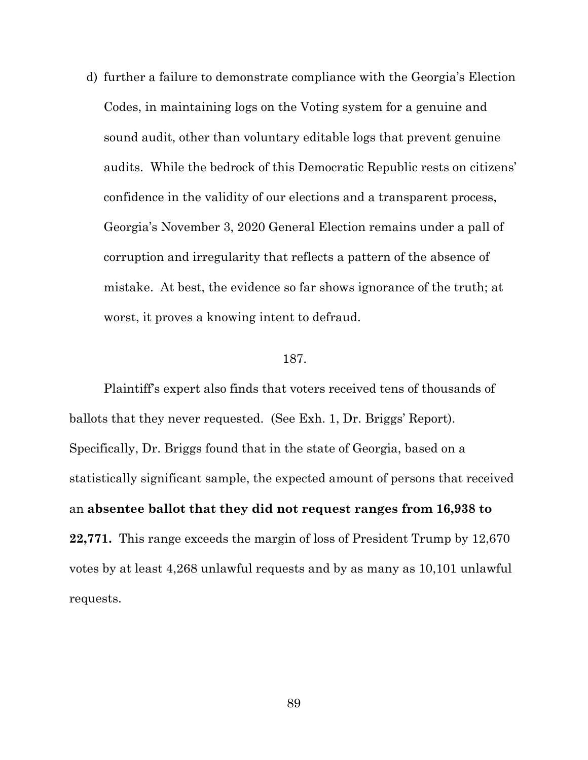d) further a failure to demonstrate compliance with the Georgia's Election Codes, in maintaining logs on the Voting system for a genuine and sound audit, other than voluntary editable logs that prevent genuine audits. While the bedrock of this Democratic Republic rests on citizens' confidence in the validity of our elections and a transparent process, Georgia's November 3, 2020 General Election remains under a pall of corruption and irregularity that reflects a pattern of the absence of mistake. At best, the evidence so far shows ignorance of the truth; at worst, it proves a knowing intent to defraud.

187.

Plaintiff's expert also finds that voters received tens of thousands of ballots that they never requested. (See Exh. 1, Dr. Briggs' Report). Specifically, Dr. Briggs found that in the state of Georgia, based on a statistically significant sample, the expected amount of persons that received an **absentee ballot that they did not request ranges from 16,938 to 22,771.** This range exceeds the margin of loss of President Trump by 12,670 votes by at least 4,268 unlawful requests and by as many as 10,101 unlawful requests.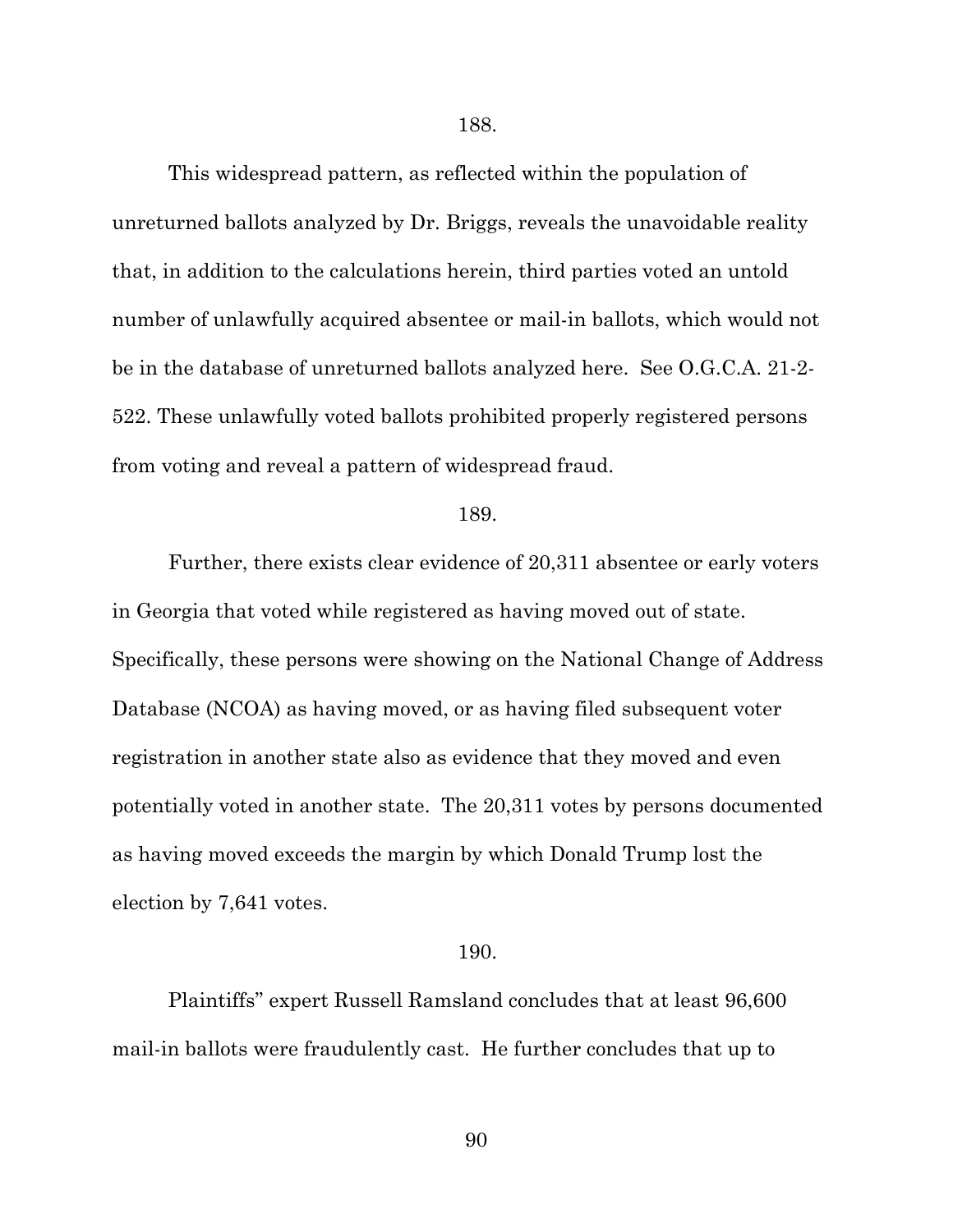188.

This widespread pattern, as reflected within the population of unreturned ballots analyzed by Dr. Briggs, reveals the unavoidable reality that, in addition to the calculations herein, third parties voted an untold number of unlawfully acquired absentee or mail-in ballots, which would not be in the database of unreturned ballots analyzed here. See O.G.C.A. 21-2-522. These unlawfully voted ballots prohibited properly registered persons from voting and reveal a pattern of widespread fraud.

189.

Further, there exists clear evidence of 20,311 absentee or early voters in Georgia that voted while registered as having moved out of state. Specifically, these persons were showing on the National Change of Address Database (NCOA) as having moved, or as having filed subsequent voter registration in another state also as evidence that they moved and even potentially voted in another state. The 20,311 votes by persons documented as having moved exceeds the margin by which Donald Trump lost the election by 7,641 votes.

190.

Plaintiffs" expert Russell Ramsland concludes that at least 96,600 mail-in ballots were fraudulently cast. He further concludes that up to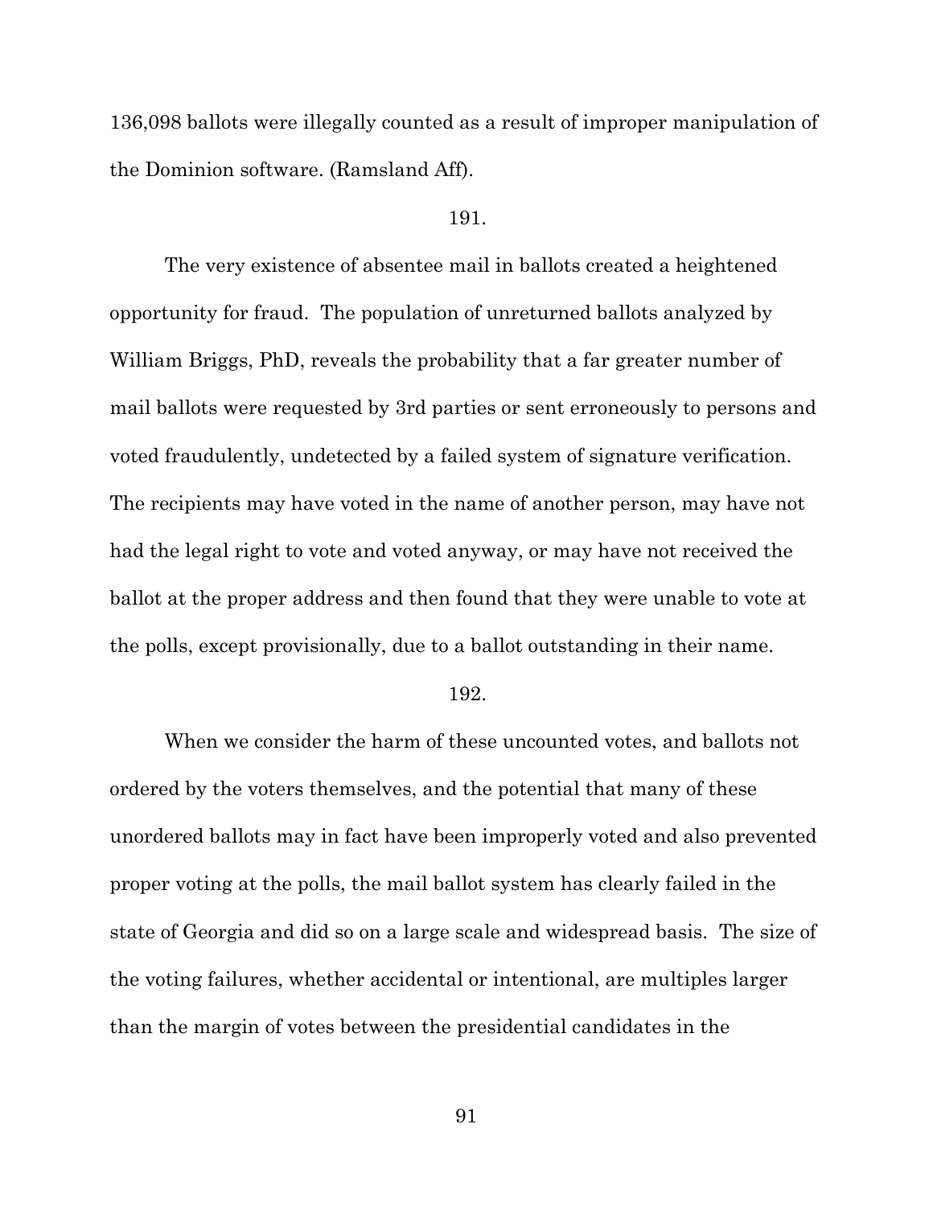136,098 ballots were illegally counted as a result of improper manipulation of the Dominion software. (Ramsland Aff).

191.

The very existence of absentee mail in ballots created a heightened opportunity for fraud. The population of unreturned ballots analyzed by William Briggs, PhD, reveals the probability that a far greater number of mail ballots were requested by 3rd parties or sent erroneously to persons and voted fraudulently, undetected by a failed system of signature verification. The recipients may have voted in the name of another person, may have not had the legal right to vote and voted anyway, or may have not received the ballot at the proper address and then found that they were unable to vote at the polls, except provisionally, due to a ballot outstanding in their name.

192.

When we consider the harm of these uncounted votes, and ballots not ordered by the voters themselves, and the potential that many of these unordered ballots may in fact have been improperly voted and also prevented proper voting at the polls, the mail ballot system has clearly failed in the state of Georgia and did so on a large scale and widespread basis. The size of the voting failures, whether accidental or intentional, are multiples larger than the margin of votes between the presidential candidates in the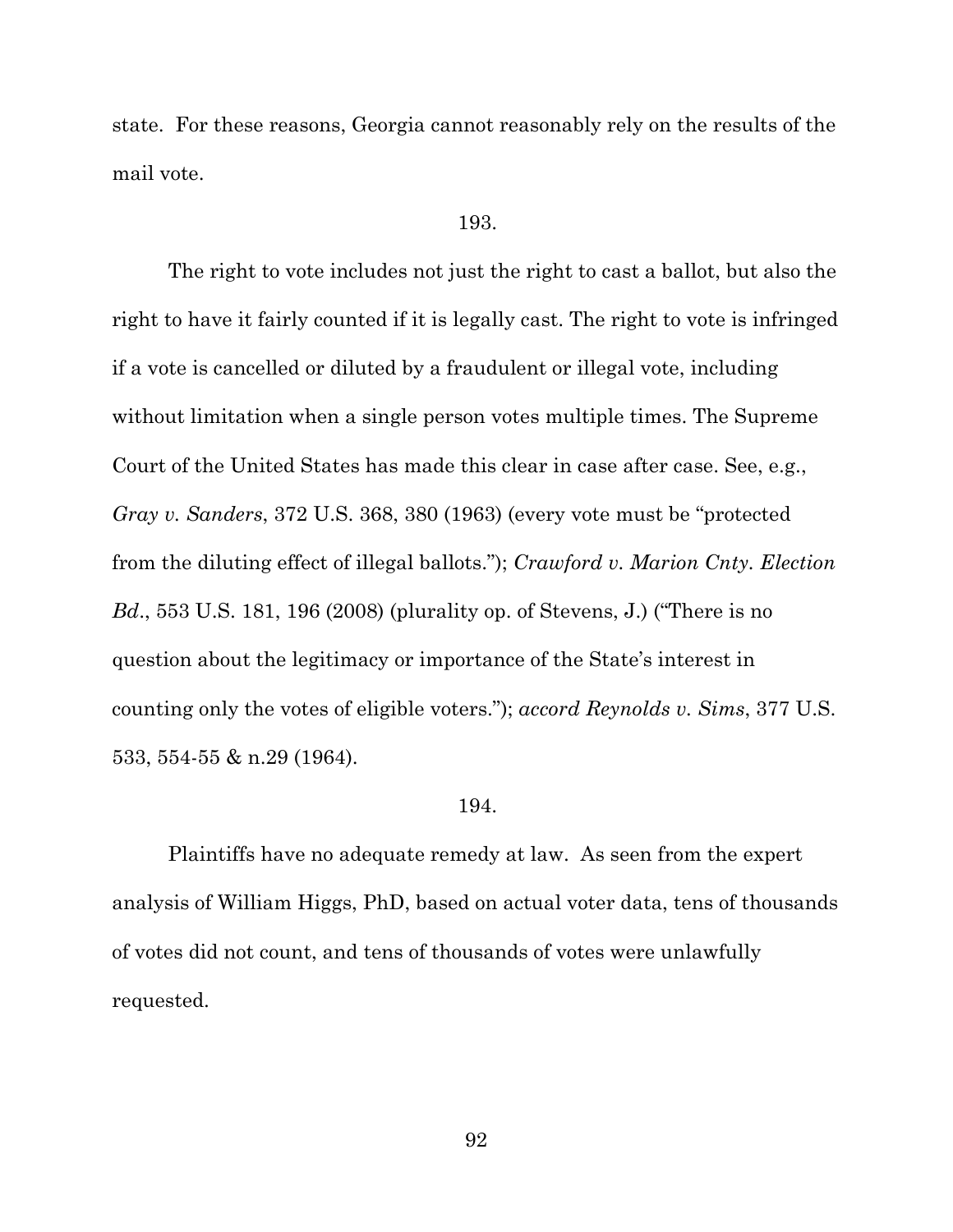state. For these reasons, Georgia cannot reasonably rely on the results of the mail vote.

193.

The right to vote includes not just the right to cast a ballot, but also the right to have it fairly counted if it is legally cast. The right to vote is infringed if a vote is cancelled or diluted by a fraudulent or illegal vote, including without limitation when a single person votes multiple times. The Supreme Court of the United States has made this clear in case after case. See, e.g., *Gray v. Sanders*, 372 U.S. 368, 380 (1963) (every vote must be "protected from the diluting effect of illegal ballots."); *Crawford v. Marion Cnty. Election Bd.*, 553 U.S. 181, 196 (2008) (plurality op. of Stevens, J.) ("There is no question about the legitimacy or importance of the State's interest in counting only the votes of eligible voters."); *accord Reynolds v. Sims*, 377 U.S. 533, 554-55 & n.29 (1964).

194.

Plaintiffs have no adequate remedy at law. As seen from the expert analysis of William Higgs, PhD, based on actual voter data, tens of thousands of votes did not count, and tens of thousands of votes were unlawfully requested.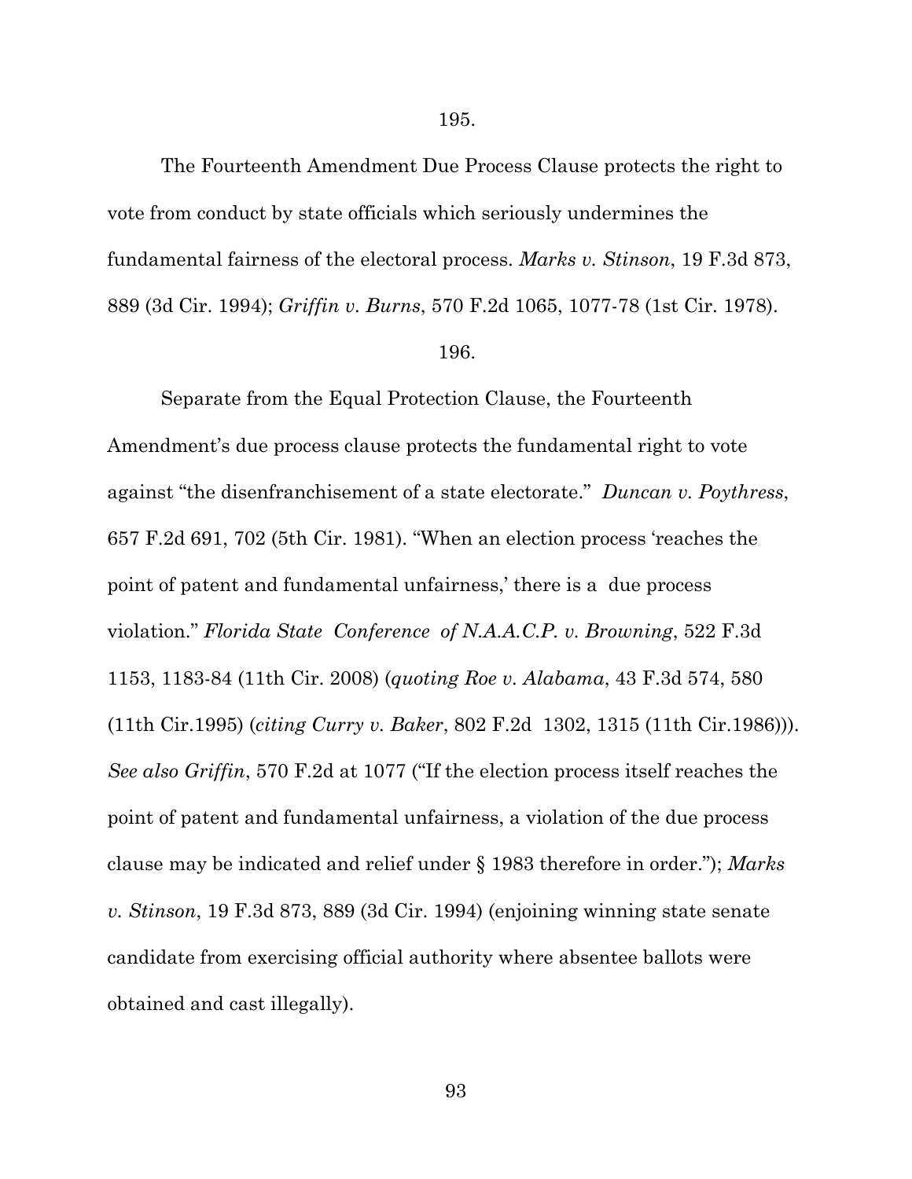195.

The Fourteenth Amendment Due Process Clause protects the right to vote from conduct by state officials which seriously undermines the fundamental fairness of the electoral process. *Marks v. Stinson*, 19 F.3d 873, 889 (3d Cir. 1994); *Griffin v. Burns*, 570 F.2d 1065, 1077-78 (1st Cir. 1978).

196.

Separate from the Equal Protection Clause, the Fourteenth Amendment's due process clause protects the fundamental right to vote against "the disenfranchisement of a state electorate." *Duncan v. Poythress*, 657 F.2d 691, 702 (5th Cir. 1981). "When an election process 'reaches the point of patent and fundamental unfairness,' there is a due process violation." *Florida State Conference of N.A.A.C.P. v. Browning*, 522 F.3d 1153, 1183-84 (11th Cir. 2008) (*quoting Roe v. Alabama*, 43 F.3d 574, 580 (11th Cir.1995) (*citing Curry v. Baker*, 802 F.2d 1302, 1315 (11th Cir.1986))). *See also Griffin*, 570 F.2d at 1077 ("If the election process itself reaches the point of patent and fundamental unfairness, a violation of the due process clause may be indicated and relief under § 1983 therefore in order."); *Marks v. Stinson*, 19 F.3d 873, 889 (3d Cir. 1994) (enjoining winning state senate candidate from exercising official authority where absentee ballots were obtained and cast illegally).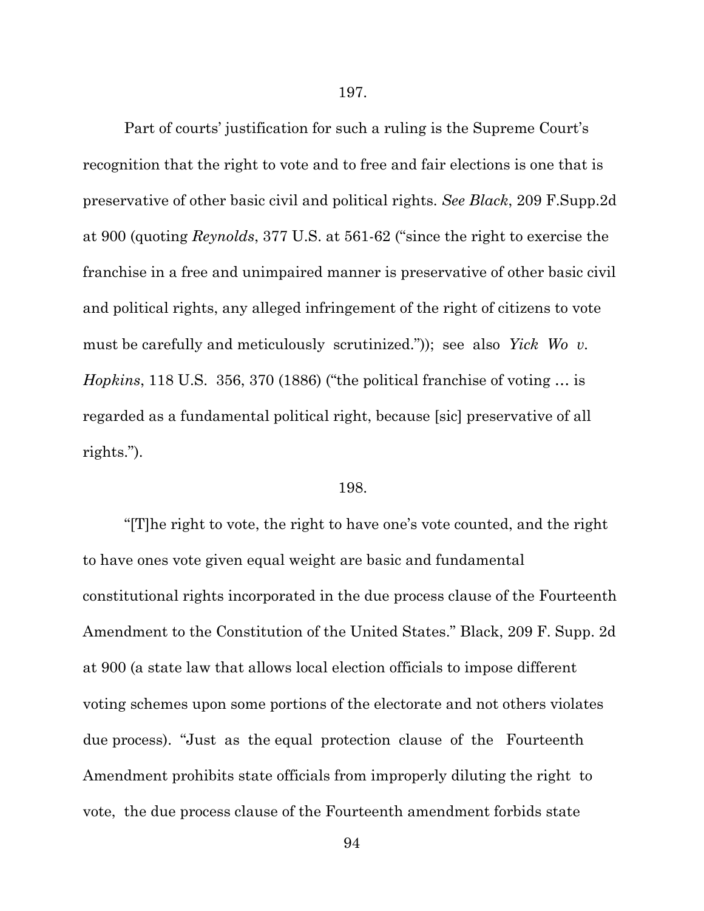197.

Part of courts' justification for such a ruling is the Supreme Court's recognition that the right to vote and to free and fair elections is one that is preservative of other basic civil and political rights. *See Black*, 209 F.Supp.2d at 900 (quoting *Reynolds*, 377 U.S. at 561-62 ("since the right to exercise the franchise in a free and unimpaired manner is preservative of other basic civil and political rights, any alleged infringement of the right of citizens to vote must be carefully and meticulously scrutinized.")); see also *Yick Wo v. Hopkins*, 118 U.S. 356, 370 (1886) ("the political franchise of voting … is regarded as a fundamental political right, because [sic] preservative of all rights.").

198.

"[T]he right to vote, the right to have one's vote counted, and the right to have ones vote given equal weight are basic and fundamental constitutional rights incorporated in the due process clause of the Fourteenth Amendment to the Constitution of the United States." Black, 209 F. Supp. 2d at 900 (a state law that allows local election officials to impose different voting schemes upon some portions of the electorate and not others violates due process). "Just as the equal protection clause of the Fourteenth Amendment prohibits state officials from improperly diluting the right to vote, the due process clause of the Fourteenth amendment forbids state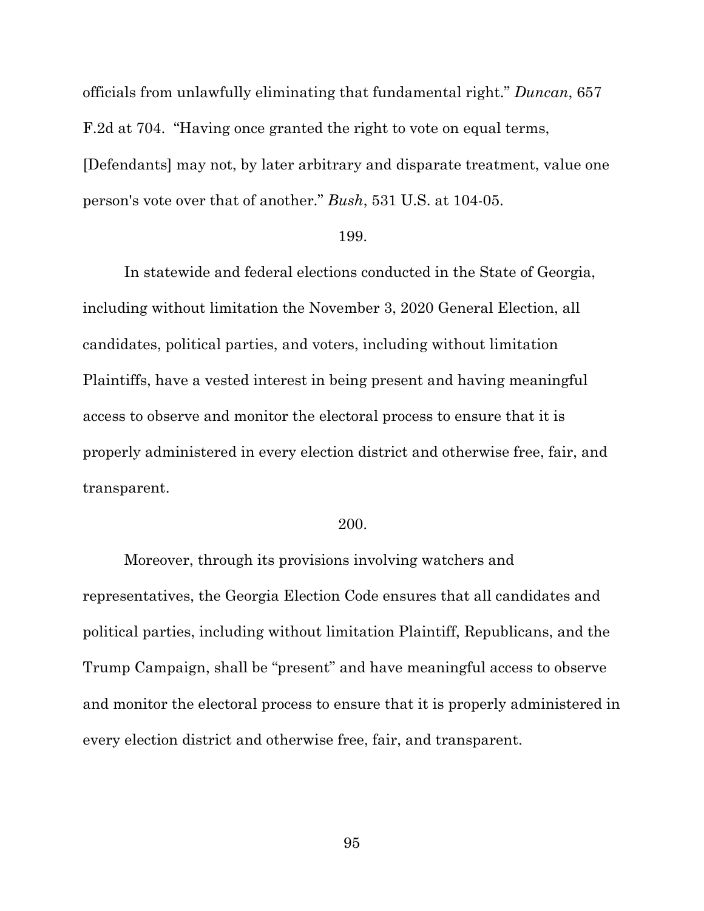officials from unlawfully eliminating that fundamental right." *Duncan*, 657 F.2d at 704. "Having once granted the right to vote on equal terms, [Defendants] may not, by later arbitrary and disparate treatment, value one person's vote over that of another." *Bush*, 531 U.S. at 104-05.

199.

In statewide and federal elections conducted in the State of Georgia, including without limitation the November 3, 2020 General Election, all candidates, political parties, and voters, including without limitation Plaintiffs, have a vested interest in being present and having meaningful access to observe and monitor the electoral process to ensure that it is properly administered in every election district and otherwise free, fair, and transparent.

200.

Moreover, through its provisions involving watchers and representatives, the Georgia Election Code ensures that all candidates and political parties, including without limitation Plaintiff, Republicans, and the Trump Campaign, shall be "present" and have meaningful access to observe and monitor the electoral process to ensure that it is properly administered in every election district and otherwise free, fair, and transparent.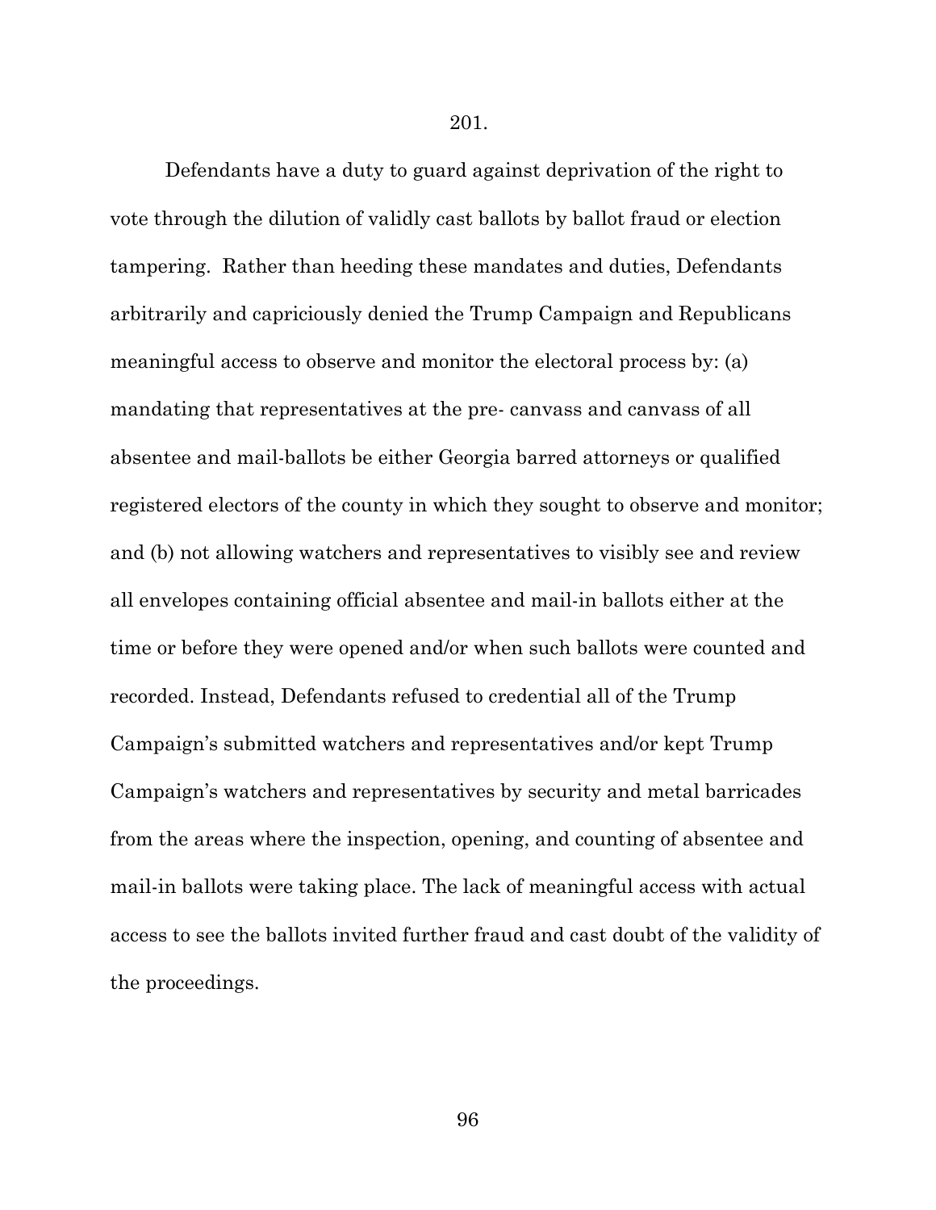201.

Defendants have a duty to guard against deprivation of the right to vote through the dilution of validly cast ballots by ballot fraud or election tampering. Rather than heeding these mandates and duties, Defendants arbitrarily and capriciously denied the Trump Campaign and Republicans meaningful access to observe and monitor the electoral process by: (a) mandating that representatives at the pre- canvass and canvass of all absentee and mail-ballots be either Georgia barred attorneys or qualified registered electors of the county in which they sought to observe and monitor; and (b) not allowing watchers and representatives to visibly see and review all envelopes containing official absentee and mail-in ballots either at the time or before they were opened and/or when such ballots were counted and recorded. Instead, Defendants refused to credential all of the Trump Campaign's submitted watchers and representatives and/or kept Trump Campaign's watchers and representatives by security and metal barricades from the areas where the inspection, opening, and counting of absentee and mail-in ballots were taking place. The lack of meaningful access with actual access to see the ballots invited further fraud and cast doubt of the validity of the proceedings.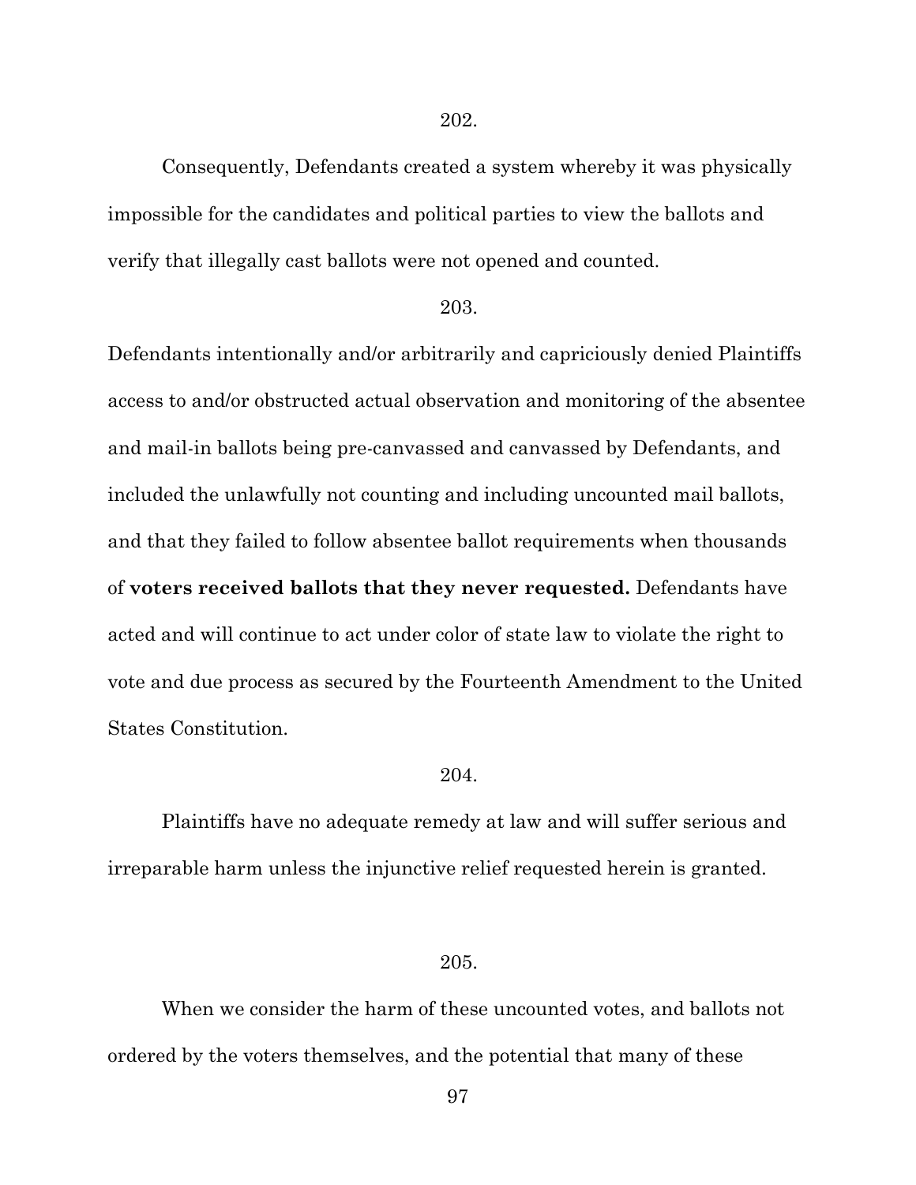202.

Consequently, Defendants created a system whereby it was physically impossible for the candidates and political parties to view the ballots and verify that illegally cast ballots were not opened and counted.

203.

Defendants intentionally and/or arbitrarily and capriciously denied Plaintiffs access to and/or obstructed actual observation and monitoring of the absentee and mail-in ballots being pre-canvassed and canvassed by Defendants, and included the unlawfully not counting and including uncounted mail ballots, and that they failed to follow absentee ballot requirements when thousands of **voters received ballots that they never requested.** Defendants have acted and will continue to act under color of state law to violate the right to vote and due process as secured by the Fourteenth Amendment to the United States Constitution.

204.

Plaintiffs have no adequate remedy at law and will suffer serious and irreparable harm unless the injunctive relief requested herein is granted.

205.

When we consider the harm of these uncounted votes, and ballots not ordered by the voters themselves, and the potential that many of these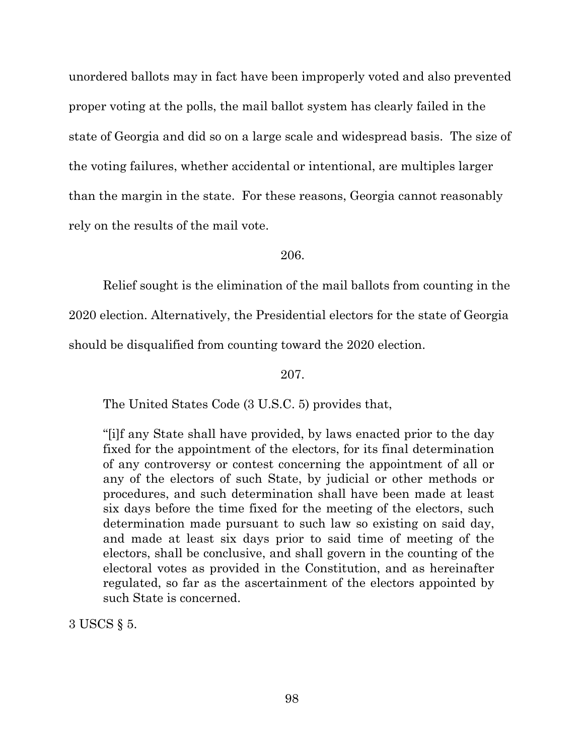unordered ballots may in fact have been improperly voted and also prevented proper voting at the polls, the mail ballot system has clearly failed in the state of Georgia and did so on a large scale and widespread basis. The size of the voting failures, whether accidental or intentional, are multiples larger than the margin in the state. For these reasons, Georgia cannot reasonably rely on the results of the mail vote.

206.

Relief sought is the elimination of the mail ballots from counting in the 2020 election. Alternatively, the Presidential electors for the state of Georgia should be disqualified from counting toward the 2020 election.

207.

The United States Code (3 U.S.C. 5) provides that,

> "[i]f any State shall have provided, by laws enacted prior to the day fixed for the appointment of the electors, for its final determination of any controversy or contest concerning the appointment of all or any of the electors of such State, by judicial or other methods or procedures, and such determination shall have been made at least six days before the time fixed for the meeting of the electors, such determination made pursuant to such law so existing on said day, and made at least six days prior to said time of meeting of the electors, shall be conclusive, and shall govern in the counting of the electoral votes as provided in the Constitution, and as hereinafter regulated, so far as the ascertainment of the electors appointed by such State is concerned.

3 USCS § 5.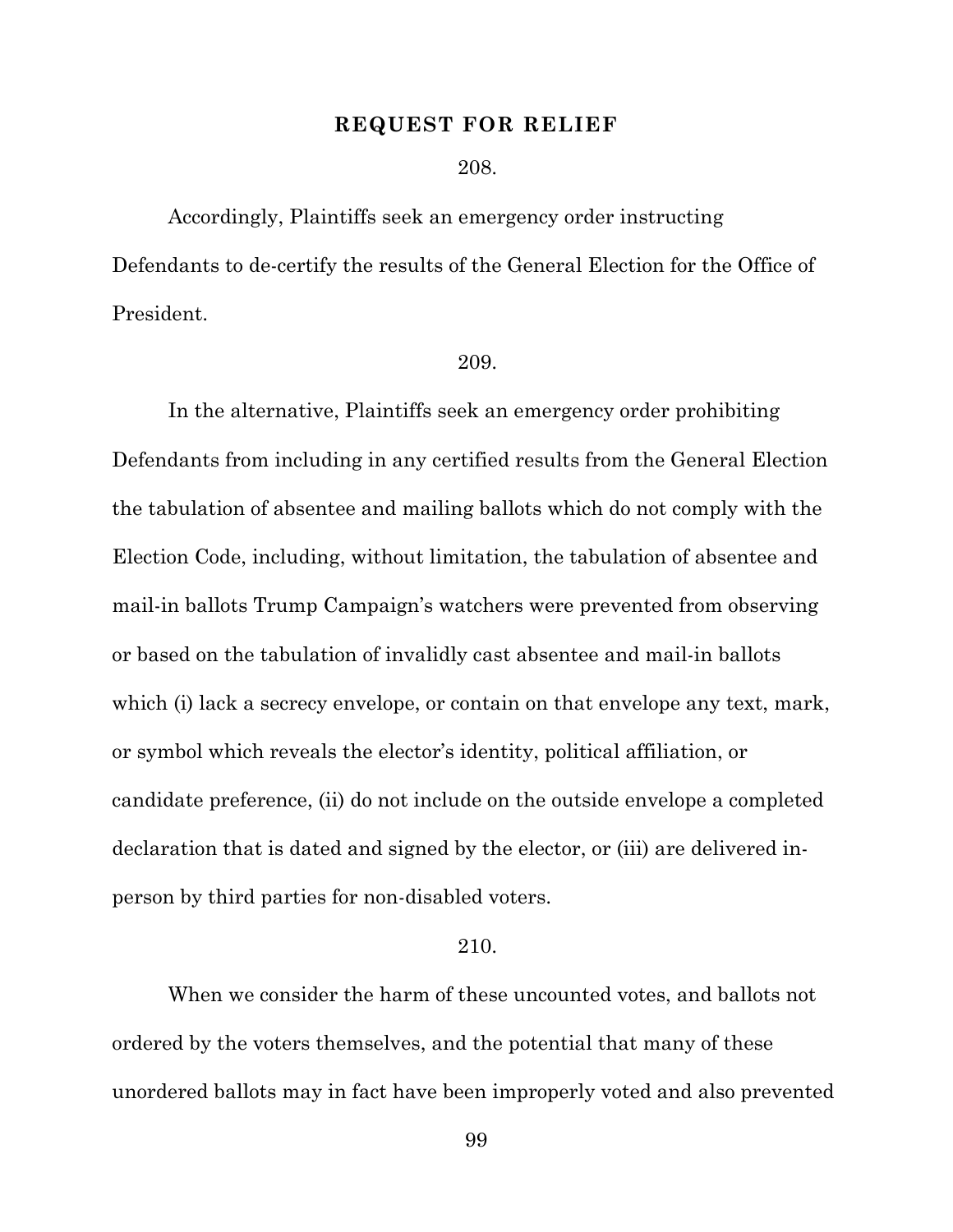## REQUEST FOR RELIEF

208.

Accordingly, Plaintiffs seek an emergency order instructing Defendants to de-certify the results of the General Election for the Office of President.

209.

In the alternative, Plaintiffs seek an emergency order prohibiting Defendants from including in any certified results from the General Election the tabulation of absentee and mailing ballots which do not comply with the Election Code, including, without limitation, the tabulation of absentee and mail-in ballots Trump Campaign's watchers were prevented from observing or based on the tabulation of invalidly cast absentee and mail-in ballots which (i) lack a secrecy envelope, or contain on that envelope any text, mark, or symbol which reveals the elector's identity, political affiliation, or candidate preference, (ii) do not include on the outside envelope a completed declaration that is dated and signed by the elector, or (iii) are delivered in-person by third parties for non-disabled voters.

210.

When we consider the harm of these uncounted votes, and ballots not ordered by the voters themselves, and the potential that many of these unordered ballots may in fact have been improperly voted and also prevented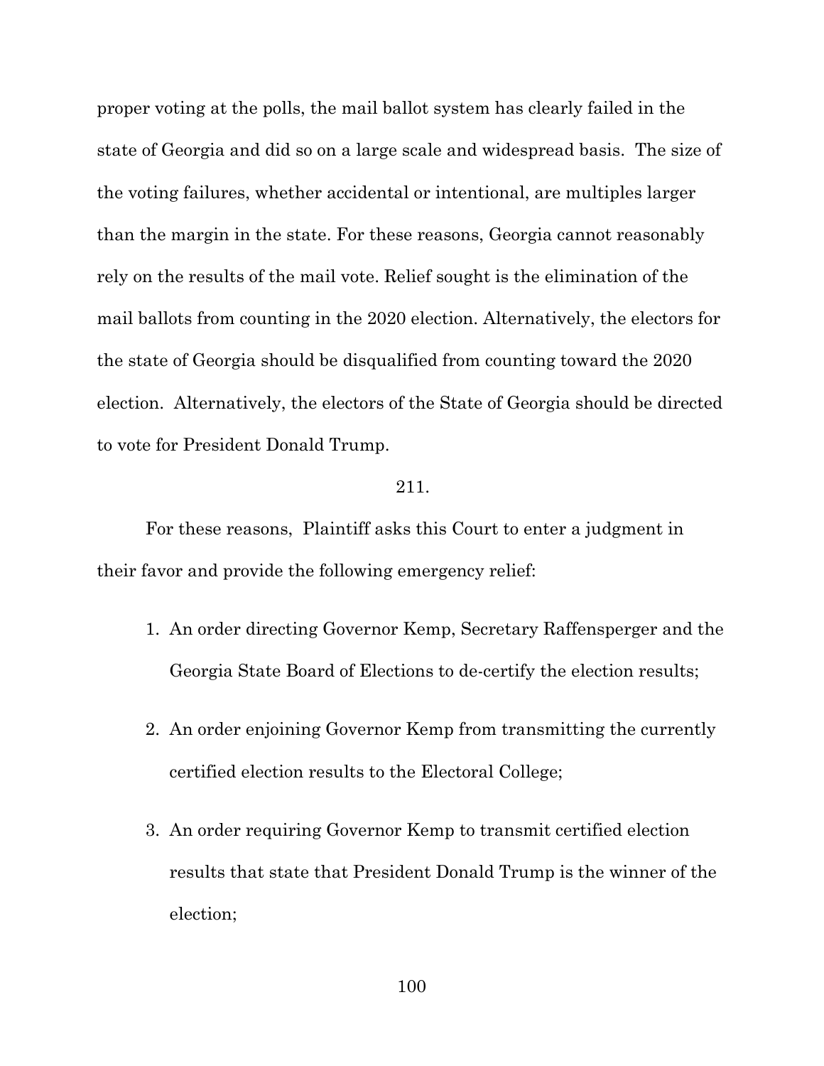proper voting at the polls, the mail ballot system has clearly failed in the state of Georgia and did so on a large scale and widespread basis. The size of the voting failures, whether accidental or intentional, are multiples larger than the margin in the state. For these reasons, Georgia cannot reasonably rely on the results of the mail vote. Relief sought is the elimination of the mail ballots from counting in the 2020 election. Alternatively, the electors for the state of Georgia should be disqualified from counting toward the 2020 election. Alternatively, the electors of the State of Georgia should be directed to vote for President Donald Trump.

211.

For these reasons, Plaintiff asks this Court to enter a judgment in their favor and provide the following emergency relief:

1. An order directing Governor Kemp, Secretary Raffensperger and the Georgia State Board of Elections to de-certify the election results;

2. An order enjoining Governor Kemp from transmitting the currently certified election results to the Electoral College;

3. An order requiring Governor Kemp to transmit certified election results that state that President Donald Trump is the winner of the election;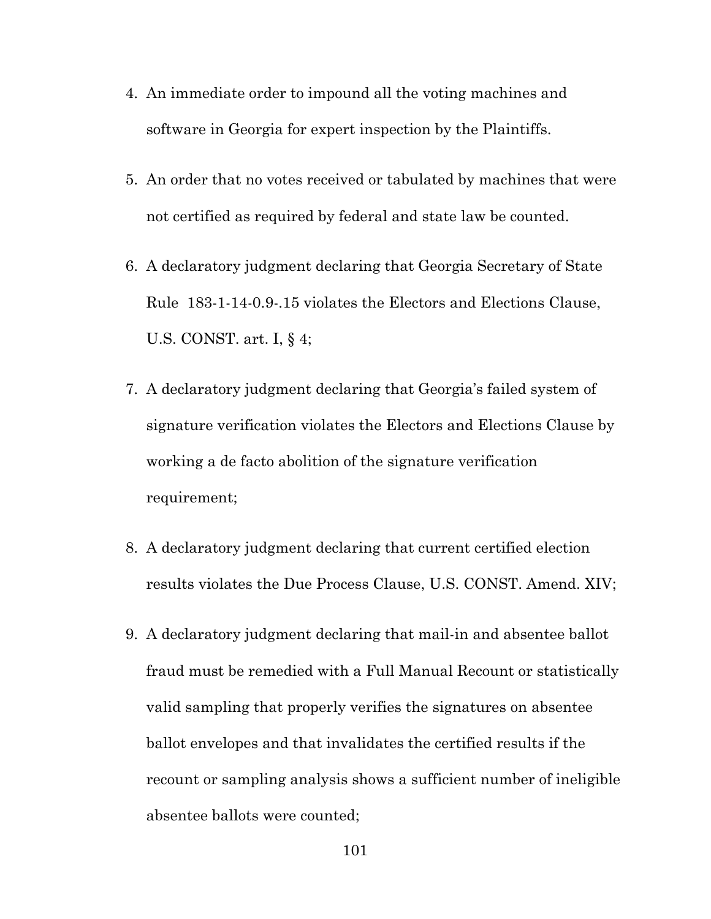4. An immediate order to impound all the voting machines and software in Georgia for expert inspection by the Plaintiffs.

5. An order that no votes received or tabulated by machines that were not certified as required by federal and state law be counted.

6. A declaratory judgment declaring that Georgia Secretary of State Rule 183-1-14-0.9-.15 violates the Electors and Elections Clause, U.S. CONST. art. I, § 4;

7. A declaratory judgment declaring that Georgia's failed system of signature verification violates the Electors and Elections Clause by working a de facto abolition of the signature verification requirement;

8. A declaratory judgment declaring that current certified election results violates the Due Process Clause, U.S. CONST. Amend. XIV;

9. A declaratory judgment declaring that mail-in and absentee ballot fraud must be remedied with a Full Manual Recount or statistically valid sampling that properly verifies the signatures on absentee ballot envelopes and that invalidates the certified results if the recount or sampling analysis shows a sufficient number of ineligible absentee ballots were counted;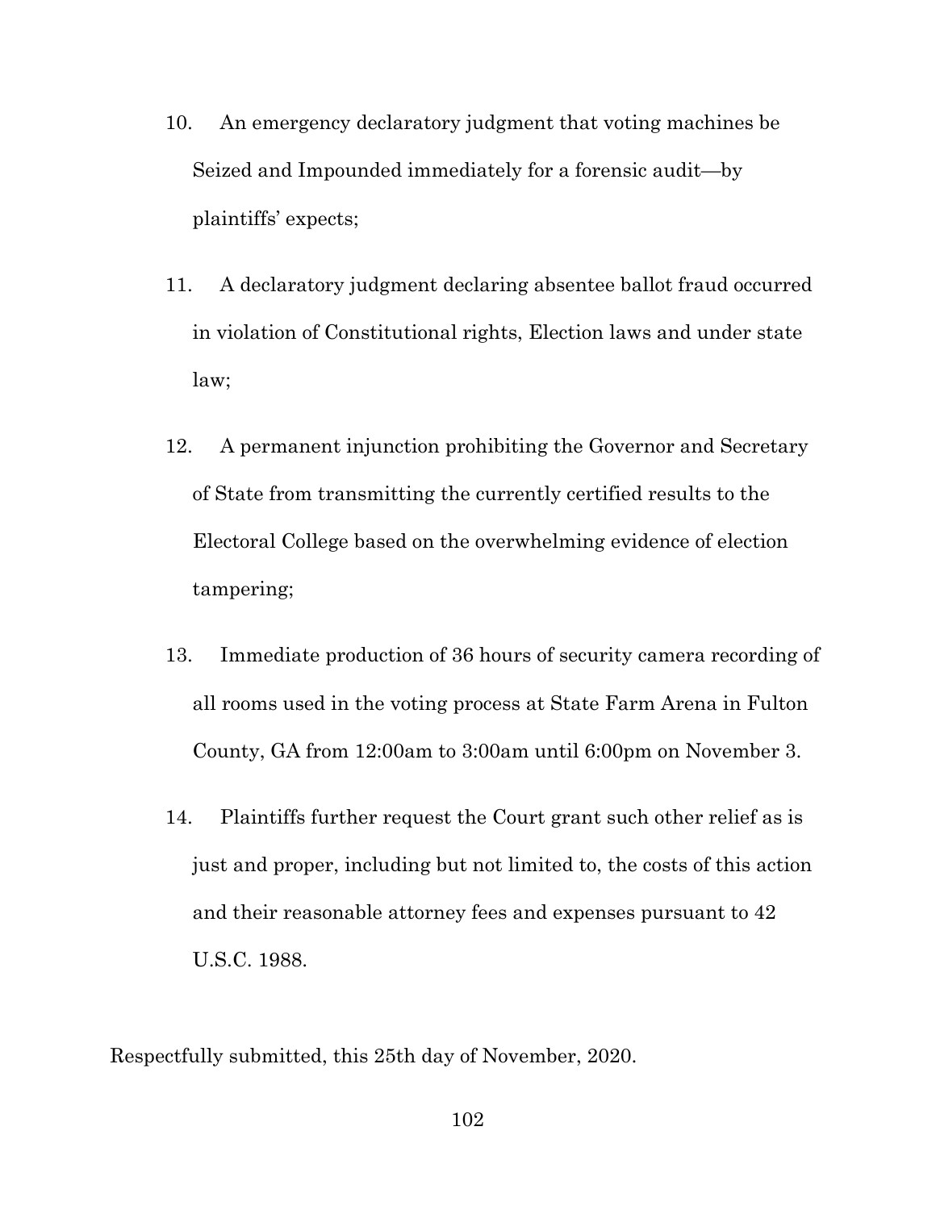10. An emergency declaratory judgment that voting machines be Seized and Impounded immediately for a forensic audit—by plaintiffs' expects;

11. A declaratory judgment declaring absentee ballot fraud occurred in violation of Constitutional rights, Election laws and under state law;

12. A permanent injunction prohibiting the Governor and Secretary of State from transmitting the currently certified results to the Electoral College based on the overwhelming evidence of election tampering;

13. Immediate production of 36 hours of security camera recording of all rooms used in the voting process at State Farm Arena in Fulton County, GA from 12:00am to 3:00am until 6:00pm on November 3.

14. Plaintiffs further request the Court grant such other relief as is just and proper, including but not limited to, the costs of this action and their reasonable attorney fees and expenses pursuant to 42 U.S.C. 1988.

Respectfully submitted, this 25th day of November, 2020.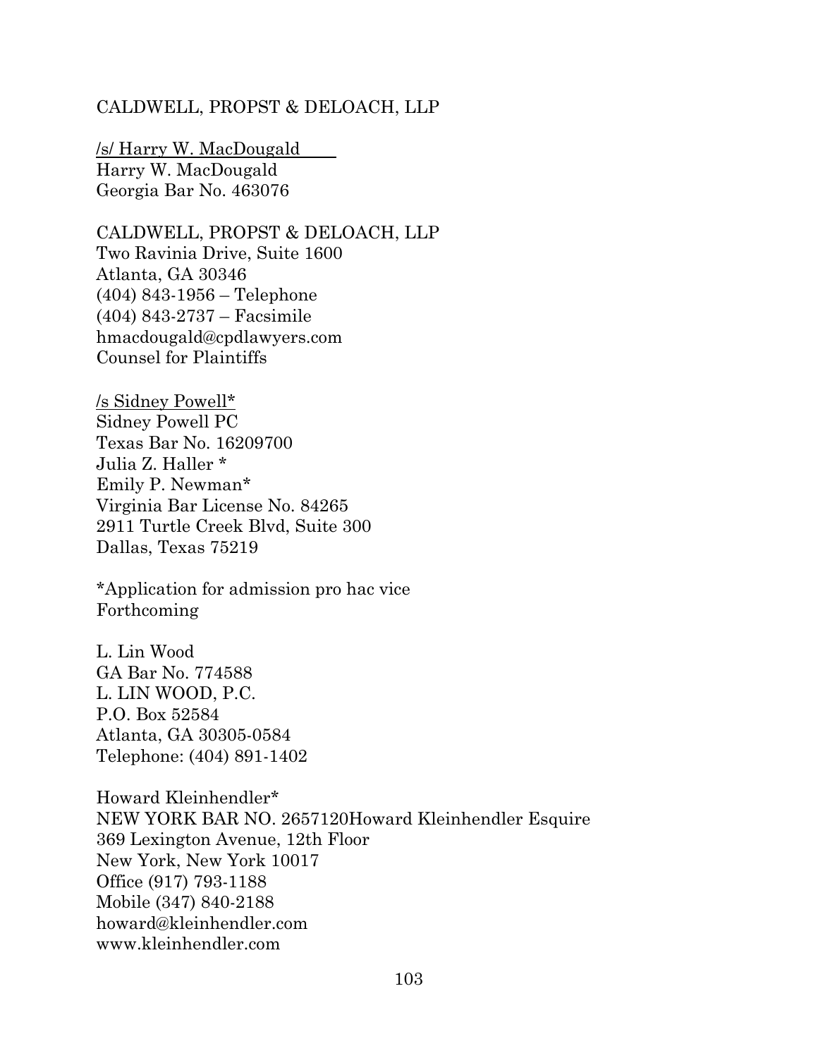CALDWELL, PROPST & DELOACH, LLP

/s/ Harry W. MacDougald
Harry W. MacDougald
Georgia Bar No. 463076

CALDWELL, PROPST & DELOACH, LLP
Two Ravinia Drive, Suite 1600
Atlanta, GA 30346
(404) 843-1956 – Telephone
(404) 843-2737 – Facsimile
hmacdougald@cpdlawyers.com
Counsel for Plaintiffs

/s Sidney Powell*
Sidney Powell PC
Texas Bar No. 16209700
Julia Z. Haller *
Emily P. Newman*
Virginia Bar License No. 84265
2911 Turtle Creek Blvd, Suite 300
Dallas, Texas 75219

*Application for admission pro hac vice
Forthcoming

L. Lin Wood
GA Bar No. 774588
L. LIN WOOD, P.C.
P.O. Box 52584
Atlanta, GA 30305-0584
Telephone: (404) 891-1402

Howard Kleinhendler*
NEW YORK BAR NO. 2657120Howard Kleinhendler Esquire
369 Lexington Avenue, 12th Floor
New York, New York 10017
Office (917) 793-1188
Mobile (347) 840-2188
howard@kleinhendler.com
www.kleinhendler.com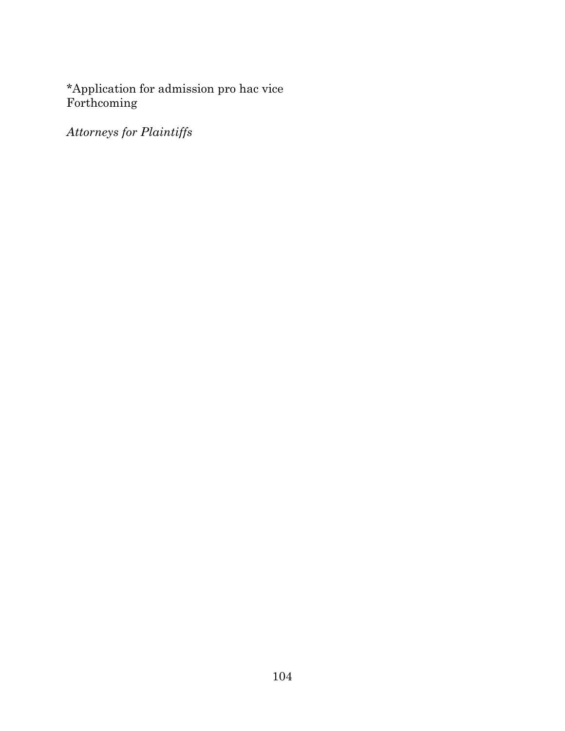*Application for admission pro hac vice
Forthcoming

*Attorneys for Plaintiffs*